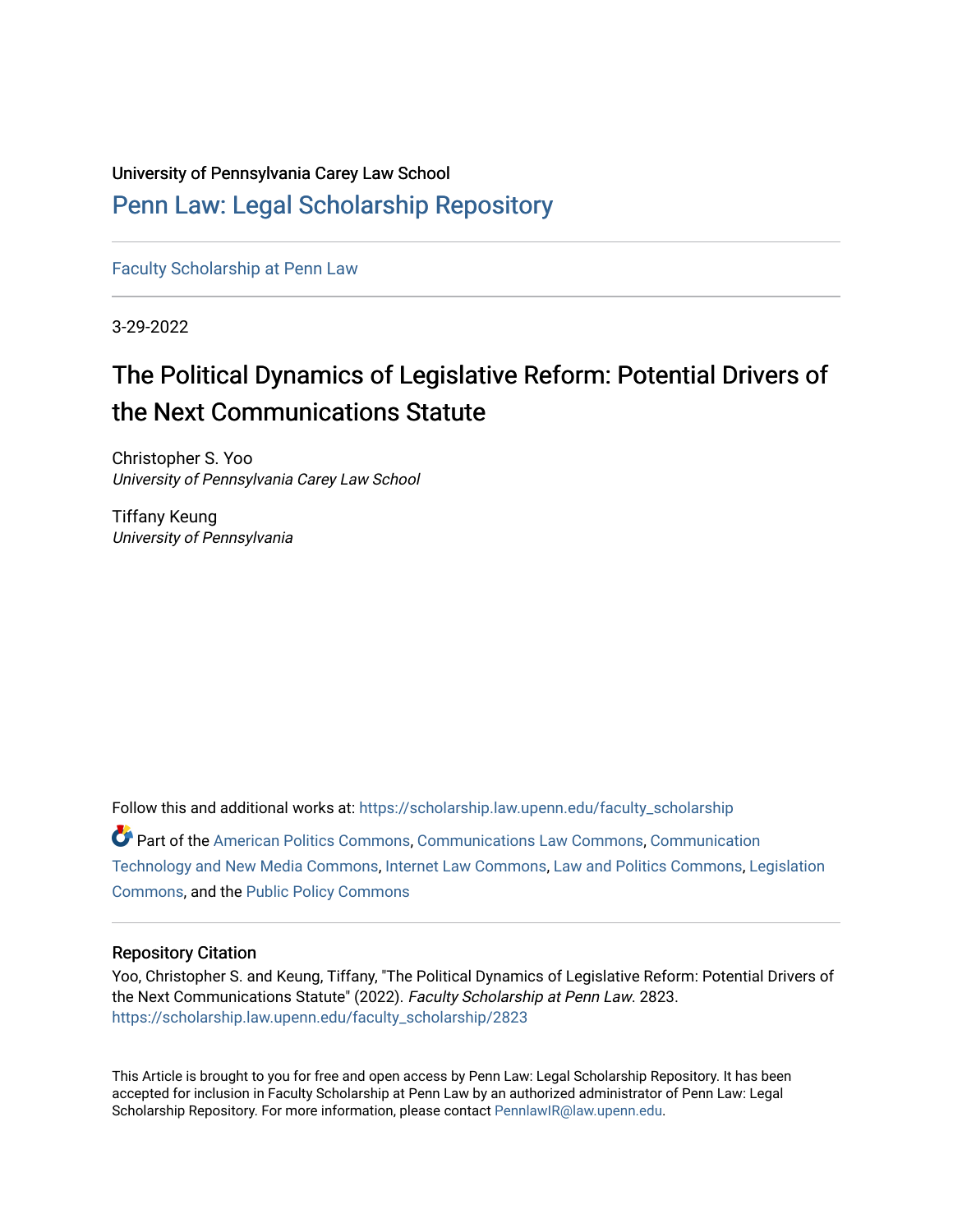University of Pennsylvania Carey Law School

# Penn Law: Legal Scholarship Repository

Faculty Scholarship at Penn Law

3-29-2022

## The Political Dynamics of Legislative Reform: Potential Drivers of the Next Communications Statute

Christopher S. Yoo
*University of Pennsylvania Carey Law School*

Tiffany Keung
*University of Pennsylvania*

Follow this and additional works at: https://scholarship.law.upenn.edu/faculty_scholarship

Part of the American Politics Commons, Communications Law Commons, Communication Technology and New Media Commons, Internet Law Commons, Law and Politics Commons, Legislation Commons, and the Public Policy Commons

### Repository Citation

Yoo, Christopher S. and Keung, Tiffany, "The Political Dynamics of Legislative Reform: Potential Drivers of the Next Communications Statute" (2022). *Faculty Scholarship at Penn Law*. 2823.
https://scholarship.law.upenn.edu/faculty_scholarship/2823

This Article is brought to you for free and open access by Penn Law: Legal Scholarship Repository. It has been accepted for inclusion in Faculty Scholarship at Penn Law by an authorized administrator of Penn Law: Legal Scholarship Repository. For more information, please contact PennlawIR@law.upenn.edu.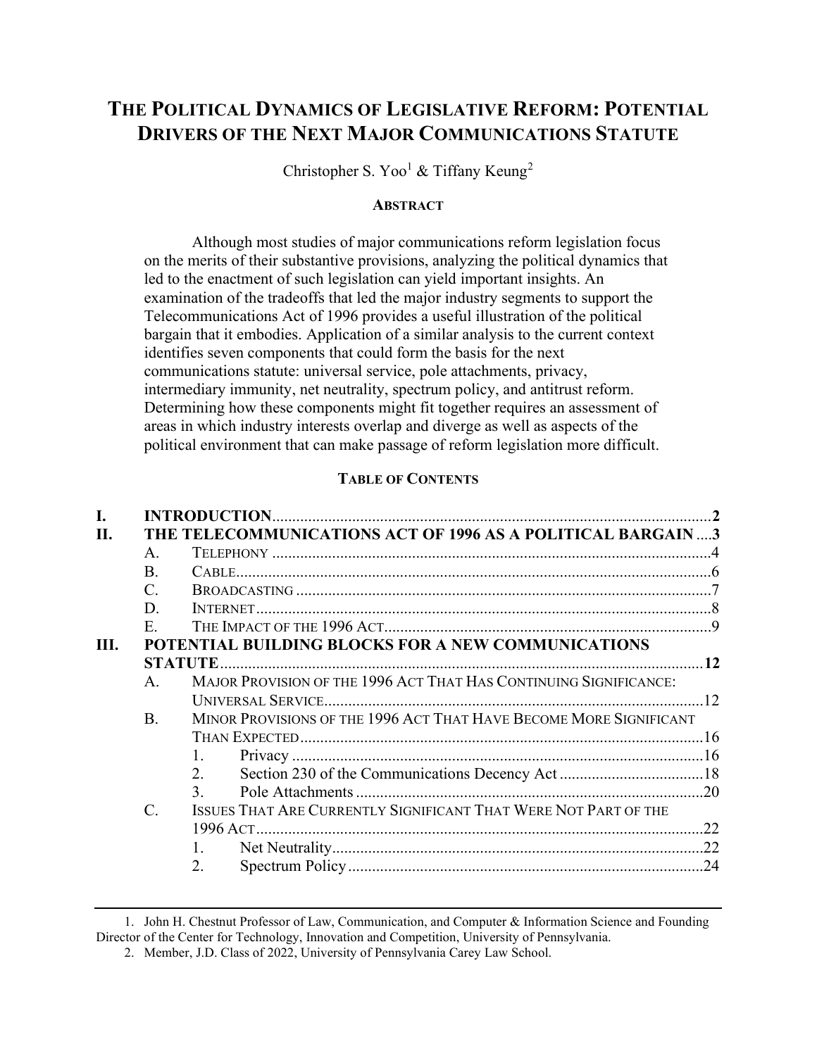# THE POLITICAL DYNAMICS OF LEGISLATIVE REFORM: POTENTIAL DRIVERS OF THE NEXT MAJOR COMMUNICATIONS STATUTE

Christopher S. Yoo[1] & Tiffany Keung[2]

### ABSTRACT

Although most studies of major communications reform legislation focus on the merits of their substantive provisions, analyzing the political dynamics that led to the enactment of such legislation can yield important insights. An examination of the tradeoffs that led the major industry segments to support the Telecommunications Act of 1996 provides a useful illustration of the political bargain that it embodies. Application of a similar analysis to the current context identifies seven components that could form the basis for the next communications statute: universal service, pole attachments, privacy, intermediary immunity, net neutrality, spectrum policy, and antitrust reform. Determining how these components might fit together requires an assessment of areas in which industry interests overlap and diverge as well as aspects of the political environment that can make passage of reform legislation more difficult.

### TABLE OF CONTENTS

- **I. INTRODUCTION** .......... 2
- **II. THE TELECOMMUNICATIONS ACT OF 1996 AS A POLITICAL BARGAIN** .......... 3
  - A. TELEPHONY .......... 4
  - B. CABLE .......... 6
  - C. BROADCASTING .......... 7
  - D. INTERNET .......... 8
  - E. THE IMPACT OF THE 1996 ACT .......... 9
- **III. POTENTIAL BUILDING BLOCKS FOR A NEW COMMUNICATIONS STATUTE** .......... 12
  - A. MAJOR PROVISION OF THE 1996 ACT THAT HAS CONTINUING SIGNIFICANCE: UNIVERSAL SERVICE .......... 12
  - B. MINOR PROVISIONS OF THE 1996 ACT THAT HAVE BECOME MORE SIGNIFICANT THAN EXPECTED .......... 16
    1. Privacy .......... 16
    2. Section 230 of the Communications Decency Act .......... 18
    3. Pole Attachments .......... 20
  - C. ISSUES THAT ARE CURRENTLY SIGNIFICANT THAT WERE NOT PART OF THE 1996 ACT .......... 22
    1. Net Neutrality .......... 22
    2. Spectrum Policy .......... 24

---

1. John H. Chestnut Professor of Law, Communication, and Computer & Information Science and Founding Director of the Center for Technology, Innovation and Competition, University of Pennsylvania.
2. Member, J.D. Class of 2022, University of Pennsylvania Carey Law School.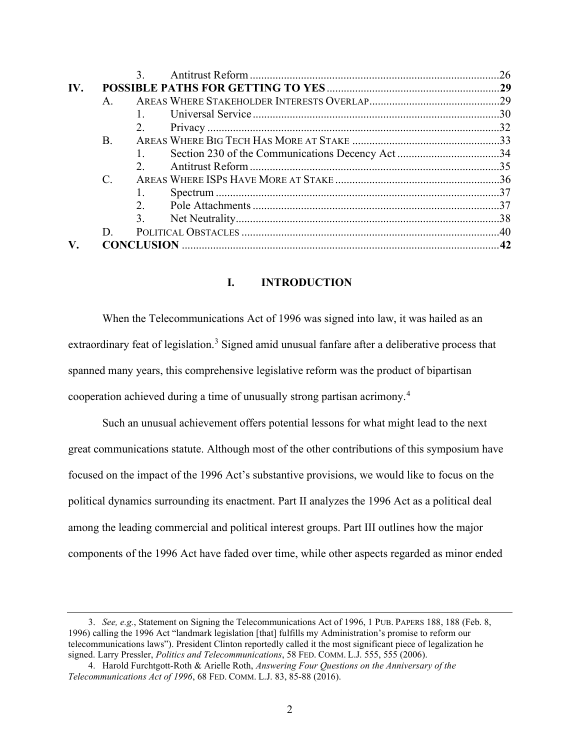| | | | |
|---|---|---|---|
| | 3. | Antitrust Reform | 26 |
| **IV.** | **POSSIBLE PATHS FOR GETTING TO YES** | | **29** |
| | A. | AREAS WHERE STAKEHOLDER INTERESTS OVERLAP | 29 |
| | 1. | Universal Service | 30 |
| | 2. | Privacy | 32 |
| | B. | AREAS WHERE BIG TECH HAS MORE AT STAKE | 33 |
| | 1. | Section 230 of the Communications Decency Act | 34 |
| | 2. | Antitrust Reform | 35 |
| | C. | AREAS WHERE ISPS HAVE MORE AT STAKE | 36 |
| | 1. | Spectrum | 37 |
| | 2. | Pole Attachments | 37 |
| | 3. | Net Neutrality | 38 |
| | D. | POLITICAL OBSTACLES | 40 |
| **V.** | **CONCLUSION** | | **42** |

## I. INTRODUCTION

When the Telecommunications Act of 1996 was signed into law, it was hailed as an extraordinary feat of legislation.[3] Signed amid unusual fanfare after a deliberative process that spanned many years, this comprehensive legislative reform was the product of bipartisan cooperation achieved during a time of unusually strong partisan acrimony.[4]

Such an unusual achievement offers potential lessons for what might lead to the next great communications statute. Although most of the other contributions of this symposium have focused on the impact of the 1996 Act's substantive provisions, we would like to focus on the political dynamics surrounding its enactment. Part II analyzes the 1996 Act as a political deal among the leading commercial and political interest groups. Part III outlines how the major components of the 1996 Act have faded over time, while other aspects regarded as minor ended

---

3. *See, e.g.*, Statement on Signing the Telecommunications Act of 1996, 1 PUB. PAPERS 188, 188 (Feb. 8, 1996) calling the 1996 Act "landmark legislation [that] fulfills my Administration's promise to reform our telecommunications laws"). President Clinton reportedly called it the most significant piece of legalization he signed. Larry Pressler, *Politics and Telecommunications*, 58 FED. COMM. L.J. 555, 555 (2006).

4. Harold Furchtgott-Roth & Arielle Roth, *Answering Four Questions on the Anniversary of the Telecommunications Act of 1996*, 68 FED. COMM. L.J. 83, 85-88 (2016).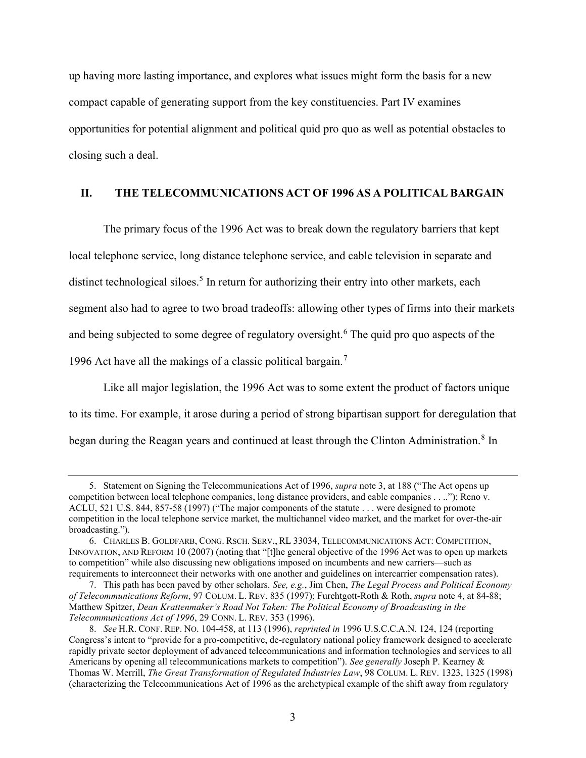up having more lasting importance, and explores what issues might form the basis for a new compact capable of generating support from the key constituencies. Part IV examines opportunities for potential alignment and political quid pro quo as well as potential obstacles to closing such a deal.

## II. THE TELECOMMUNICATIONS ACT OF 1996 AS A POLITICAL BARGAIN

The primary focus of the 1996 Act was to break down the regulatory barriers that kept local telephone service, long distance telephone service, and cable television in separate and distinct technological siloes.[5] In return for authorizing their entry into other markets, each segment also had to agree to two broad tradeoffs: allowing other types of firms into their markets and being subjected to some degree of regulatory oversight.[6] The quid pro quo aspects of the 1996 Act have all the makings of a classic political bargain.[7]

Like all major legislation, the 1996 Act was to some extent the product of factors unique to its time. For example, it arose during a period of strong bipartisan support for deregulation that began during the Reagan years and continued at least through the Clinton Administration.[8] In

---

5. Statement on Signing the Telecommunications Act of 1996, *supra* note 3, at 188 ("The Act opens up competition between local telephone companies, long distance providers, and cable companies . . .."); Reno v. ACLU, 521 U.S. 844, 857-58 (1997) ("The major components of the statute . . . were designed to promote competition in the local telephone service market, the multichannel video market, and the market for over-the-air broadcasting.").

6. CHARLES B. GOLDFARB, CONG. RSCH. SERV., RL 33034, TELECOMMUNICATIONS ACT: COMPETITION, INNOVATION, AND REFORM 10 (2007) (noting that "[t]he general objective of the 1996 Act was to open up markets to competition" while also discussing new obligations imposed on incumbents and new carriers—such as requirements to interconnect their networks with one another and guidelines on intercarrier compensation rates).

7. This path has been paved by other scholars. *See, e.g.*, Jim Chen, *The Legal Process and Political Economy of Telecommunications Reform*, 97 COLUM. L. REV. 835 (1997); Furchtgott-Roth & Roth, *supra* note 4, at 84-88; Matthew Spitzer, *Dean Krattenmaker's Road Not Taken: The Political Economy of Broadcasting in the Telecommunications Act of 1996*, 29 CONN. L. REV. 353 (1996).

8. *See* H.R. CONF. REP. NO. 104-458, at 113 (1996), *reprinted in* 1996 U.S.C.C.A.N. 124, 124 (reporting Congress's intent to "provide for a pro-competitive, de-regulatory national policy framework designed to accelerate rapidly private sector deployment of advanced telecommunications and information technologies and services to all Americans by opening all telecommunications markets to competition"). *See generally* Joseph P. Kearney & Thomas W. Merrill, *The Great Transformation of Regulated Industries Law*, 98 COLUM. L. REV. 1323, 1325 (1998) (characterizing the Telecommunications Act of 1996 as the archetypical example of the shift away from regulatory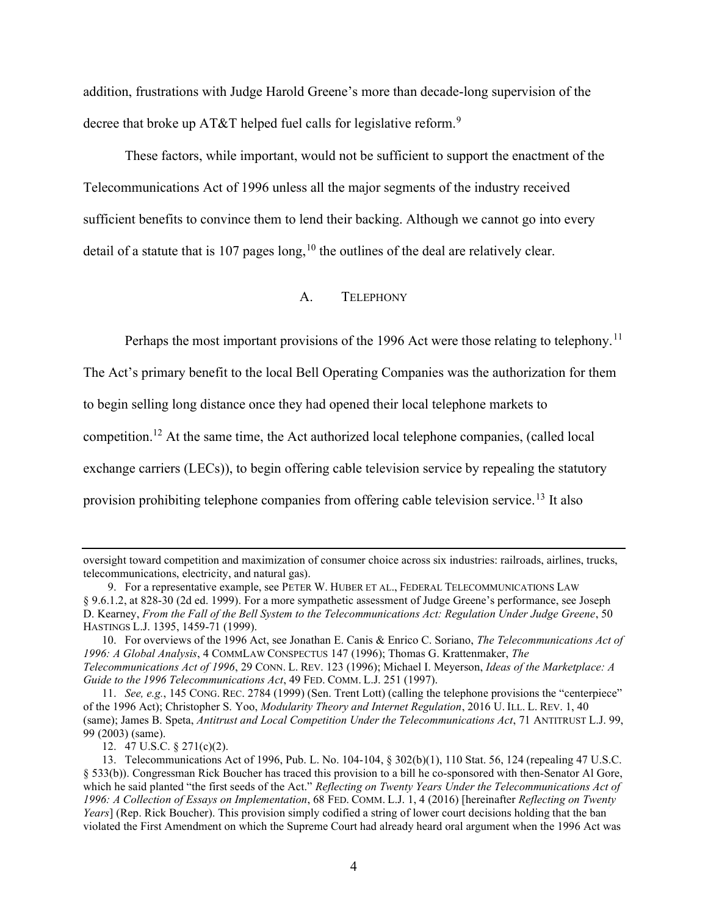addition, frustrations with Judge Harold Greene's more than decade-long supervision of the decree that broke up AT&T helped fuel calls for legislative reform.[9]

These factors, while important, would not be sufficient to support the enactment of the Telecommunications Act of 1996 unless all the major segments of the industry received sufficient benefits to convince them to lend their backing. Although we cannot go into every detail of a statute that is 107 pages long,[10] the outlines of the deal are relatively clear.

## A. TELEPHONY

Perhaps the most important provisions of the 1996 Act were those relating to telephony.[11] The Act's primary benefit to the local Bell Operating Companies was the authorization for them to begin selling long distance once they had opened their local telephone markets to competition.[12] At the same time, the Act authorized local telephone companies, (called local exchange carriers (LECs)), to begin offering cable television service by repealing the statutory provision prohibiting telephone companies from offering cable television service.[13] It also

---

oversight toward competition and maximization of consumer choice across six industries: railroads, airlines, trucks, telecommunications, electricity, and natural gas).

9. For a representative example, see PETER W. HUBER ET AL., FEDERAL TELECOMMUNICATIONS LAW § 9.6.1.2, at 828-30 (2d ed. 1999). For a more sympathetic assessment of Judge Greene's performance, see Joseph D. Kearney, *From the Fall of the Bell System to the Telecommunications Act: Regulation Under Judge Greene*, 50 HASTINGS L.J. 1395, 1459-71 (1999).

10. For overviews of the 1996 Act, see Jonathan E. Canis & Enrico C. Soriano, *The Telecommunications Act of 1996: A Global Analysis*, 4 COMMLAW CONSPECTUS 147 (1996); Thomas G. Krattenmaker, *The Telecommunications Act of 1996*, 29 CONN. L. REV. 123 (1996); Michael I. Meyerson, *Ideas of the Marketplace: A Guide to the 1996 Telecommunications Act*, 49 FED. COMM. L.J. 251 (1997).

11. *See, e.g.*, 145 CONG. REC. 2784 (1999) (Sen. Trent Lott) (calling the telephone provisions the "centerpiece" of the 1996 Act); Christopher S. Yoo, *Modularity Theory and Internet Regulation*, 2016 U. ILL. L. REV. 1, 40 (same); James B. Speta, *Antitrust and Local Competition Under the Telecommunications Act*, 71 ANTITRUST L.J. 99, 99 (2003) (same).

12. 47 U.S.C. § 271(c)(2).

13. Telecommunications Act of 1996, Pub. L. No. 104-104, § 302(b)(1), 110 Stat. 56, 124 (repealing 47 U.S.C. § 533(b)). Congressman Rick Boucher has traced this provision to a bill he co-sponsored with then-Senator Al Gore, which he said planted "the first seeds of the Act." *Reflecting on Twenty Years Under the Telecommunications Act of 1996: A Collection of Essays on Implementation*, 68 FED. COMM. L.J. 1, 4 (2016) [hereinafter *Reflecting on Twenty Years*] (Rep. Rick Boucher). This provision simply codified a string of lower court decisions holding that the ban violated the First Amendment on which the Supreme Court had already heard oral argument when the 1996 Act was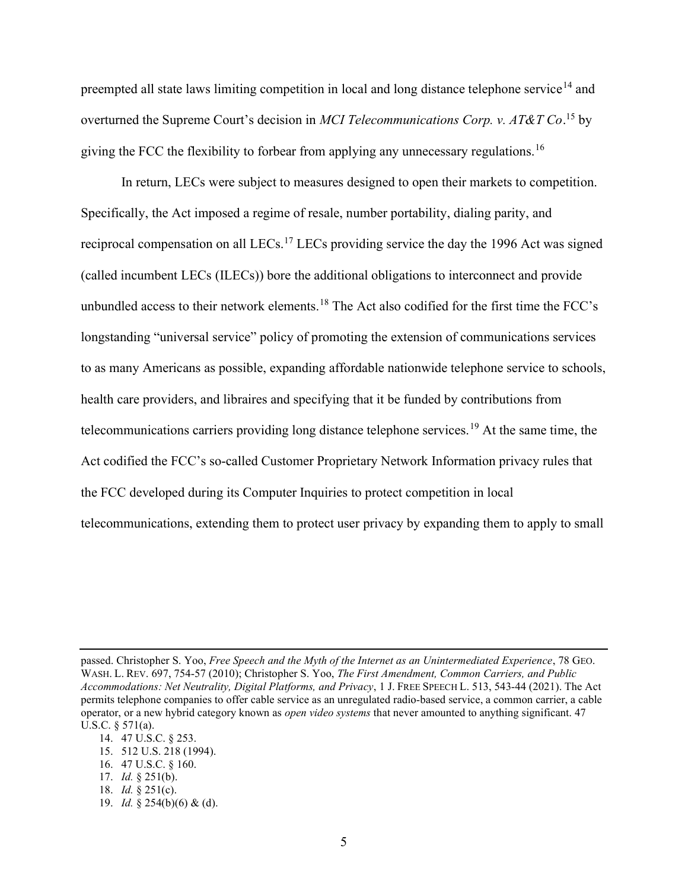preempted all state laws limiting competition in local and long distance telephone service[14] and overturned the Supreme Court's decision in *MCI Telecommunications Corp. v. AT&T Co*.[15] by giving the FCC the flexibility to forbear from applying any unnecessary regulations.[16]

In return, LECs were subject to measures designed to open their markets to competition. Specifically, the Act imposed a regime of resale, number portability, dialing parity, and reciprocal compensation on all LECs.[17] LECs providing service the day the 1996 Act was signed (called incumbent LECs (ILECs)) bore the additional obligations to interconnect and provide unbundled access to their network elements.[18] The Act also codified for the first time the FCC's longstanding "universal service" policy of promoting the extension of communications services to as many Americans as possible, expanding affordable nationwide telephone service to schools, health care providers, and libraires and specifying that it be funded by contributions from telecommunications carriers providing long distance telephone services.[19] At the same time, the Act codified the FCC's so-called Customer Proprietary Network Information privacy rules that the FCC developed during its Computer Inquiries to protect competition in local telecommunications, extending them to protect user privacy by expanding them to apply to small

---

passed. Christopher S. Yoo, *Free Speech and the Myth of the Internet as an Unintermediated Experience*, 78 GEO. WASH. L. REV. 697, 754-57 (2010); Christopher S. Yoo, *The First Amendment, Common Carriers, and Public Accommodations: Net Neutrality, Digital Platforms, and Privacy*, 1 J. FREE SPEECH L. 513, 543-44 (2021). The Act permits telephone companies to offer cable service as an unregulated radio-based service, a common carrier, a cable operator, or a new hybrid category known as *open video systems* that never amounted to anything significant. 47 U.S.C. § 571(a).

14. 47 U.S.C. § 253.
15. 512 U.S. 218 (1994).
16. 47 U.S.C. § 160.
17. *Id.* § 251(b).
18. *Id.* § 251(c).
19. *Id.* § 254(b)(6) & (d).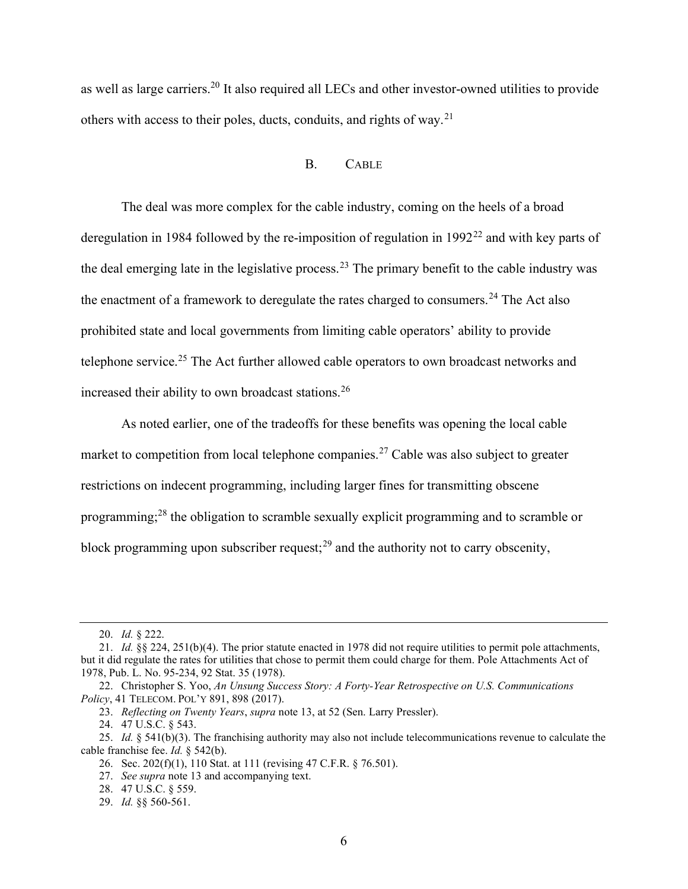as well as large carriers.[20] It also required all LECs and other investor-owned utilities to provide others with access to their poles, ducts, conduits, and rights of way.[21]

## B. CABLE

The deal was more complex for the cable industry, coming on the heels of a broad deregulation in 1984 followed by the re-imposition of regulation in 1992[22] and with key parts of the deal emerging late in the legislative process.[23] The primary benefit to the cable industry was the enactment of a framework to deregulate the rates charged to consumers.[24] The Act also prohibited state and local governments from limiting cable operators' ability to provide telephone service.[25] The Act further allowed cable operators to own broadcast networks and increased their ability to own broadcast stations.[26]

As noted earlier, one of the tradeoffs for these benefits was opening the local cable market to competition from local telephone companies.[27] Cable was also subject to greater restrictions on indecent programming, including larger fines for transmitting obscene programming;[28] the obligation to scramble sexually explicit programming and to scramble or block programming upon subscriber request;[29] and the authority not to carry obscenity,

---

20. *Id.* § 222.

21. *Id.* §§ 224, 251(b)(4). The prior statute enacted in 1978 did not require utilities to permit pole attachments, but it did regulate the rates for utilities that chose to permit them could charge for them. Pole Attachments Act of 1978, Pub. L. No. 95-234, 92 Stat. 35 (1978).

22. Christopher S. Yoo, *An Unsung Success Story: A Forty-Year Retrospective on U.S. Communications Policy*, 41 TELECOM. POL'Y 891, 898 (2017).

23. *Reflecting on Twenty Years*, *supra* note 13, at 52 (Sen. Larry Pressler).

24. 47 U.S.C. § 543.

25. *Id.* § 541(b)(3). The franchising authority may also not include telecommunications revenue to calculate the cable franchise fee. *Id.* § 542(b).

26. Sec. 202(f)(1), 110 Stat. at 111 (revising 47 C.F.R. § 76.501).

27. *See supra* note 13 and accompanying text.

28. 47 U.S.C. § 559.

29. *Id.* §§ 560-561.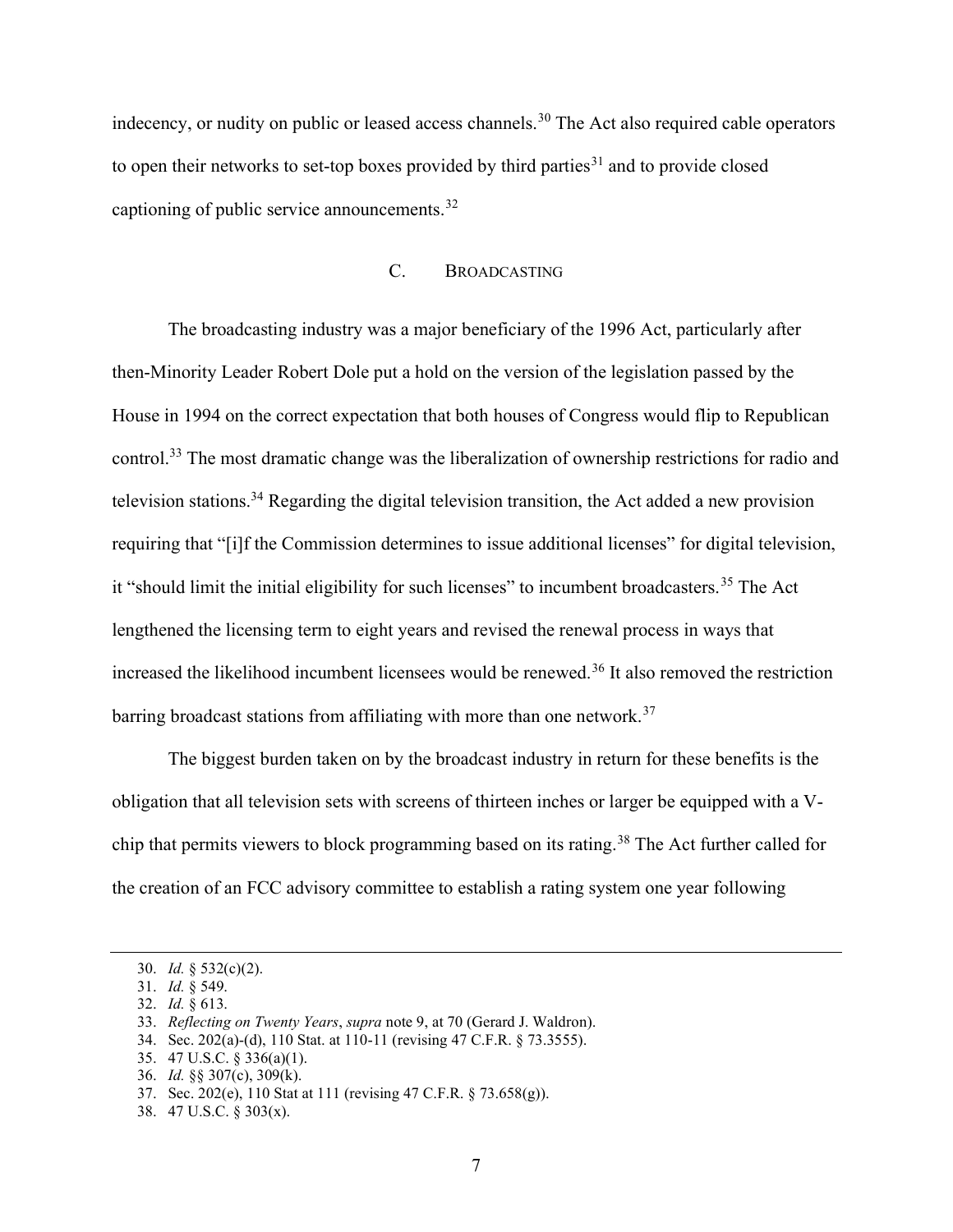indecency, or nudity on public or leased access channels.[30] The Act also required cable operators to open their networks to set-top boxes provided by third parties[31] and to provide closed captioning of public service announcements.[32]

### C. BROADCASTING

The broadcasting industry was a major beneficiary of the 1996 Act, particularly after then-Minority Leader Robert Dole put a hold on the version of the legislation passed by the House in 1994 on the correct expectation that both houses of Congress would flip to Republican control.[33] The most dramatic change was the liberalization of ownership restrictions for radio and television stations.[34] Regarding the digital television transition, the Act added a new provision requiring that "[i]f the Commission determines to issue additional licenses" for digital television, it "should limit the initial eligibility for such licenses" to incumbent broadcasters.[35] The Act lengthened the licensing term to eight years and revised the renewal process in ways that increased the likelihood incumbent licensees would be renewed.[36] It also removed the restriction barring broadcast stations from affiliating with more than one network.[37]

The biggest burden taken on by the broadcast industry in return for these benefits is the obligation that all television sets with screens of thirteen inches or larger be equipped with a V-chip that permits viewers to block programming based on its rating.[38] The Act further called for the creation of an FCC advisory committee to establish a rating system one year following

---

30. *Id.* § 532(c)(2).
31. *Id.* § 549.
32. *Id.* § 613.
33. *Reflecting on Twenty Years*, *supra* note 9, at 70 (Gerard J. Waldron).
34. Sec. 202(a)-(d), 110 Stat. at 110-11 (revising 47 C.F.R. § 73.3555).
35. 47 U.S.C. § 336(a)(1).
36. *Id.* §§ 307(c), 309(k).
37. Sec. 202(e), 110 Stat at 111 (revising 47 C.F.R. § 73.658(g)).
38. 47 U.S.C. § 303(x).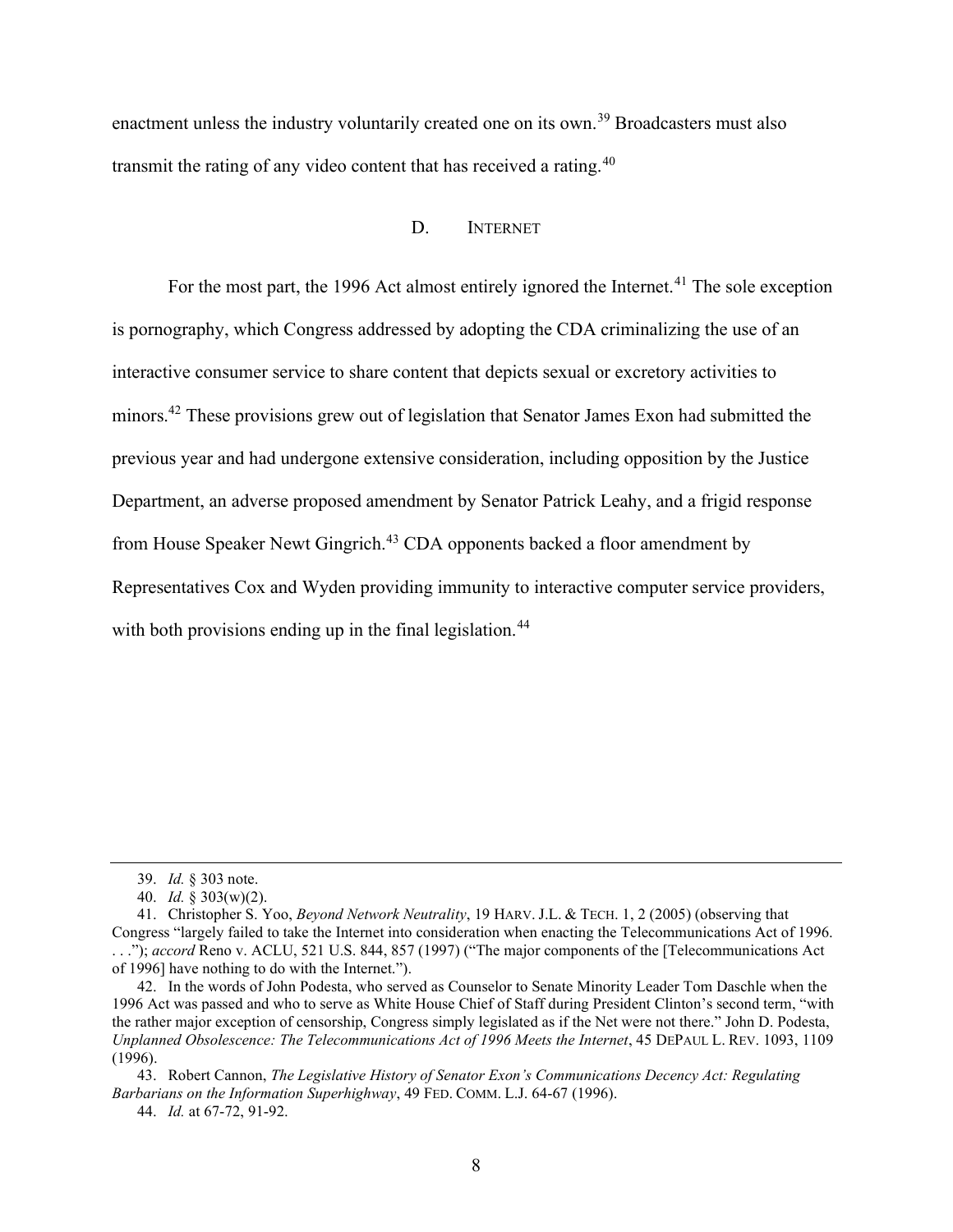enactment unless the industry voluntarily created one on its own.[39] Broadcasters must also transmit the rating of any video content that has received a rating.[40]

### D. INTERNET

For the most part, the 1996 Act almost entirely ignored the Internet.[41] The sole exception is pornography, which Congress addressed by adopting the CDA criminalizing the use of an interactive consumer service to share content that depicts sexual or excretory activities to minors.[42] These provisions grew out of legislation that Senator James Exon had submitted the previous year and had undergone extensive consideration, including opposition by the Justice Department, an adverse proposed amendment by Senator Patrick Leahy, and a frigid response from House Speaker Newt Gingrich.[43] CDA opponents backed a floor amendment by Representatives Cox and Wyden providing immunity to interactive computer service providers, with both provisions ending up in the final legislation.[44]

---

39. *Id.* § 303 note.

40. *Id.* § 303(w)(2).

41. Christopher S. Yoo, *Beyond Network Neutrality*, 19 HARV. J.L. & TECH. 1, 2 (2005) (observing that Congress "largely failed to take the Internet into consideration when enacting the Telecommunications Act of 1996. . . ."); *accord* Reno v. ACLU, 521 U.S. 844, 857 (1997) ("The major components of the [Telecommunications Act of 1996] have nothing to do with the Internet.").

42. In the words of John Podesta, who served as Counselor to Senate Minority Leader Tom Daschle when the 1996 Act was passed and who to serve as White House Chief of Staff during President Clinton's second term, "with the rather major exception of censorship, Congress simply legislated as if the Net were not there." John D. Podesta, *Unplanned Obsolescence: The Telecommunications Act of 1996 Meets the Internet*, 45 DEPAUL L. REV. 1093, 1109 (1996).

43. Robert Cannon, *The Legislative History of Senator Exon's Communications Decency Act: Regulating Barbarians on the Information Superhighway*, 49 FED. COMM. L.J. 64-67 (1996).

44. *Id.* at 67-72, 91-92.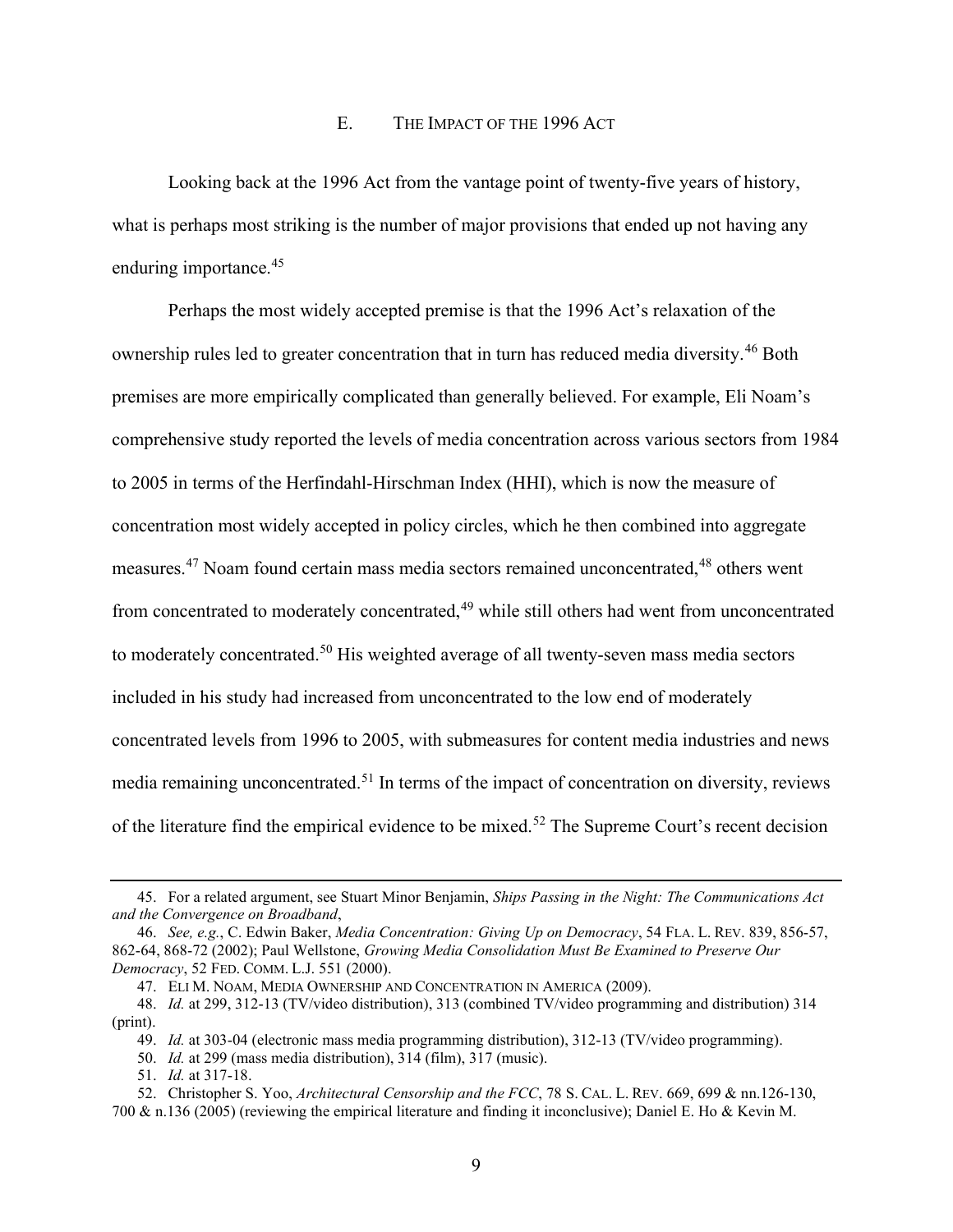### E. THE IMPACT OF THE 1996 ACT

Looking back at the 1996 Act from the vantage point of twenty-five years of history, what is perhaps most striking is the number of major provisions that ended up not having any enduring importance.[45]

Perhaps the most widely accepted premise is that the 1996 Act's relaxation of the ownership rules led to greater concentration that in turn has reduced media diversity.[46] Both premises are more empirically complicated than generally believed. For example, Eli Noam's comprehensive study reported the levels of media concentration across various sectors from 1984 to 2005 in terms of the Herfindahl-Hirschman Index (HHI), which is now the measure of concentration most widely accepted in policy circles, which he then combined into aggregate measures.[47] Noam found certain mass media sectors remained unconcentrated,[48] others went from concentrated to moderately concentrated,[49] while still others had went from unconcentrated to moderately concentrated.[50] His weighted average of all twenty-seven mass media sectors included in his study had increased from unconcentrated to the low end of moderately concentrated levels from 1996 to 2005, with submeasures for content media industries and news media remaining unconcentrated.[51] In terms of the impact of concentration on diversity, reviews of the literature find the empirical evidence to be mixed.[52] The Supreme Court's recent decision

---

45. For a related argument, see Stuart Minor Benjamin, *Ships Passing in the Night: The Communications Act and the Convergence on Broadband*,

46. *See, e.g.*, C. Edwin Baker, *Media Concentration: Giving Up on Democracy*, 54 FLA. L. REV. 839, 856-57, 862-64, 868-72 (2002); Paul Wellstone, *Growing Media Consolidation Must Be Examined to Preserve Our Democracy*, 52 FED. COMM. L.J. 551 (2000).

47. ELI M. NOAM, MEDIA OWNERSHIP AND CONCENTRATION IN AMERICA (2009).

48. *Id.* at 299, 312-13 (TV/video distribution), 313 (combined TV/video programming and distribution) 314 (print).

49. *Id.* at 303-04 (electronic mass media programming distribution), 312-13 (TV/video programming).

50. *Id.* at 299 (mass media distribution), 314 (film), 317 (music).

51. *Id.* at 317-18.

52. Christopher S. Yoo, *Architectural Censorship and the FCC*, 78 S. CAL. L. REV. 669, 699 & nn.126-130, 700 & n.136 (2005) (reviewing the empirical literature and finding it inconclusive); Daniel E. Ho & Kevin M.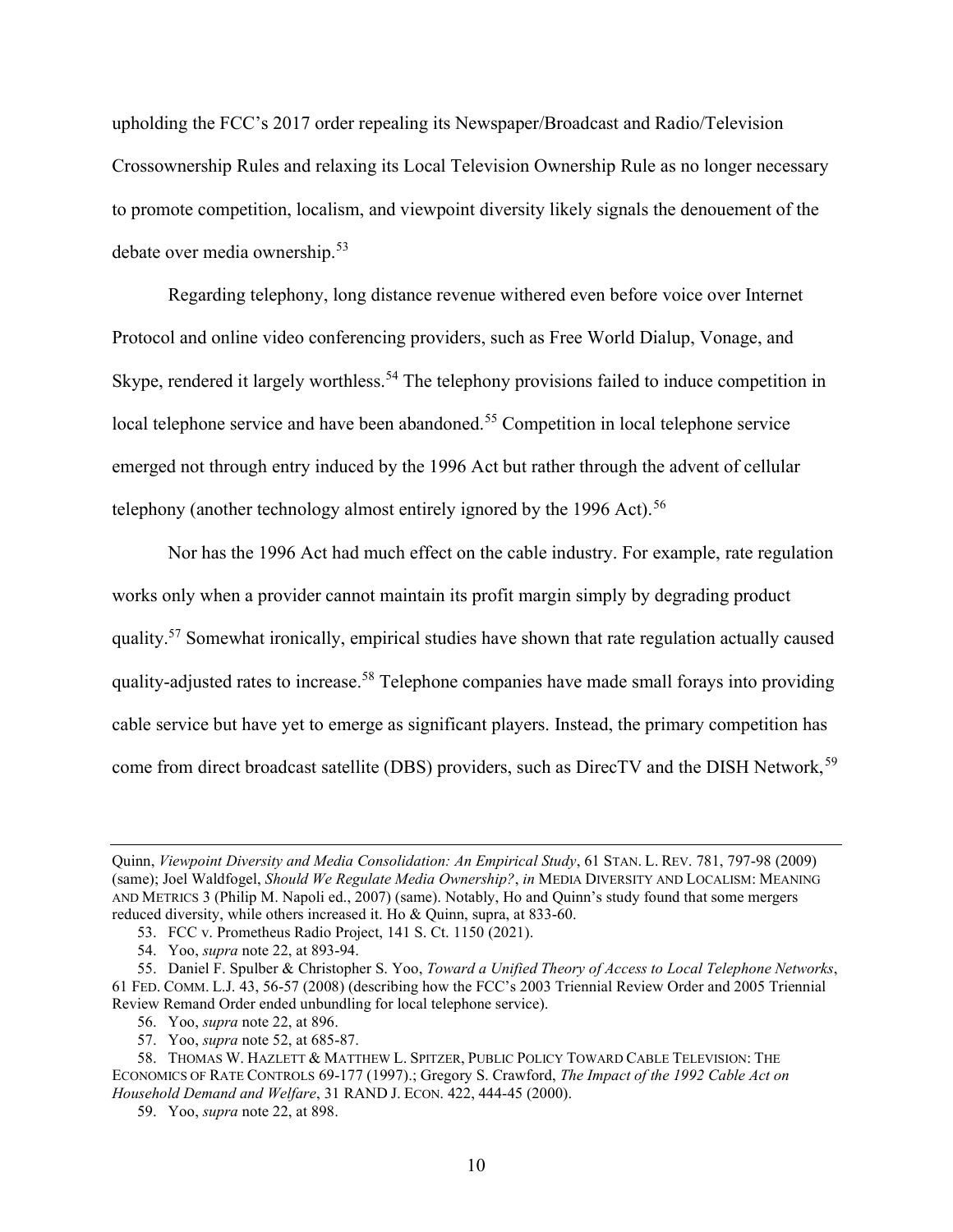upholding the FCC's 2017 order repealing its Newspaper/Broadcast and Radio/Television Crossownership Rules and relaxing its Local Television Ownership Rule as no longer necessary to promote competition, localism, and viewpoint diversity likely signals the denouement of the debate over media ownership.[53]

Regarding telephony, long distance revenue withered even before voice over Internet Protocol and online video conferencing providers, such as Free World Dialup, Vonage, and Skype, rendered it largely worthless.[54] The telephony provisions failed to induce competition in local telephone service and have been abandoned.[55] Competition in local telephone service emerged not through entry induced by the 1996 Act but rather through the advent of cellular telephony (another technology almost entirely ignored by the 1996 Act).[56]

Nor has the 1996 Act had much effect on the cable industry. For example, rate regulation works only when a provider cannot maintain its profit margin simply by degrading product quality.[57] Somewhat ironically, empirical studies have shown that rate regulation actually caused quality-adjusted rates to increase.[58] Telephone companies have made small forays into providing cable service but have yet to emerge as significant players. Instead, the primary competition has come from direct broadcast satellite (DBS) providers, such as DirecTV and the DISH Network,[59]

---

Quinn, *Viewpoint Diversity and Media Consolidation: An Empirical Study*, 61 STAN. L. REV. 781, 797-98 (2009) (same); Joel Waldfogel, *Should We Regulate Media Ownership?*, *in* MEDIA DIVERSITY AND LOCALISM: MEANING AND METRICS 3 (Philip M. Napoli ed., 2007) (same). Notably, Ho and Quinn's study found that some mergers reduced diversity, while others increased it. Ho & Quinn, supra, at 833-60.

53. FCC v. Prometheus Radio Project, 141 S. Ct. 1150 (2021).

54. Yoo, *supra* note 22, at 893-94.

55. Daniel F. Spulber & Christopher S. Yoo, *Toward a Unified Theory of Access to Local Telephone Networks*, 61 FED. COMM. L.J. 43, 56-57 (2008) (describing how the FCC's 2003 Triennial Review Order and 2005 Triennial Review Remand Order ended unbundling for local telephone service).

56. Yoo, *supra* note 22, at 896.

57. Yoo, *supra* note 52, at 685-87.

58. THOMAS W. HAZLETT & MATTHEW L. SPITZER, PUBLIC POLICY TOWARD CABLE TELEVISION: THE ECONOMICS OF RATE CONTROLS 69-177 (1997).; Gregory S. Crawford, *The Impact of the 1992 Cable Act on Household Demand and Welfare*, 31 RAND J. ECON. 422, 444-45 (2000).

59. Yoo, *supra* note 22, at 898.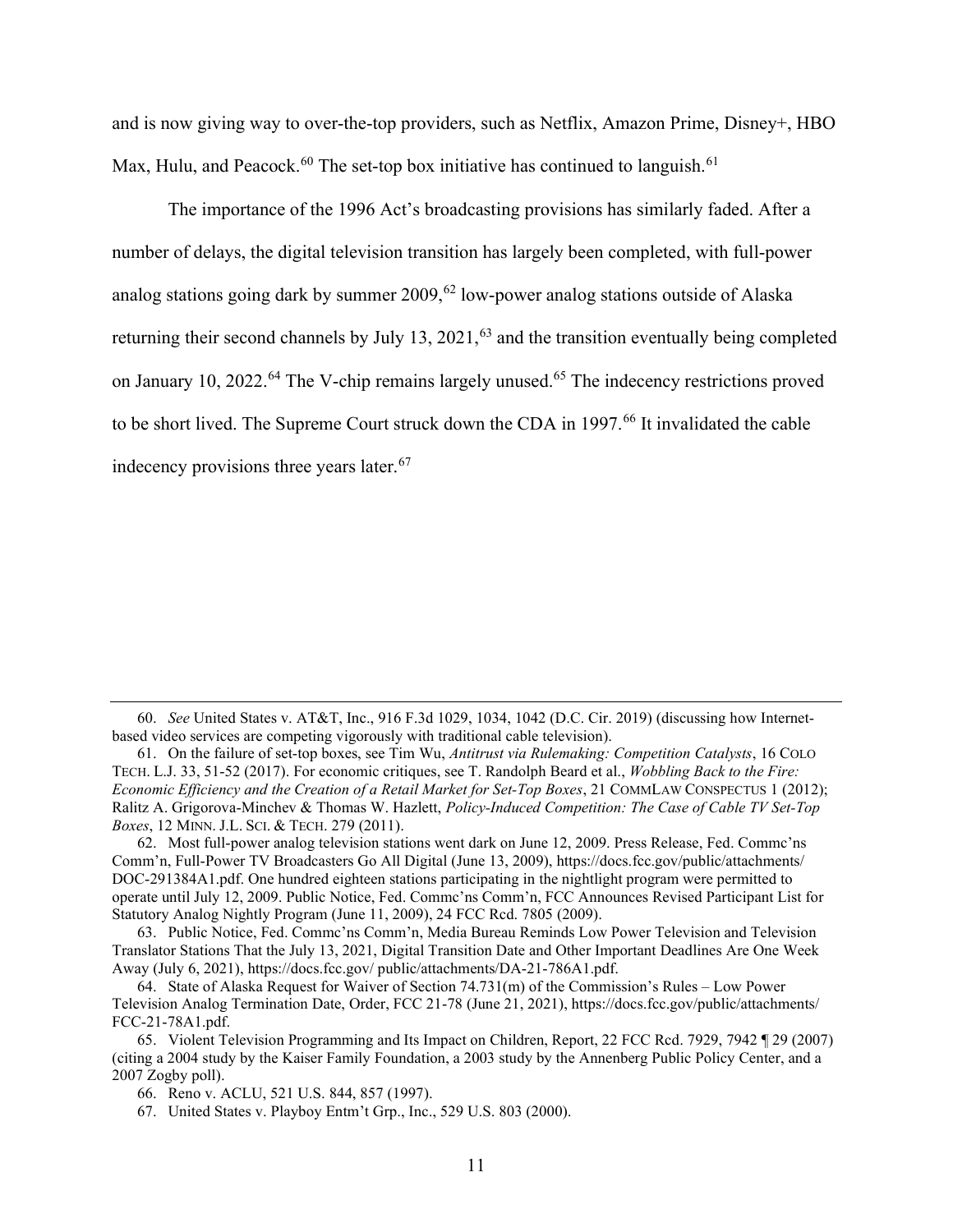and is now giving way to over-the-top providers, such as Netflix, Amazon Prime, Disney+, HBO Max, Hulu, and Peacock.[60] The set-top box initiative has continued to languish.[61]

The importance of the 1996 Act's broadcasting provisions has similarly faded. After a number of delays, the digital television transition has largely been completed, with full-power analog stations going dark by summer 2009,[62] low-power analog stations outside of Alaska returning their second channels by July 13, 2021,[63] and the transition eventually being completed on January 10, 2022.[64] The V-chip remains largely unused.[65] The indecency restrictions proved to be short lived. The Supreme Court struck down the CDA in 1997.[66] It invalidated the cable indecency provisions three years later.[67]

---

60. *See* United States v. AT&T, Inc., 916 F.3d 1029, 1034, 1042 (D.C. Cir. 2019) (discussing how Internet-based video services are competing vigorously with traditional cable television).

61. On the failure of set-top boxes, see Tim Wu, *Antitrust via Rulemaking: Competition Catalysts*, 16 COLO TECH. L.J. 33, 51-52 (2017). For economic critiques, see T. Randolph Beard et al., *Wobbling Back to the Fire: Economic Efficiency and the Creation of a Retail Market for Set-Top Boxes*, 21 COMMLAW CONSPECTUS 1 (2012); Ralitz A. Grigorova-Minchev & Thomas W. Hazlett, *Policy-Induced Competition: The Case of Cable TV Set-Top Boxes*, 12 MINN. J.L. SCI. & TECH. 279 (2011).

62. Most full-power analog television stations went dark on June 12, 2009. Press Release, Fed. Commc'ns Comm'n, Full-Power TV Broadcasters Go All Digital (June 13, 2009), https://docs.fcc.gov/public/attachments/DOC-291384A1.pdf. One hundred eighteen stations participating in the nightlight program were permitted to operate until July 12, 2009. Public Notice, Fed. Commc'ns Comm'n, FCC Announces Revised Participant List for Statutory Analog Nightly Program (June 11, 2009), 24 FCC Rcd. 7805 (2009).

63. Public Notice, Fed. Commc'ns Comm'n, Media Bureau Reminds Low Power Television and Television Translator Stations That the July 13, 2021, Digital Transition Date and Other Important Deadlines Are One Week Away (July 6, 2021), https://docs.fcc.gov/ public/attachments/DA-21-786A1.pdf.

64. State of Alaska Request for Waiver of Section 74.731(m) of the Commission's Rules – Low Power Television Analog Termination Date, Order, FCC 21-78 (June 21, 2021), https://docs.fcc.gov/public/attachments/FCC-21-78A1.pdf.

65. Violent Television Programming and Its Impact on Children, Report, 22 FCC Rcd. 7929, 7942 ¶ 29 (2007) (citing a 2004 study by the Kaiser Family Foundation, a 2003 study by the Annenberg Public Policy Center, and a 2007 Zogby poll).

66. Reno v. ACLU, 521 U.S. 844, 857 (1997).

67. United States v. Playboy Entm't Grp., Inc., 529 U.S. 803 (2000).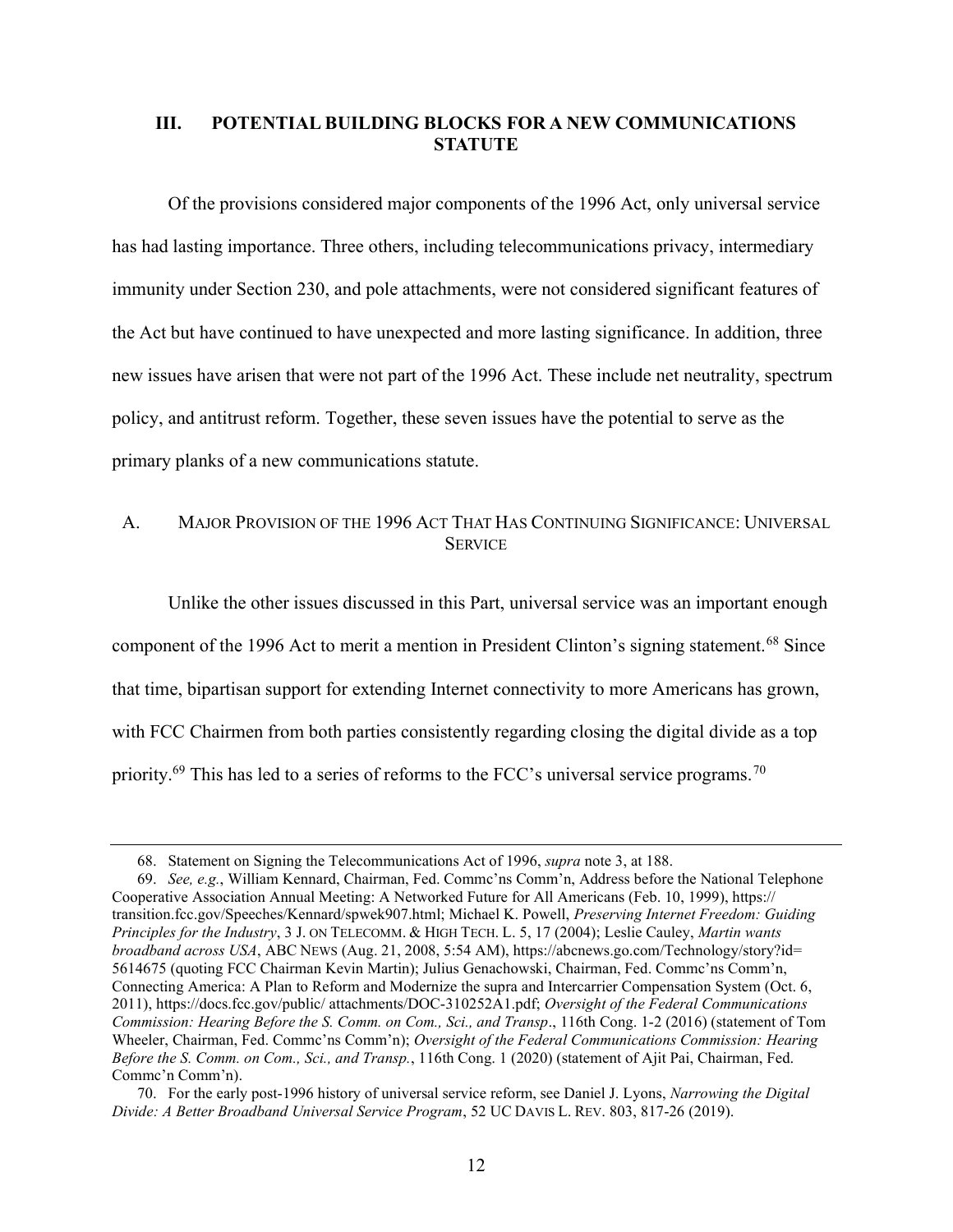## III. POTENTIAL BUILDING BLOCKS FOR A NEW COMMUNICATIONS STATUTE

Of the provisions considered major components of the 1996 Act, only universal service has had lasting importance. Three others, including telecommunications privacy, intermediary immunity under Section 230, and pole attachments, were not considered significant features of the Act but have continued to have unexpected and more lasting significance. In addition, three new issues have arisen that were not part of the 1996 Act. These include net neutrality, spectrum policy, and antitrust reform. Together, these seven issues have the potential to serve as the primary planks of a new communications statute.

### A. MAJOR PROVISION OF THE 1996 ACT THAT HAS CONTINUING SIGNIFICANCE: UNIVERSAL SERVICE

Unlike the other issues discussed in this Part, universal service was an important enough component of the 1996 Act to merit a mention in President Clinton's signing statement.[68] Since that time, bipartisan support for extending Internet connectivity to more Americans has grown, with FCC Chairmen from both parties consistently regarding closing the digital divide as a top priority.[69] This has led to a series of reforms to the FCC's universal service programs.[70]

---

68. Statement on Signing the Telecommunications Act of 1996, *supra* note 3, at 188.

69. *See, e.g.*, William Kennard, Chairman, Fed. Commc'ns Comm'n, Address before the National Telephone Cooperative Association Annual Meeting: A Networked Future for All Americans (Feb. 10, 1999), https://transition.fcc.gov/Speeches/Kennard/spwek907.html; Michael K. Powell, *Preserving Internet Freedom: Guiding Principles for the Industry*, 3 J. ON TELECOMM. & HIGH TECH. L. 5, 17 (2004); Leslie Cauley, *Martin wants broadband across USA*, ABC NEWS (Aug. 21, 2008, 5:54 AM), https://abcnews.go.com/Technology/story?id=5614675 (quoting FCC Chairman Kevin Martin); Julius Genachowski, Chairman, Fed. Commc'ns Comm'n, Connecting America: A Plan to Reform and Modernize the supra and Intercarrier Compensation System (Oct. 6, 2011), https://docs.fcc.gov/public/ attachments/DOC-310252A1.pdf; *Oversight of the Federal Communications Commission: Hearing Before the S. Comm. on Com., Sci., and Transp*., 116th Cong. 1-2 (2016) (statement of Tom Wheeler, Chairman, Fed. Commc'ns Comm'n); *Oversight of the Federal Communications Commission: Hearing Before the S. Comm. on Com., Sci., and Transp.*, 116th Cong. 1 (2020) (statement of Ajit Pai, Chairman, Fed. Commc'n Comm'n).

70. For the early post-1996 history of universal service reform, see Daniel J. Lyons, *Narrowing the Digital Divide: A Better Broadband Universal Service Program*, 52 UC DAVIS L. REV. 803, 817-26 (2019).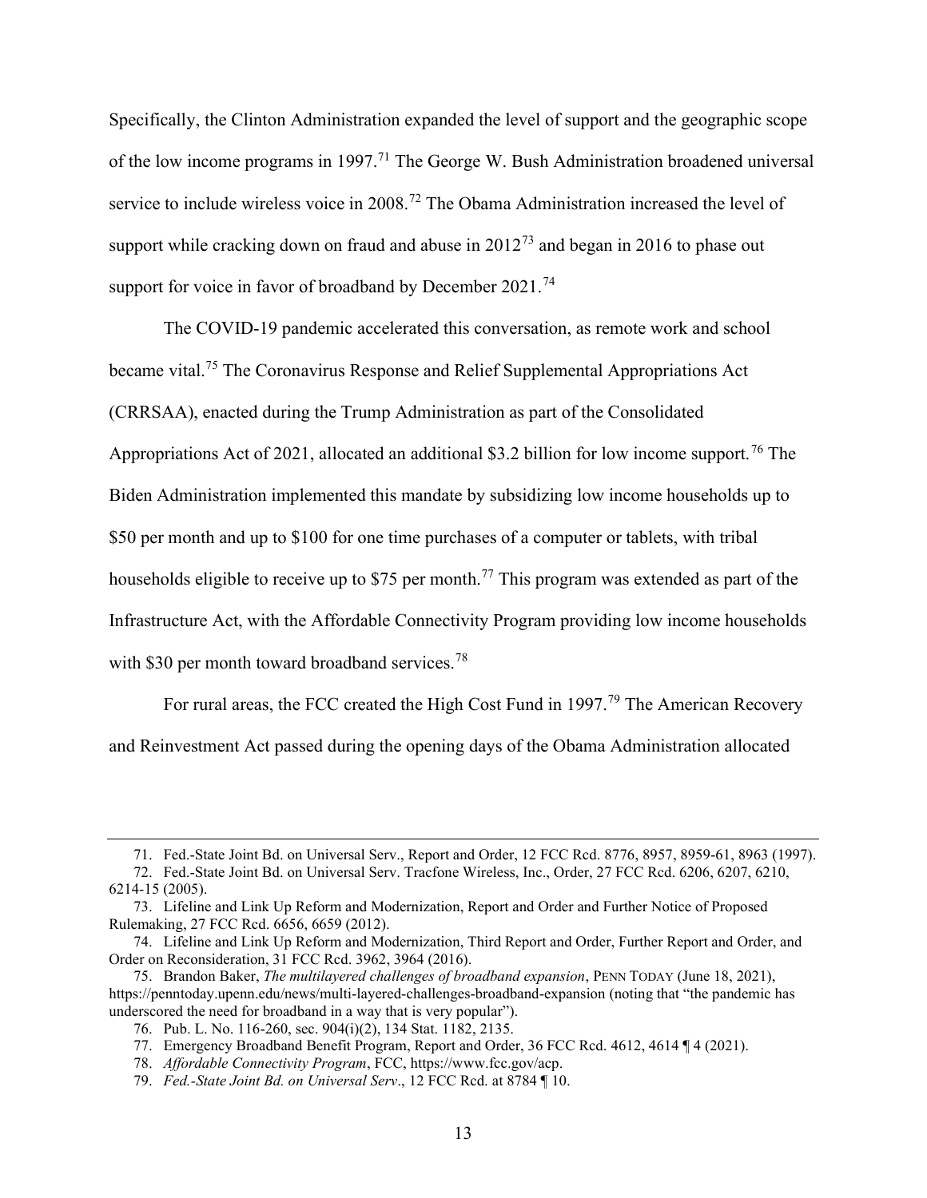Specifically, the Clinton Administration expanded the level of support and the geographic scope of the low income programs in 1997.[71] The George W. Bush Administration broadened universal service to include wireless voice in 2008.[72] The Obama Administration increased the level of support while cracking down on fraud and abuse in 2012[73] and began in 2016 to phase out support for voice in favor of broadband by December 2021.[74]

The COVID-19 pandemic accelerated this conversation, as remote work and school became vital.[75] The Coronavirus Response and Relief Supplemental Appropriations Act (CRRSAA), enacted during the Trump Administration as part of the Consolidated Appropriations Act of 2021, allocated an additional $3.2 billion for low income support.[76] The Biden Administration implemented this mandate by subsidizing low income households up to $50 per month and up to $100 for one time purchases of a computer or tablets, with tribal households eligible to receive up to $75 per month.[77] This program was extended as part of the Infrastructure Act, with the Affordable Connectivity Program providing low income households with $30 per month toward broadband services.[78]

For rural areas, the FCC created the High Cost Fund in 1997.[79] The American Recovery and Reinvestment Act passed during the opening days of the Obama Administration allocated

---

71. Fed.-State Joint Bd. on Universal Serv., Report and Order, 12 FCC Rcd. 8776, 8957, 8959-61, 8963 (1997).

72. Fed.-State Joint Bd. on Universal Serv. Tracfone Wireless, Inc., Order, 27 FCC Rcd. 6206, 6207, 6210, 6214-15 (2005).

73. Lifeline and Link Up Reform and Modernization, Report and Order and Further Notice of Proposed Rulemaking, 27 FCC Rcd. 6656, 6659 (2012).

74. Lifeline and Link Up Reform and Modernization, Third Report and Order, Further Report and Order, and Order on Reconsideration, 31 FCC Rcd. 3962, 3964 (2016).

75. Brandon Baker, *The multilayered challenges of broadband expansion*, PENN TODAY (June 18, 2021), https://penntoday.upenn.edu/news/multi-layered-challenges-broadband-expansion (noting that "the pandemic has underscored the need for broadband in a way that is very popular").

76. Pub. L. No. 116-260, sec. 904(i)(2), 134 Stat. 1182, 2135.

77. Emergency Broadband Benefit Program, Report and Order, 36 FCC Rcd. 4612, 4614 ¶ 4 (2021).

78. *Affordable Connectivity Program*, FCC, https://www.fcc.gov/acp.

79. *Fed.-State Joint Bd. on Universal Serv*., 12 FCC Rcd. at 8784 ¶ 10.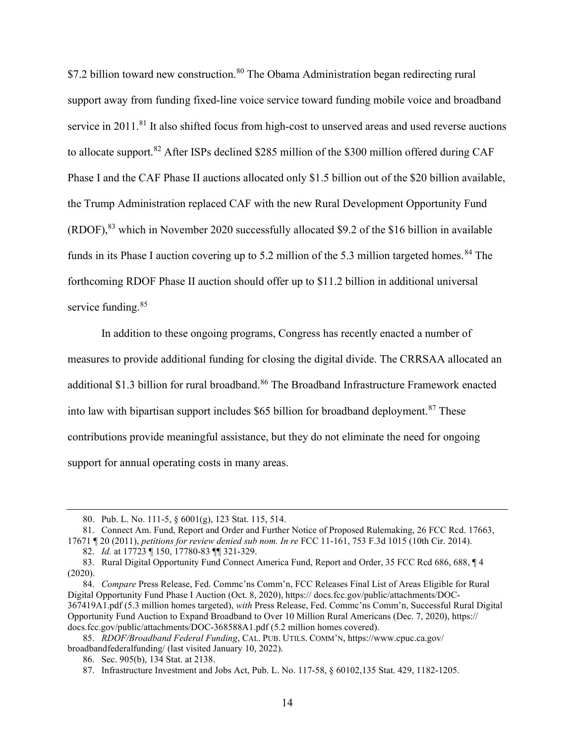$7.2 billion toward new construction.[80] The Obama Administration began redirecting rural support away from funding fixed-line voice service toward funding mobile voice and broadband service in 2011.[81] It also shifted focus from high-cost to unserved areas and used reverse auctions to allocate support.[82] After ISPs declined $285 million of the $300 million offered during CAF Phase I and the CAF Phase II auctions allocated only $1.5 billion out of the $20 billion available, the Trump Administration replaced CAF with the new Rural Development Opportunity Fund (RDOF),[83] which in November 2020 successfully allocated $9.2 of the $16 billion in available funds in its Phase I auction covering up to 5.2 million of the 5.3 million targeted homes.[84] The forthcoming RDOF Phase II auction should offer up to $11.2 billion in additional universal service funding.[85]

In addition to these ongoing programs, Congress has recently enacted a number of measures to provide additional funding for closing the digital divide. The CRRSAA allocated an additional $1.3 billion for rural broadband.[86] The Broadband Infrastructure Framework enacted into law with bipartisan support includes $65 billion for broadband deployment.[87] These contributions provide meaningful assistance, but they do not eliminate the need for ongoing support for annual operating costs in many areas.

---

80. Pub. L. No. 111-5, § 6001(g), 123 Stat. 115, 514.

81. Connect Am. Fund, Report and Order and Further Notice of Proposed Rulemaking, 26 FCC Rcd. 17663, 17671 ¶ 20 (2011), *petitions for review denied sub nom. In re* FCC 11-161, 753 F.3d 1015 (10th Cir. 2014).

82. *Id.* at 17723 ¶ 150, 17780-83 ¶¶ 321-329.

83. Rural Digital Opportunity Fund Connect America Fund, Report and Order, 35 FCC Rcd 686, 688, ¶ 4 (2020).

84. *Compare* Press Release, Fed. Commc'ns Comm'n, FCC Releases Final List of Areas Eligible for Rural Digital Opportunity Fund Phase I Auction (Oct. 8, 2020), https:// docs.fcc.gov/public/attachments/DOC-367419A1.pdf (5.3 million homes targeted), *with* Press Release, Fed. Commc'ns Comm'n, Successful Rural Digital Opportunity Fund Auction to Expand Broadband to Over 10 Million Rural Americans (Dec. 7, 2020), https:// docs.fcc.gov/public/attachments/DOC-368588A1.pdf (5.2 million homes covered).

85. *RDOF/Broadband Federal Funding*, CAL. PUB. UTILS. COMM'N, https://www.cpuc.ca.gov/ broadbandfederalfunding/ (last visited January 10, 2022).

86. Sec. 905(b), 134 Stat. at 2138.

87. Infrastructure Investment and Jobs Act, Pub. L. No. 117-58, § 60102,135 Stat. 429, 1182-1205.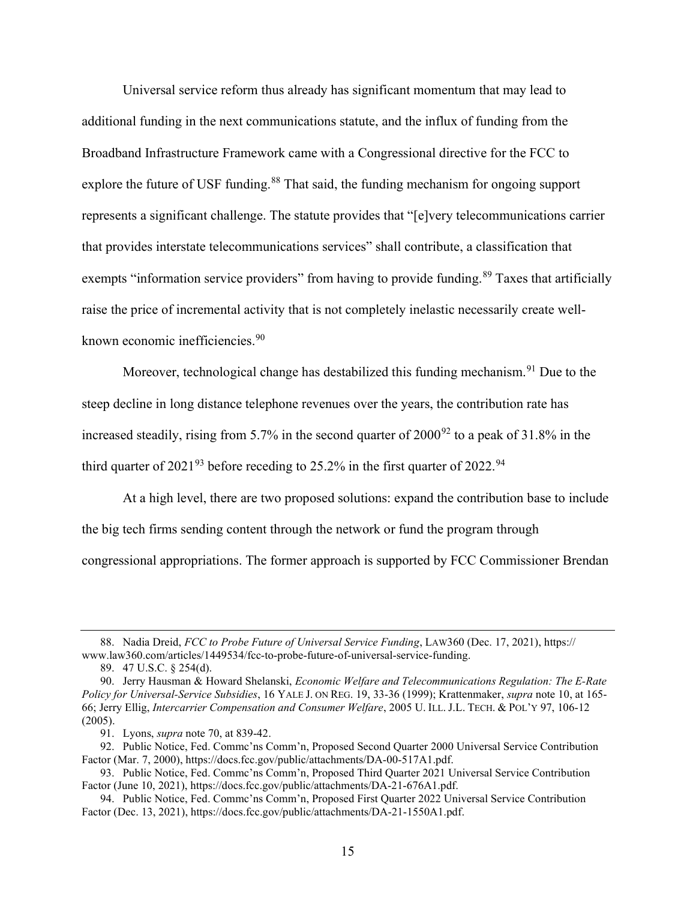Universal service reform thus already has significant momentum that may lead to additional funding in the next communications statute, and the influx of funding from the Broadband Infrastructure Framework came with a Congressional directive for the FCC to explore the future of USF funding.[88] That said, the funding mechanism for ongoing support represents a significant challenge. The statute provides that "[e]very telecommunications carrier that provides interstate telecommunications services" shall contribute, a classification that exempts "information service providers" from having to provide funding.[89] Taxes that artificially raise the price of incremental activity that is not completely inelastic necessarily create well-known economic inefficiencies.[90]

Moreover, technological change has destabilized this funding mechanism.[91] Due to the steep decline in long distance telephone revenues over the years, the contribution rate has increased steadily, rising from 5.7% in the second quarter of 2000[92] to a peak of 31.8% in the third quarter of 2021[93] before receding to 25.2% in the first quarter of 2022.[94]

At a high level, there are two proposed solutions: expand the contribution base to include the big tech firms sending content through the network or fund the program through congressional appropriations. The former approach is supported by FCC Commissioner Brendan

---

88. Nadia Dreid, *FCC to Probe Future of Universal Service Funding*, LAW360 (Dec. 17, 2021), https://www.law360.com/articles/1449534/fcc-to-probe-future-of-universal-service-funding.

89. 47 U.S.C. § 254(d).

90. Jerry Hausman & Howard Shelanski, *Economic Welfare and Telecommunications Regulation: The E-Rate Policy for Universal-Service Subsidies*, 16 YALE J. ON REG. 19, 33-36 (1999); Krattenmaker, *supra* note 10, at 165-66; Jerry Ellig, *Intercarrier Compensation and Consumer Welfare*, 2005 U. ILL. J.L. TECH. & POL'Y 97, 106-12 (2005).

91. Lyons, *supra* note 70, at 839-42.

92. Public Notice, Fed. Commc'ns Comm'n, Proposed Second Quarter 2000 Universal Service Contribution Factor (Mar. 7, 2000), https://docs.fcc.gov/public/attachments/DA-00-517A1.pdf.

93. Public Notice, Fed. Commc'ns Comm'n, Proposed Third Quarter 2021 Universal Service Contribution Factor (June 10, 2021), https://docs.fcc.gov/public/attachments/DA-21-676A1.pdf.

94. Public Notice, Fed. Commc'ns Comm'n, Proposed First Quarter 2022 Universal Service Contribution Factor (Dec. 13, 2021), https://docs.fcc.gov/public/attachments/DA-21-1550A1.pdf.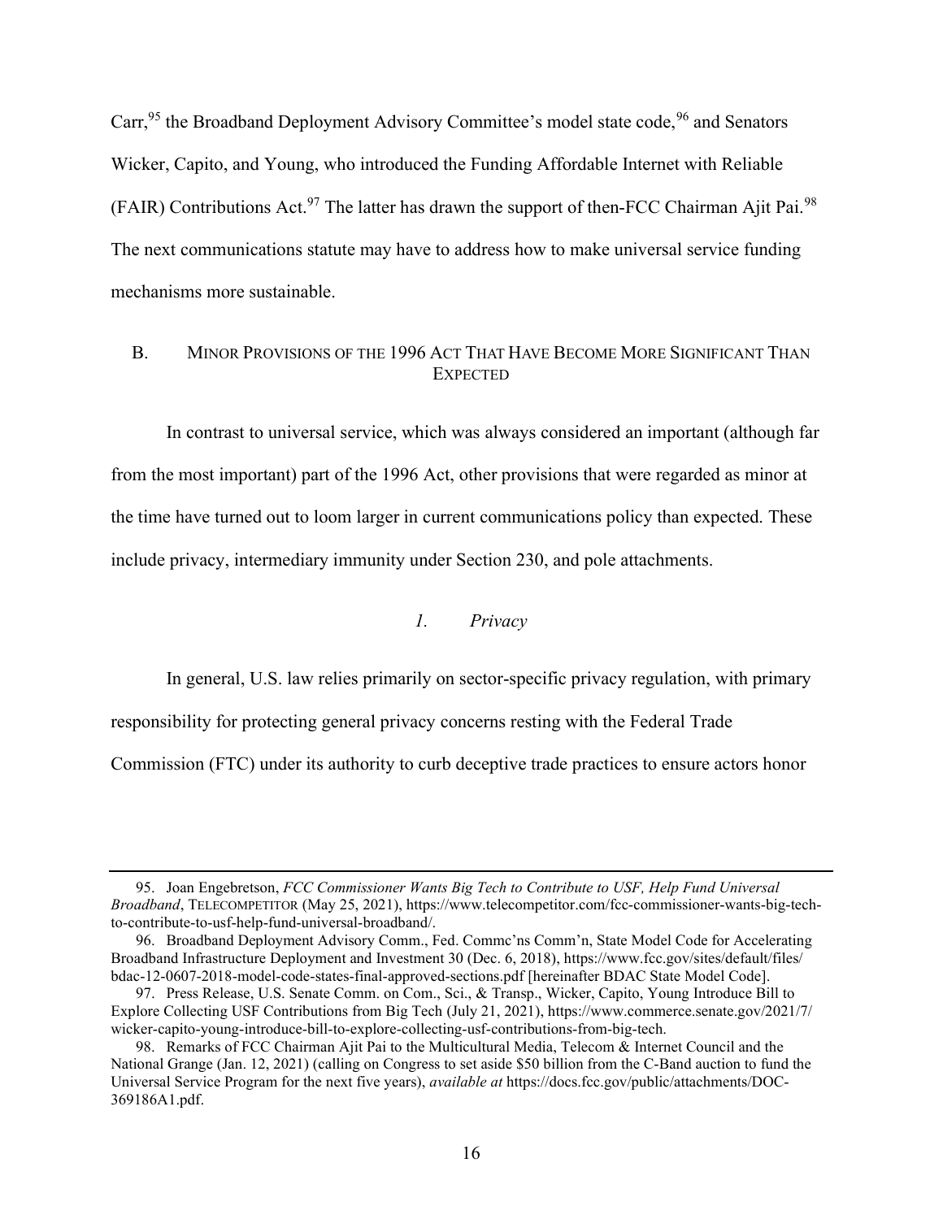Carr,[95] the Broadband Deployment Advisory Committee's model state code,[96] and Senators Wicker, Capito, and Young, who introduced the Funding Affordable Internet with Reliable (FAIR) Contributions Act.[97] The latter has drawn the support of then-FCC Chairman Ajit Pai.[98] The next communications statute may have to address how to make universal service funding mechanisms more sustainable.

## B. MINOR PROVISIONS OF THE 1996 ACT THAT HAVE BECOME MORE SIGNIFICANT THAN EXPECTED

In contrast to universal service, which was always considered an important (although far from the most important) part of the 1996 Act, other provisions that were regarded as minor at the time have turned out to loom larger in current communications policy than expected. These include privacy, intermediary immunity under Section 230, and pole attachments.

### *1. Privacy*

In general, U.S. law relies primarily on sector-specific privacy regulation, with primary responsibility for protecting general privacy concerns resting with the Federal Trade Commission (FTC) under its authority to curb deceptive trade practices to ensure actors honor

---

95. Joan Engebretson, *FCC Commissioner Wants Big Tech to Contribute to USF, Help Fund Universal Broadband*, TELECOMPETITOR (May 25, 2021), https://www.telecompetitor.com/fcc-commissioner-wants-big-tech-to-contribute-to-usf-help-fund-universal-broadband/.

96. Broadband Deployment Advisory Comm., Fed. Commc'ns Comm'n, State Model Code for Accelerating Broadband Infrastructure Deployment and Investment 30 (Dec. 6, 2018), https://www.fcc.gov/sites/default/files/bdac-12-0607-2018-model-code-states-final-approved-sections.pdf [hereinafter BDAC State Model Code].

97. Press Release, U.S. Senate Comm. on Com., Sci., & Transp., Wicker, Capito, Young Introduce Bill to Explore Collecting USF Contributions from Big Tech (July 21, 2021), https://www.commerce.senate.gov/2021/7/wicker-capito-young-introduce-bill-to-explore-collecting-usf-contributions-from-big-tech.

98. Remarks of FCC Chairman Ajit Pai to the Multicultural Media, Telecom & Internet Council and the National Grange (Jan. 12, 2021) (calling on Congress to set aside $50 billion from the C-Band auction to fund the Universal Service Program for the next five years), *available at* https://docs.fcc.gov/public/attachments/DOC-369186A1.pdf.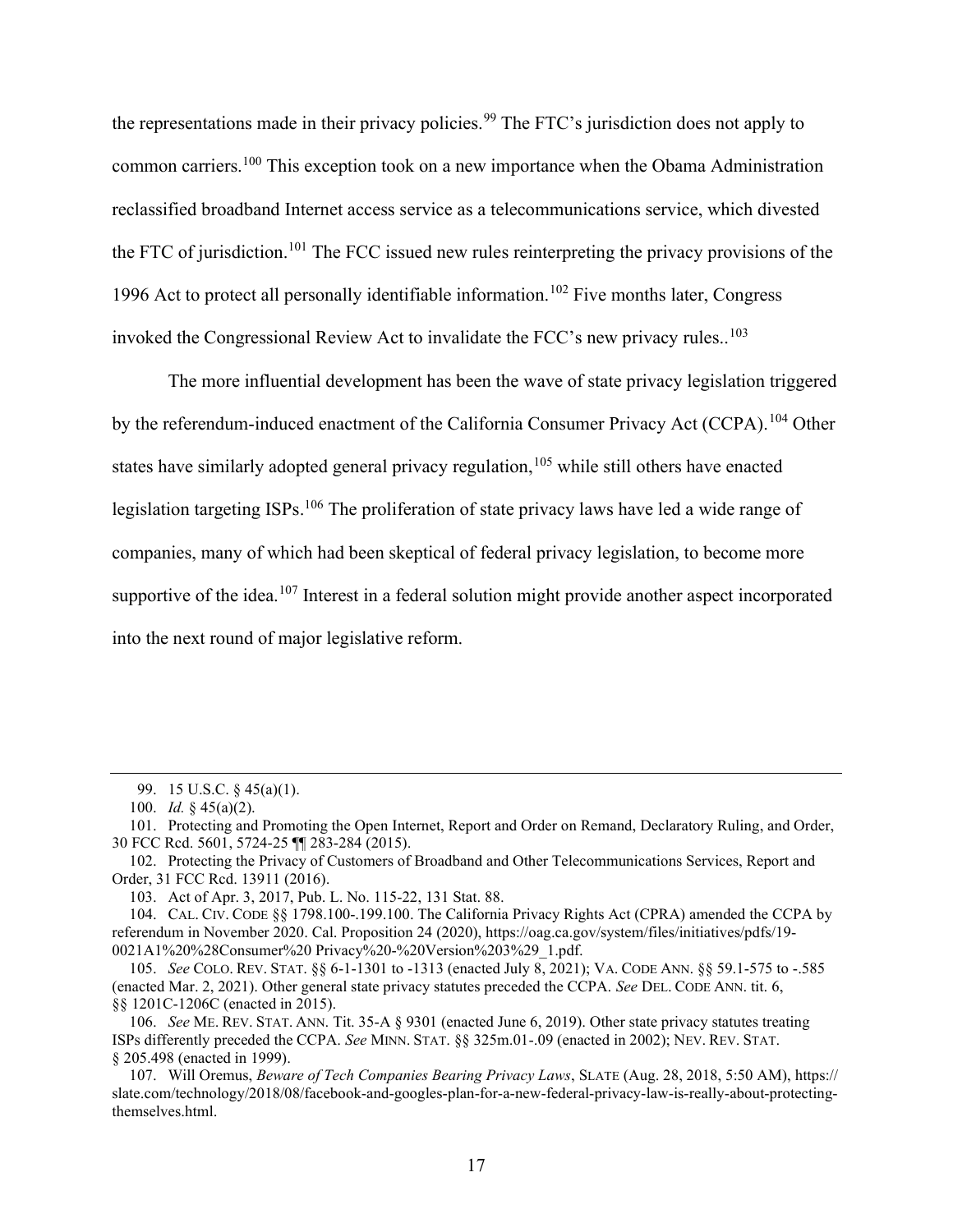the representations made in their privacy policies.[99] The FTC's jurisdiction does not apply to common carriers.[100] This exception took on a new importance when the Obama Administration reclassified broadband Internet access service as a telecommunications service, which divested the FTC of jurisdiction.[101] The FCC issued new rules reinterpreting the privacy provisions of the 1996 Act to protect all personally identifiable information.[102] Five months later, Congress invoked the Congressional Review Act to invalidate the FCC's new privacy rules..[103]

The more influential development has been the wave of state privacy legislation triggered by the referendum-induced enactment of the California Consumer Privacy Act (CCPA).[104] Other states have similarly adopted general privacy regulation,[105] while still others have enacted legislation targeting ISPs.[106] The proliferation of state privacy laws have led a wide range of companies, many of which had been skeptical of federal privacy legislation, to become more supportive of the idea.[107] Interest in a federal solution might provide another aspect incorporated into the next round of major legislative reform.

---

99. 15 U.S.C. § 45(a)(1).

100. *Id.* § 45(a)(2).

101. Protecting and Promoting the Open Internet, Report and Order on Remand, Declaratory Ruling, and Order, 30 FCC Rcd. 5601, 5724-25 ¶¶ 283-284 (2015).

102. Protecting the Privacy of Customers of Broadband and Other Telecommunications Services, Report and Order, 31 FCC Rcd. 13911 (2016).

103. Act of Apr. 3, 2017, Pub. L. No. 115-22, 131 Stat. 88.

104. CAL. CIV. CODE §§ 1798.100-.199.100. The California Privacy Rights Act (CPRA) amended the CCPA by referendum in November 2020. Cal. Proposition 24 (2020), https://oag.ca.gov/system/files/initiatives/pdfs/19-0021A1%20%28Consumer%20 Privacy%20-%20Version%203%29_1.pdf.

105. *See* COLO. REV. STAT. §§ 6-1-1301 to -1313 (enacted July 8, 2021); VA. CODE ANN. §§ 59.1-575 to -.585 (enacted Mar. 2, 2021). Other general state privacy statutes preceded the CCPA. *See* DEL. CODE ANN. tit. 6, §§ 1201C-1206C (enacted in 2015).

106. *See* ME. REV. STAT. ANN. Tit. 35-A § 9301 (enacted June 6, 2019). Other state privacy statutes treating ISPs differently preceded the CCPA. *See* MINN. STAT. §§ 325m.01-.09 (enacted in 2002); NEV. REV. STAT. § 205.498 (enacted in 1999).

107. Will Oremus, *Beware of Tech Companies Bearing Privacy Laws*, SLATE (Aug. 28, 2018, 5:50 AM), https://slate.com/technology/2018/08/facebook-and-googles-plan-for-a-new-federal-privacy-law-is-really-about-protecting-themselves.html.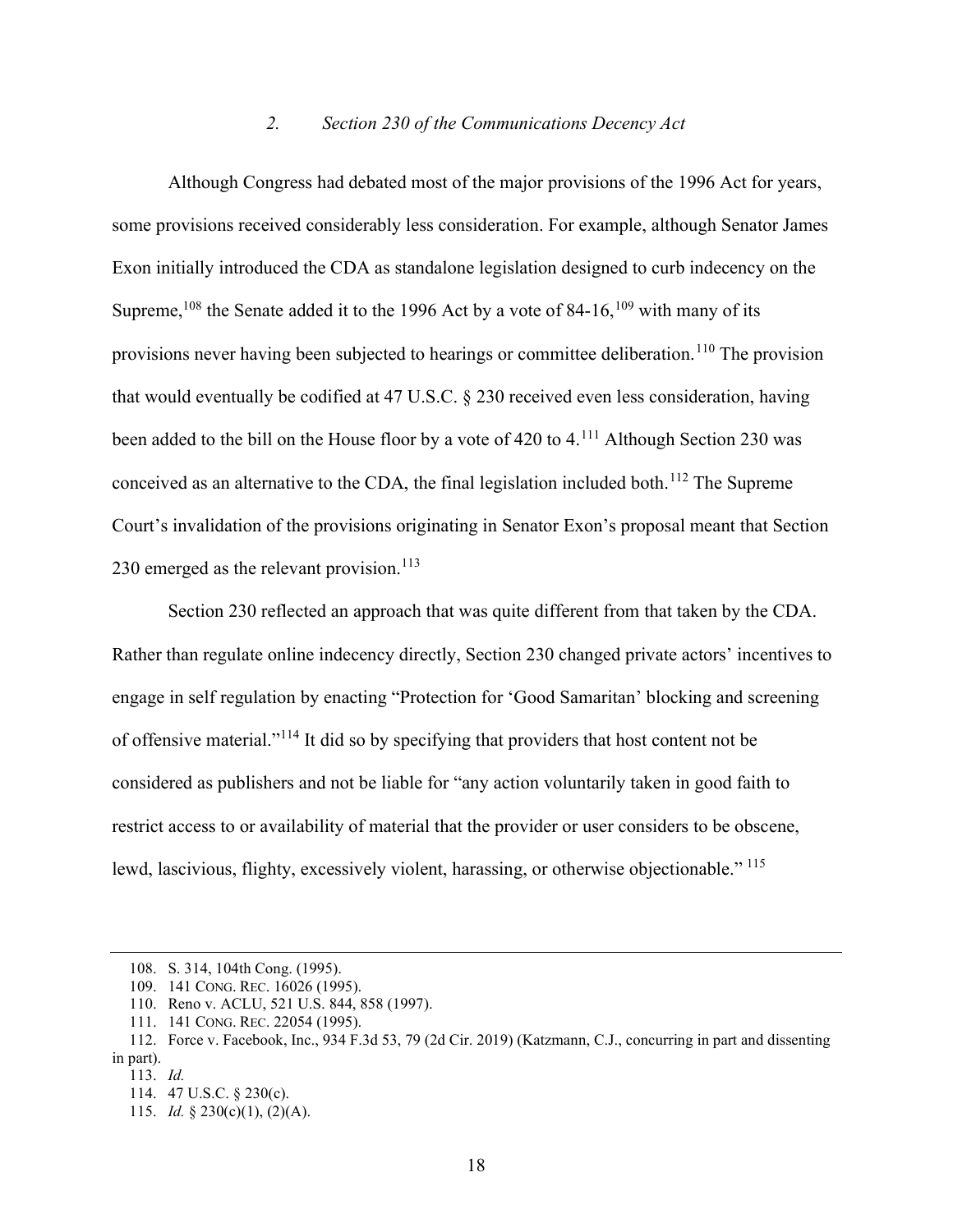### 2. *Section 230 of the Communications Decency Act*

Although Congress had debated most of the major provisions of the 1996 Act for years, some provisions received considerably less consideration. For example, although Senator James Exon initially introduced the CDA as standalone legislation designed to curb indecency on the Supreme,[108] the Senate added it to the 1996 Act by a vote of 84-16,[109] with many of its provisions never having been subjected to hearings or committee deliberation.[110] The provision that would eventually be codified at 47 U.S.C. § 230 received even less consideration, having been added to the bill on the House floor by a vote of 420 to 4.[111] Although Section 230 was conceived as an alternative to the CDA, the final legislation included both.[112] The Supreme Court's invalidation of the provisions originating in Senator Exon's proposal meant that Section 230 emerged as the relevant provision.[113]

Section 230 reflected an approach that was quite different from that taken by the CDA. Rather than regulate online indecency directly, Section 230 changed private actors' incentives to engage in self regulation by enacting "Protection for 'Good Samaritan' blocking and screening of offensive material."[114] It did so by specifying that providers that host content not be considered as publishers and not be liable for "any action voluntarily taken in good faith to restrict access to or availability of material that the provider or user considers to be obscene, lewd, lascivious, flighty, excessively violent, harassing, or otherwise objectionable."[115]

---

108. S. 314, 104th Cong. (1995).

109. 141 CONG. REC. 16026 (1995).

110. Reno v. ACLU, 521 U.S. 844, 858 (1997).

111. 141 CONG. REC. 22054 (1995).

112. Force v. Facebook, Inc., 934 F.3d 53, 79 (2d Cir. 2019) (Katzmann, C.J., concurring in part and dissenting in part).

113. *Id.*

114. 47 U.S.C. § 230(c).

115. *Id.* § 230(c)(1), (2)(A).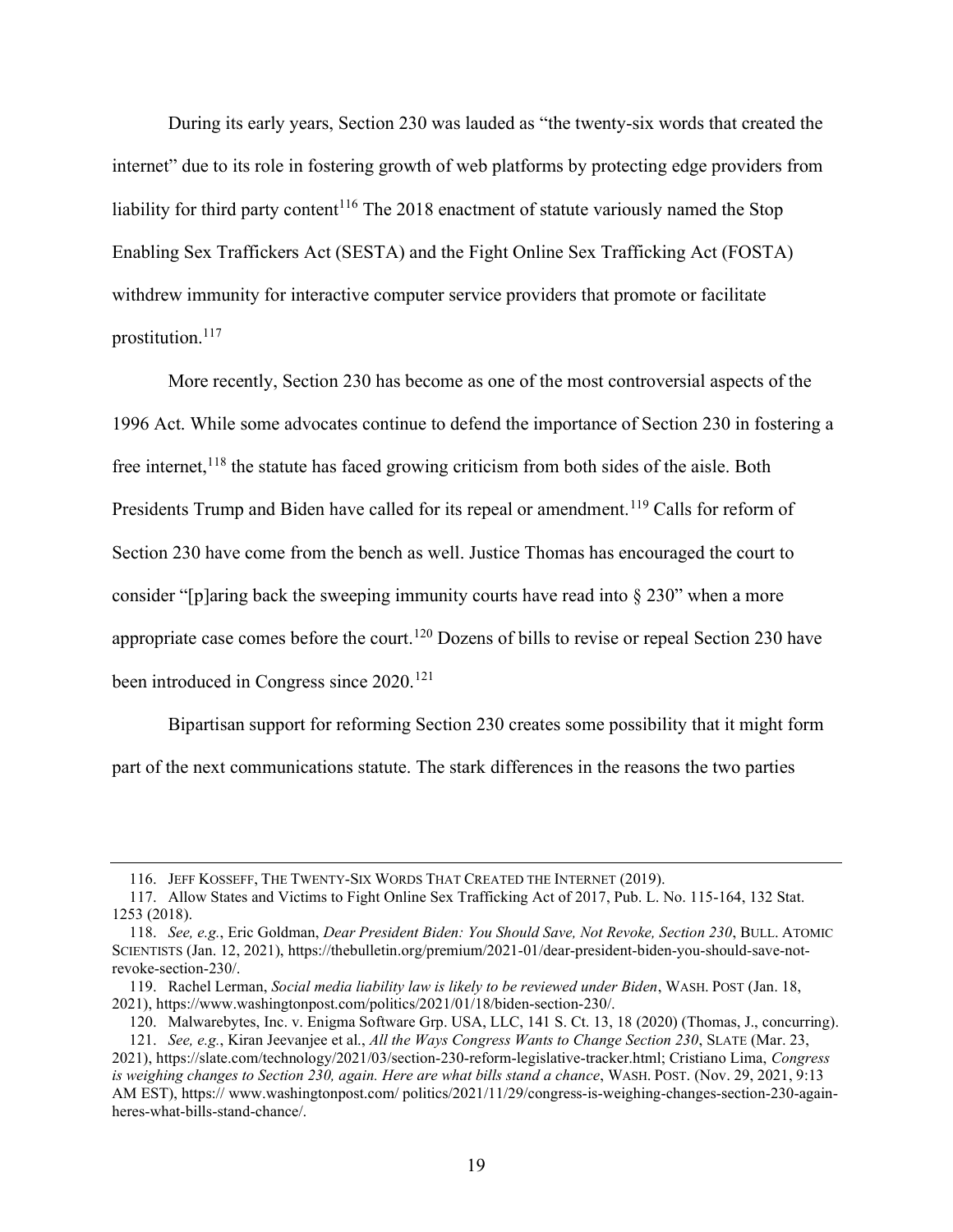During its early years, Section 230 was lauded as "the twenty-six words that created the internet" due to its role in fostering growth of web platforms by protecting edge providers from liability for third party content[116] The 2018 enactment of statute variously named the Stop Enabling Sex Traffickers Act (SESTA) and the Fight Online Sex Trafficking Act (FOSTA) withdrew immunity for interactive computer service providers that promote or facilitate prostitution.[117]

More recently, Section 230 has become as one of the most controversial aspects of the 1996 Act. While some advocates continue to defend the importance of Section 230 in fostering a free internet,[118] the statute has faced growing criticism from both sides of the aisle. Both Presidents Trump and Biden have called for its repeal or amendment.[119] Calls for reform of Section 230 have come from the bench as well. Justice Thomas has encouraged the court to consider "[p]aring back the sweeping immunity courts have read into § 230" when a more appropriate case comes before the court.[120] Dozens of bills to revise or repeal Section 230 have been introduced in Congress since 2020.[121]

Bipartisan support for reforming Section 230 creates some possibility that it might form part of the next communications statute. The stark differences in the reasons the two parties

---

116. JEFF KOSSEFF, THE TWENTY-SIX WORDS THAT CREATED THE INTERNET (2019).

117. Allow States and Victims to Fight Online Sex Trafficking Act of 2017, Pub. L. No. 115-164, 132 Stat. 1253 (2018).

118. *See, e.g.*, Eric Goldman, *Dear President Biden: You Should Save, Not Revoke, Section 230*, BULL. ATOMIC SCIENTISTS (Jan. 12, 2021), https://thebulletin.org/premium/2021-01/dear-president-biden-you-should-save-not-revoke-section-230/.

119. Rachel Lerman, *Social media liability law is likely to be reviewed under Biden*, WASH. POST (Jan. 18, 2021), https://www.washingtonpost.com/politics/2021/01/18/biden-section-230/.

120. Malwarebytes, Inc. v. Enigma Software Grp. USA, LLC, 141 S. Ct. 13, 18 (2020) (Thomas, J., concurring).

121. *See, e.g.*, Kiran Jeevanjee et al., *All the Ways Congress Wants to Change Section 230*, SLATE (Mar. 23, 2021), https://slate.com/technology/2021/03/section-230-reform-legislative-tracker.html; Cristiano Lima, *Congress is weighing changes to Section 230, again. Here are what bills stand a chance*, WASH. POST. (Nov. 29, 2021, 9:13 AM EST), https:// www.washingtonpost.com/ politics/2021/11/29/congress-is-weighing-changes-section-230-again-heres-what-bills-stand-chance/.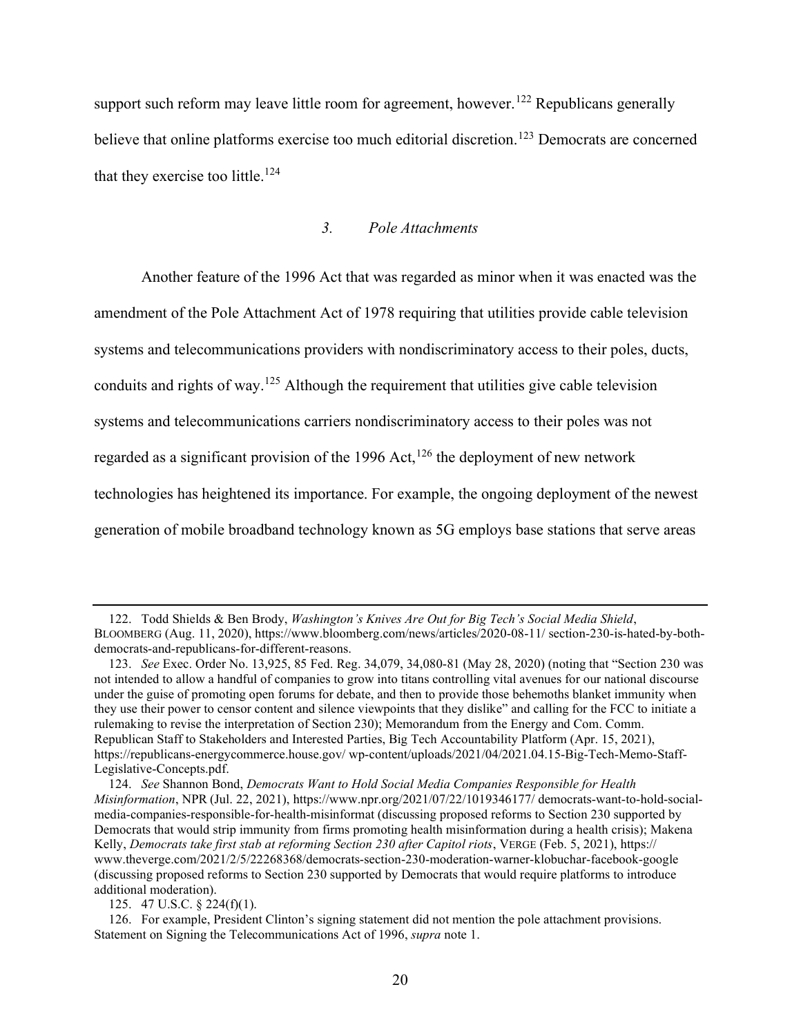support such reform may leave little room for agreement, however.[122] Republicans generally believe that online platforms exercise too much editorial discretion.[123] Democrats are concerned that they exercise too little.[124]

### *3. Pole Attachments*

Another feature of the 1996 Act that was regarded as minor when it was enacted was the amendment of the Pole Attachment Act of 1978 requiring that utilities provide cable television systems and telecommunications providers with nondiscriminatory access to their poles, ducts, conduits and rights of way.[125] Although the requirement that utilities give cable television systems and telecommunications carriers nondiscriminatory access to their poles was not regarded as a significant provision of the 1996 Act,[126] the deployment of new network technologies has heightened its importance. For example, the ongoing deployment of the newest generation of mobile broadband technology known as 5G employs base stations that serve areas

---

122. Todd Shields & Ben Brody, *Washington's Knives Are Out for Big Tech's Social Media Shield*, BLOOMBERG (Aug. 11, 2020), https://www.bloomberg.com/news/articles/2020-08-11/ section-230-is-hated-by-both-democrats-and-republicans-for-different-reasons.

123. *See* Exec. Order No. 13,925, 85 Fed. Reg. 34,079, 34,080-81 (May 28, 2020) (noting that "Section 230 was not intended to allow a handful of companies to grow into titans controlling vital avenues for our national discourse under the guise of promoting open forums for debate, and then to provide those behemoths blanket immunity when they use their power to censor content and silence viewpoints that they dislike" and calling for the FCC to initiate a rulemaking to revise the interpretation of Section 230); Memorandum from the Energy and Com. Comm. Republican Staff to Stakeholders and Interested Parties, Big Tech Accountability Platform (Apr. 15, 2021), https://republicans-energycommerce.house.gov/ wp-content/uploads/2021/04/2021.04.15-Big-Tech-Memo-Staff-Legislative-Concepts.pdf.

124. *See* Shannon Bond, *Democrats Want to Hold Social Media Companies Responsible for Health Misinformation*, NPR (Jul. 22, 2021), https://www.npr.org/2021/07/22/1019346177/ democrats-want-to-hold-social-media-companies-responsible-for-health-misinformat (discussing proposed reforms to Section 230 supported by Democrats that would strip immunity from firms promoting health misinformation during a health crisis); Makena Kelly, *Democrats take first stab at reforming Section 230 after Capitol riots*, VERGE (Feb. 5, 2021), https:// www.theverge.com/2021/2/5/22268368/democrats-section-230-moderation-warner-klobuchar-facebook-google (discussing proposed reforms to Section 230 supported by Democrats that would require platforms to introduce additional moderation).

125. 47 U.S.C. § 224(f)(1).

126. For example, President Clinton's signing statement did not mention the pole attachment provisions. Statement on Signing the Telecommunications Act of 1996, *supra* note 1.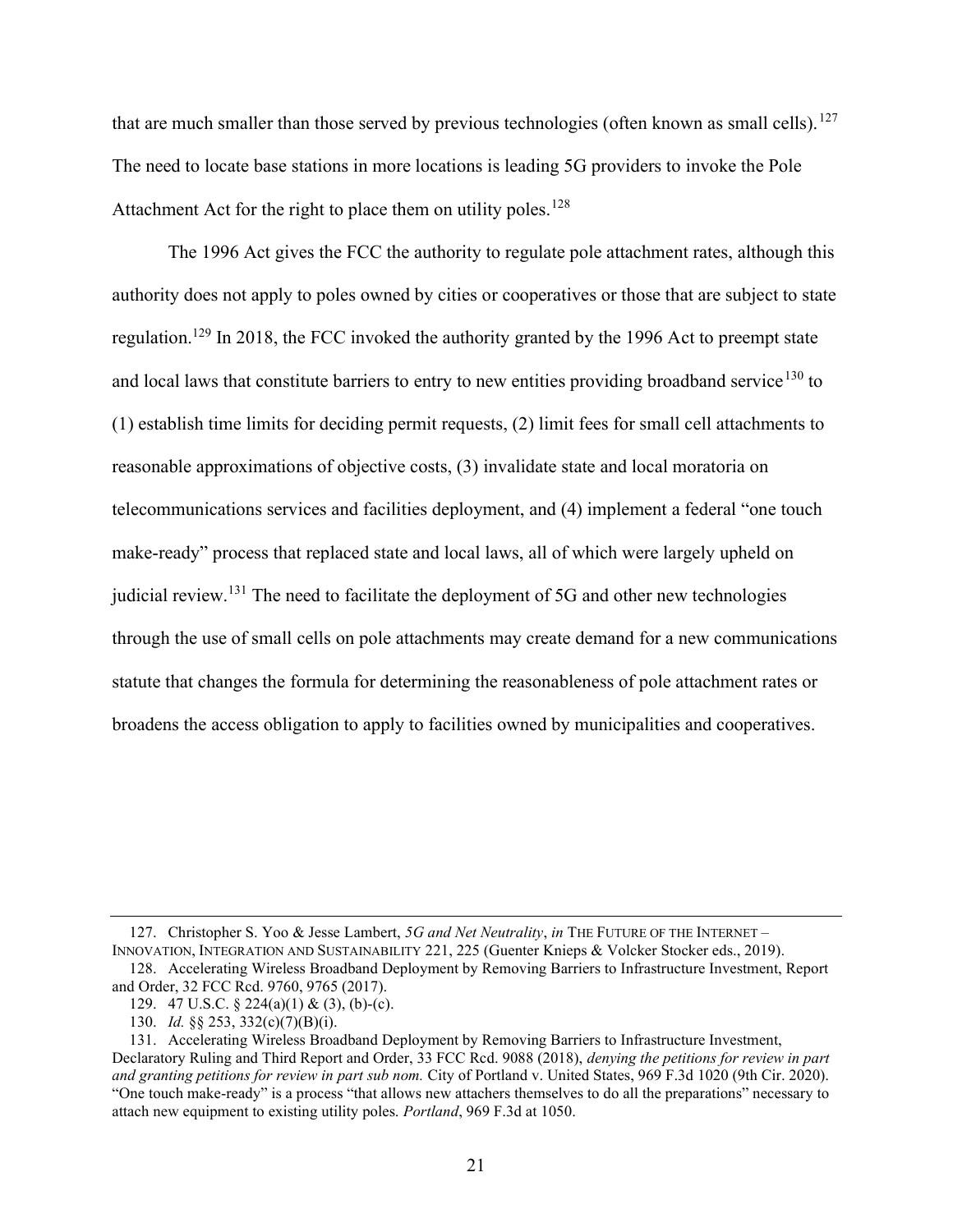that are much smaller than those served by previous technologies (often known as small cells).[127] The need to locate base stations in more locations is leading 5G providers to invoke the Pole Attachment Act for the right to place them on utility poles.[128]

The 1996 Act gives the FCC the authority to regulate pole attachment rates, although this authority does not apply to poles owned by cities or cooperatives or those that are subject to state regulation.[129] In 2018, the FCC invoked the authority granted by the 1996 Act to preempt state and local laws that constitute barriers to entry to new entities providing broadband service[130] to (1) establish time limits for deciding permit requests, (2) limit fees for small cell attachments to reasonable approximations of objective costs, (3) invalidate state and local moratoria on telecommunications services and facilities deployment, and (4) implement a federal "one touch make-ready" process that replaced state and local laws, all of which were largely upheld on judicial review.[131] The need to facilitate the deployment of 5G and other new technologies through the use of small cells on pole attachments may create demand for a new communications statute that changes the formula for determining the reasonableness of pole attachment rates or broadens the access obligation to apply to facilities owned by municipalities and cooperatives.

---

127. Christopher S. Yoo & Jesse Lambert, *5G and Net Neutrality*, *in* THE FUTURE OF THE INTERNET – INNOVATION, INTEGRATION AND SUSTAINABILITY 221, 225 (Guenter Knieps & Volcker Stocker eds., 2019).

128. Accelerating Wireless Broadband Deployment by Removing Barriers to Infrastructure Investment, Report and Order, 32 FCC Rcd. 9760, 9765 (2017).

129. 47 U.S.C. § 224(a)(1) & (3), (b)-(c).

130. *Id.* §§ 253, 332(c)(7)(B)(i).

131. Accelerating Wireless Broadband Deployment by Removing Barriers to Infrastructure Investment, Declaratory Ruling and Third Report and Order, 33 FCC Rcd. 9088 (2018), *denying the petitions for review in part and granting petitions for review in part sub nom.* City of Portland v. United States, 969 F.3d 1020 (9th Cir. 2020). "One touch make-ready" is a process "that allows new attachers themselves to do all the preparations" necessary to attach new equipment to existing utility poles. *Portland*, 969 F.3d at 1050.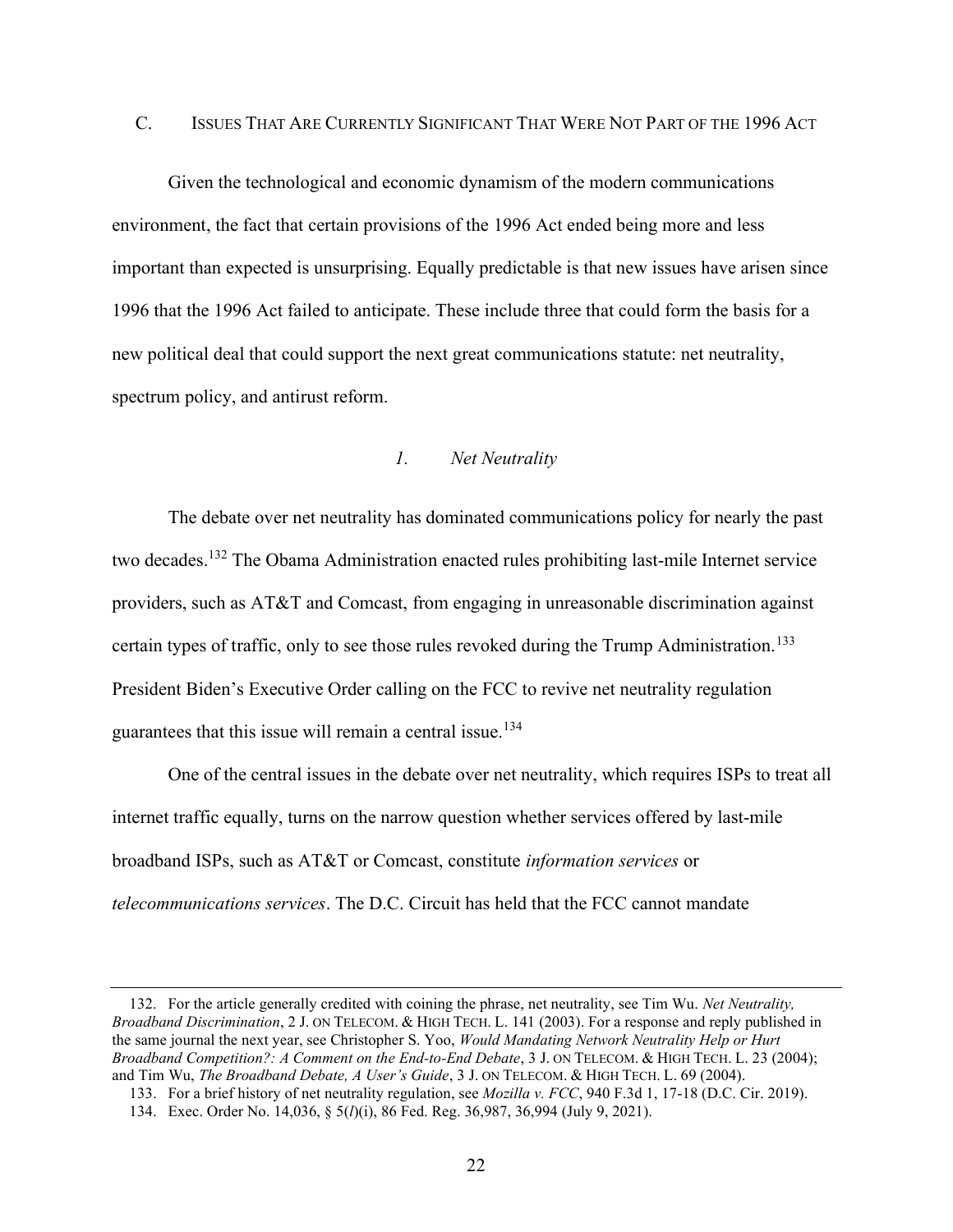## C. Issues That Are Currently Significant That Were Not Part of the 1996 Act

Given the technological and economic dynamism of the modern communications environment, the fact that certain provisions of the 1996 Act ended being more and less important than expected is unsurprising. Equally predictable is that new issues have arisen since 1996 that the 1996 Act failed to anticipate. These include three that could form the basis for a new political deal that could support the next great communications statute: net neutrality, spectrum policy, and antirust reform.

### *1. Net Neutrality*

The debate over net neutrality has dominated communications policy for nearly the past two decades.[132] The Obama Administration enacted rules prohibiting last-mile Internet service providers, such as AT&T and Comcast, from engaging in unreasonable discrimination against certain types of traffic, only to see those rules revoked during the Trump Administration.[133] President Biden's Executive Order calling on the FCC to revive net neutrality regulation guarantees that this issue will remain a central issue.[134]

One of the central issues in the debate over net neutrality, which requires ISPs to treat all internet traffic equally, turns on the narrow question whether services offered by last-mile broadband ISPs, such as AT&T or Comcast, constitute *information services* or *telecommunications services*. The D.C. Circuit has held that the FCC cannot mandate

---

132. For the article generally credited with coining the phrase, net neutrality, see Tim Wu. *Net Neutrality, Broadband Discrimination*, 2 J. ON TELECOM. & HIGH TECH. L. 141 (2003). For a response and reply published in the same journal the next year, see Christopher S. Yoo, *Would Mandating Network Neutrality Help or Hurt Broadband Competition?: A Comment on the End-to-End Debate*, 3 J. ON TELECOM. & HIGH TECH. L. 23 (2004); and Tim Wu, *The Broadband Debate, A User's Guide*, 3 J. ON TELECOM. & HIGH TECH. L. 69 (2004).

133. For a brief history of net neutrality regulation, see *Mozilla v. FCC*, 940 F.3d 1, 17-18 (D.C. Cir. 2019).

134. Exec. Order No. 14,036, § 5(*l*)(i), 86 Fed. Reg. 36,987, 36,994 (July 9, 2021).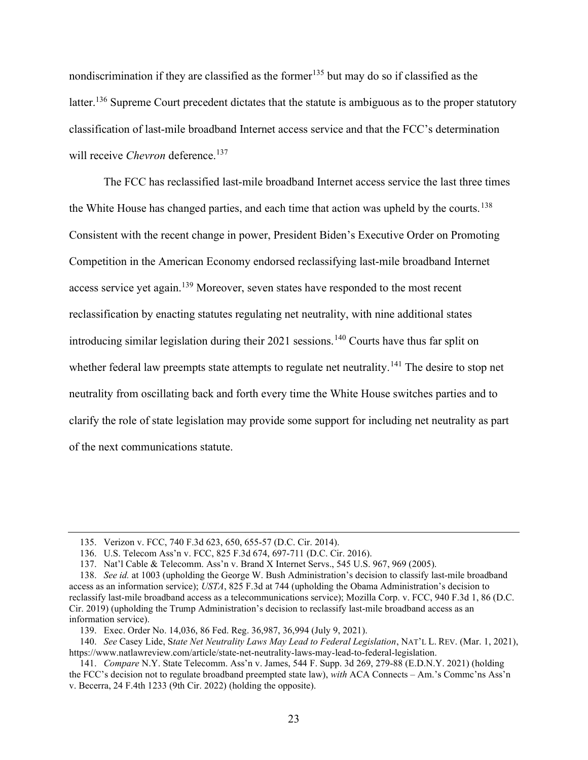nondiscrimination if they are classified as the former[135] but may do so if classified as the latter.[136] Supreme Court precedent dictates that the statute is ambiguous as to the proper statutory classification of last-mile broadband Internet access service and that the FCC's determination will receive *Chevron* deference.[137]

The FCC has reclassified last-mile broadband Internet access service the last three times the White House has changed parties, and each time that action was upheld by the courts.[138] Consistent with the recent change in power, President Biden's Executive Order on Promoting Competition in the American Economy endorsed reclassifying last-mile broadband Internet access service yet again.[139] Moreover, seven states have responded to the most recent reclassification by enacting statutes regulating net neutrality, with nine additional states introducing similar legislation during their 2021 sessions.[140] Courts have thus far split on whether federal law preempts state attempts to regulate net neutrality.[141] The desire to stop net neutrality from oscillating back and forth every time the White House switches parties and to clarify the role of state legislation may provide some support for including net neutrality as part of the next communications statute.

---

135. Verizon v. FCC, 740 F.3d 623, 650, 655-57 (D.C. Cir. 2014).

136. U.S. Telecom Ass'n v. FCC, 825 F.3d 674, 697-711 (D.C. Cir. 2016).

137. Nat'l Cable & Telecomm. Ass'n v. Brand X Internet Servs., 545 U.S. 967, 969 (2005).

138. *See id.* at 1003 (upholding the George W. Bush Administration's decision to classify last-mile broadband access as an information service); *USTA*, 825 F.3d at 744 (upholding the Obama Administration's decision to reclassify last-mile broadband access as a telecommunications service); Mozilla Corp. v. FCC, 940 F.3d 1, 86 (D.C. Cir. 2019) (upholding the Trump Administration's decision to reclassify last-mile broadband access as an information service).

139. Exec. Order No. 14,036, 86 Fed. Reg. 36,987, 36,994 (July 9, 2021).

140. *See* Casey Lide, S*tate Net Neutrality Laws May Lead to Federal Legislation*, NAT'L L. REV. (Mar. 1, 2021), https://www.natlawreview.com/article/state-net-neutrality-laws-may-lead-to-federal-legislation.

141. *Compare* N.Y. State Telecomm. Ass'n v. James, 544 F. Supp. 3d 269, 279-88 (E.D.N.Y. 2021) (holding the FCC's decision not to regulate broadband preempted state law), *with* ACA Connects – Am.'s Commc'ns Ass'n v. Becerra, 24 F.4th 1233 (9th Cir. 2022) (holding the opposite).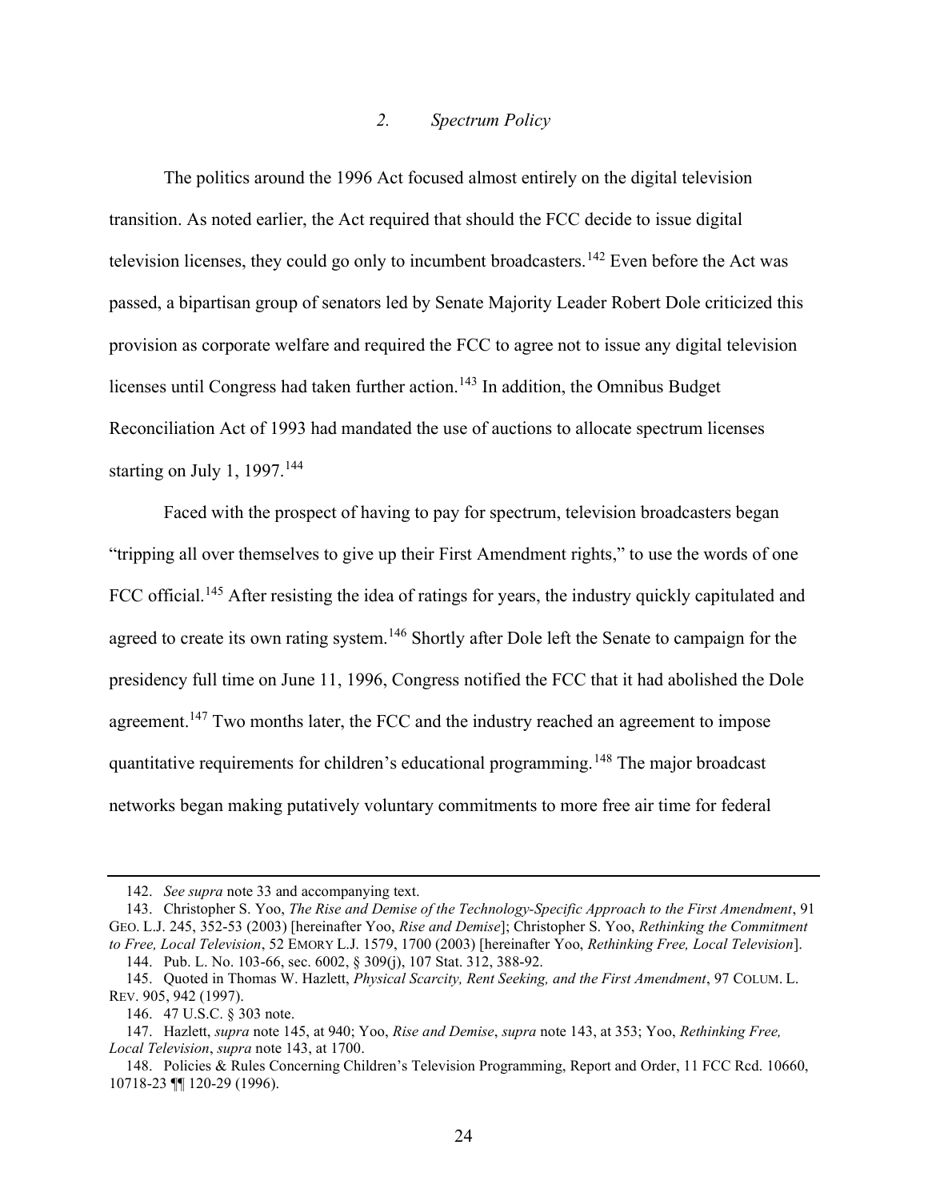### *2. Spectrum Policy*

The politics around the 1996 Act focused almost entirely on the digital television transition. As noted earlier, the Act required that should the FCC decide to issue digital television licenses, they could go only to incumbent broadcasters.[142] Even before the Act was passed, a bipartisan group of senators led by Senate Majority Leader Robert Dole criticized this provision as corporate welfare and required the FCC to agree not to issue any digital television licenses until Congress had taken further action.[143] In addition, the Omnibus Budget Reconciliation Act of 1993 had mandated the use of auctions to allocate spectrum licenses starting on July 1, 1997.[144]

Faced with the prospect of having to pay for spectrum, television broadcasters began "tripping all over themselves to give up their First Amendment rights," to use the words of one FCC official.[145] After resisting the idea of ratings for years, the industry quickly capitulated and agreed to create its own rating system.[146] Shortly after Dole left the Senate to campaign for the presidency full time on June 11, 1996, Congress notified the FCC that it had abolished the Dole agreement.[147] Two months later, the FCC and the industry reached an agreement to impose quantitative requirements for children's educational programming.[148] The major broadcast networks began making putatively voluntary commitments to more free air time for federal

---

142. *See supra* note 33 and accompanying text.

143. Christopher S. Yoo, *The Rise and Demise of the Technology-Specific Approach to the First Amendment*, 91 GEO. L.J. 245, 352-53 (2003) [hereinafter Yoo, *Rise and Demise*]; Christopher S. Yoo, *Rethinking the Commitment to Free, Local Television*, 52 EMORY L.J. 1579, 1700 (2003) [hereinafter Yoo, *Rethinking Free, Local Television*].

144. Pub. L. No. 103-66, sec. 6002, § 309(j), 107 Stat. 312, 388-92.

145. Quoted in Thomas W. Hazlett, *Physical Scarcity, Rent Seeking, and the First Amendment*, 97 COLUM. L. REV. 905, 942 (1997).

146. 47 U.S.C. § 303 note.

147. Hazlett, *supra* note 145, at 940; Yoo, *Rise and Demise*, *supra* note 143, at 353; Yoo, *Rethinking Free, Local Television*, *supra* note 143, at 1700.

148. Policies & Rules Concerning Children's Television Programming, Report and Order, 11 FCC Rcd. 10660, 10718-23 ¶¶ 120-29 (1996).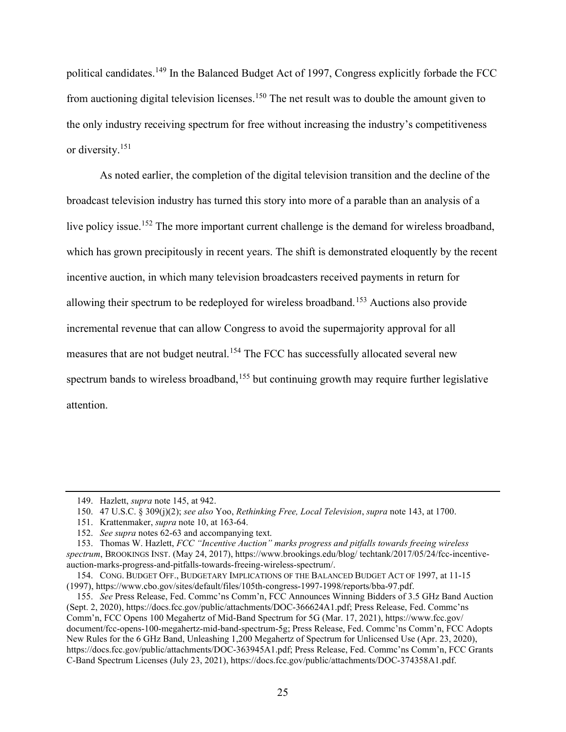political candidates.[149] In the Balanced Budget Act of 1997, Congress explicitly forbade the FCC from auctioning digital television licenses.[150] The net result was to double the amount given to the only industry receiving spectrum for free without increasing the industry's competitiveness or diversity.[151]

As noted earlier, the completion of the digital television transition and the decline of the broadcast television industry has turned this story into more of a parable than an analysis of a live policy issue.[152] The more important current challenge is the demand for wireless broadband, which has grown precipitously in recent years. The shift is demonstrated eloquently by the recent incentive auction, in which many television broadcasters received payments in return for allowing their spectrum to be redeployed for wireless broadband.[153] Auctions also provide incremental revenue that can allow Congress to avoid the supermajority approval for all measures that are not budget neutral.[154] The FCC has successfully allocated several new spectrum bands to wireless broadband,[155] but continuing growth may require further legislative attention.

---

149. Hazlett, *supra* note 145, at 942.

150. 47 U.S.C. § 309(j)(2); *see also* Yoo, *Rethinking Free, Local Television*, *supra* note 143, at 1700.

151. Krattenmaker, *supra* note 10, at 163-64.

152. *See supra* notes 62-63 and accompanying text.

153. Thomas W. Hazlett, *FCC "Incentive Auction" marks progress and pitfalls towards freeing wireless spectrum*, BROOKINGS INST. (May 24, 2017), https://www.brookings.edu/blog/ techtank/2017/05/24/fcc-incentive-auction-marks-progress-and-pitfalls-towards-freeing-wireless-spectrum/.

154. CONG. BUDGET OFF., BUDGETARY IMPLICATIONS OF THE BALANCED BUDGET ACT OF 1997, at 11-15 (1997), https://www.cbo.gov/sites/default/files/105th-congress-1997-1998/reports/bba-97.pdf.

155. *See* Press Release, Fed. Commc'ns Comm'n, FCC Announces Winning Bidders of 3.5 GHz Band Auction (Sept. 2, 2020), https://docs.fcc.gov/public/attachments/DOC-366624A1.pdf; Press Release, Fed. Commc'ns Comm'n, FCC Opens 100 Megahertz of Mid-Band Spectrum for 5G (Mar. 17, 2021), https://www.fcc.gov/ document/fcc-opens-100-megahertz-mid-band-spectrum-5g; Press Release, Fed. Commc'ns Comm'n, FCC Adopts New Rules for the 6 GHz Band, Unleashing 1,200 Megahertz of Spectrum for Unlicensed Use (Apr. 23, 2020), https://docs.fcc.gov/public/attachments/DOC-363945A1.pdf; Press Release, Fed. Commc'ns Comm'n, FCC Grants C-Band Spectrum Licenses (July 23, 2021), https://docs.fcc.gov/public/attachments/DOC-374358A1.pdf.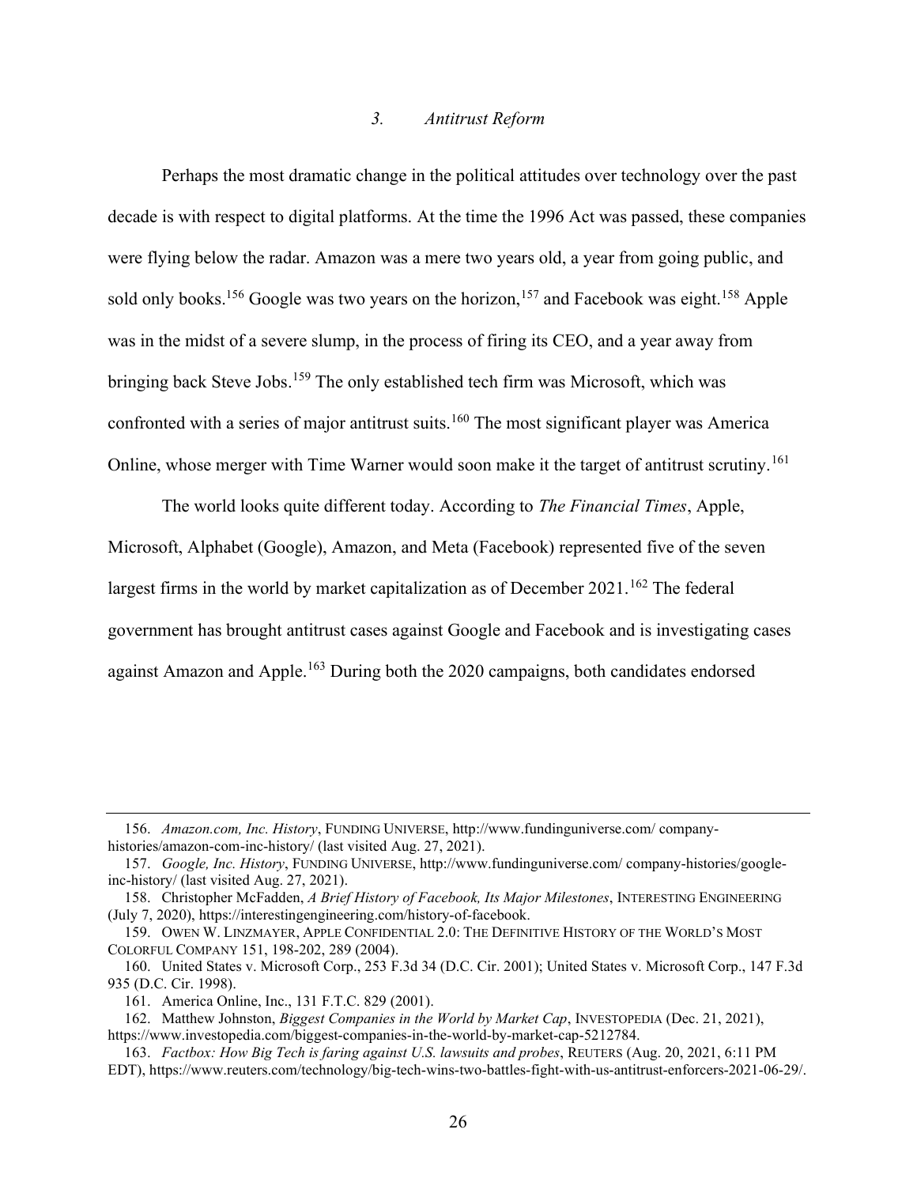### 3. *Antitrust Reform*

Perhaps the most dramatic change in the political attitudes over technology over the past decade is with respect to digital platforms. At the time the 1996 Act was passed, these companies were flying below the radar. Amazon was a mere two years old, a year from going public, and sold only books.[156] Google was two years on the horizon,[157] and Facebook was eight.[158] Apple was in the midst of a severe slump, in the process of firing its CEO, and a year away from bringing back Steve Jobs.[159] The only established tech firm was Microsoft, which was confronted with a series of major antitrust suits.[160] The most significant player was America Online, whose merger with Time Warner would soon make it the target of antitrust scrutiny.[161]

The world looks quite different today. According to *The Financial Times*, Apple, Microsoft, Alphabet (Google), Amazon, and Meta (Facebook) represented five of the seven largest firms in the world by market capitalization as of December 2021.[162] The federal government has brought antitrust cases against Google and Facebook and is investigating cases against Amazon and Apple.[163] During both the 2020 campaigns, both candidates endorsed

---

156. *Amazon.com, Inc. History*, FUNDING UNIVERSE, http://www.fundinguniverse.com/ company-histories/amazon-com-inc-history/ (last visited Aug. 27, 2021).

157. *Google, Inc. History*, FUNDING UNIVERSE, http://www.fundinguniverse.com/ company-histories/google-inc-history/ (last visited Aug. 27, 2021).

158. Christopher McFadden, *A Brief History of Facebook, Its Major Milestones*, INTERESTING ENGINEERING (July 7, 2020), https://interestingengineering.com/history-of-facebook.

159. OWEN W. LINZMAYER, APPLE CONFIDENTIAL 2.0: THE DEFINITIVE HISTORY OF THE WORLD'S MOST COLORFUL COMPANY 151, 198-202, 289 (2004).

160. United States v. Microsoft Corp., 253 F.3d 34 (D.C. Cir. 2001); United States v. Microsoft Corp., 147 F.3d 935 (D.C. Cir. 1998).

161. America Online, Inc., 131 F.T.C. 829 (2001).

162. Matthew Johnston, *Biggest Companies in the World by Market Cap*, INVESTOPEDIA (Dec. 21, 2021), https://www.investopedia.com/biggest-companies-in-the-world-by-market-cap-5212784.

163. *Factbox: How Big Tech is faring against U.S. lawsuits and probes*, REUTERS (Aug. 20, 2021, 6:11 PM EDT), https://www.reuters.com/technology/big-tech-wins-two-battles-fight-with-us-antitrust-enforcers-2021-06-29/.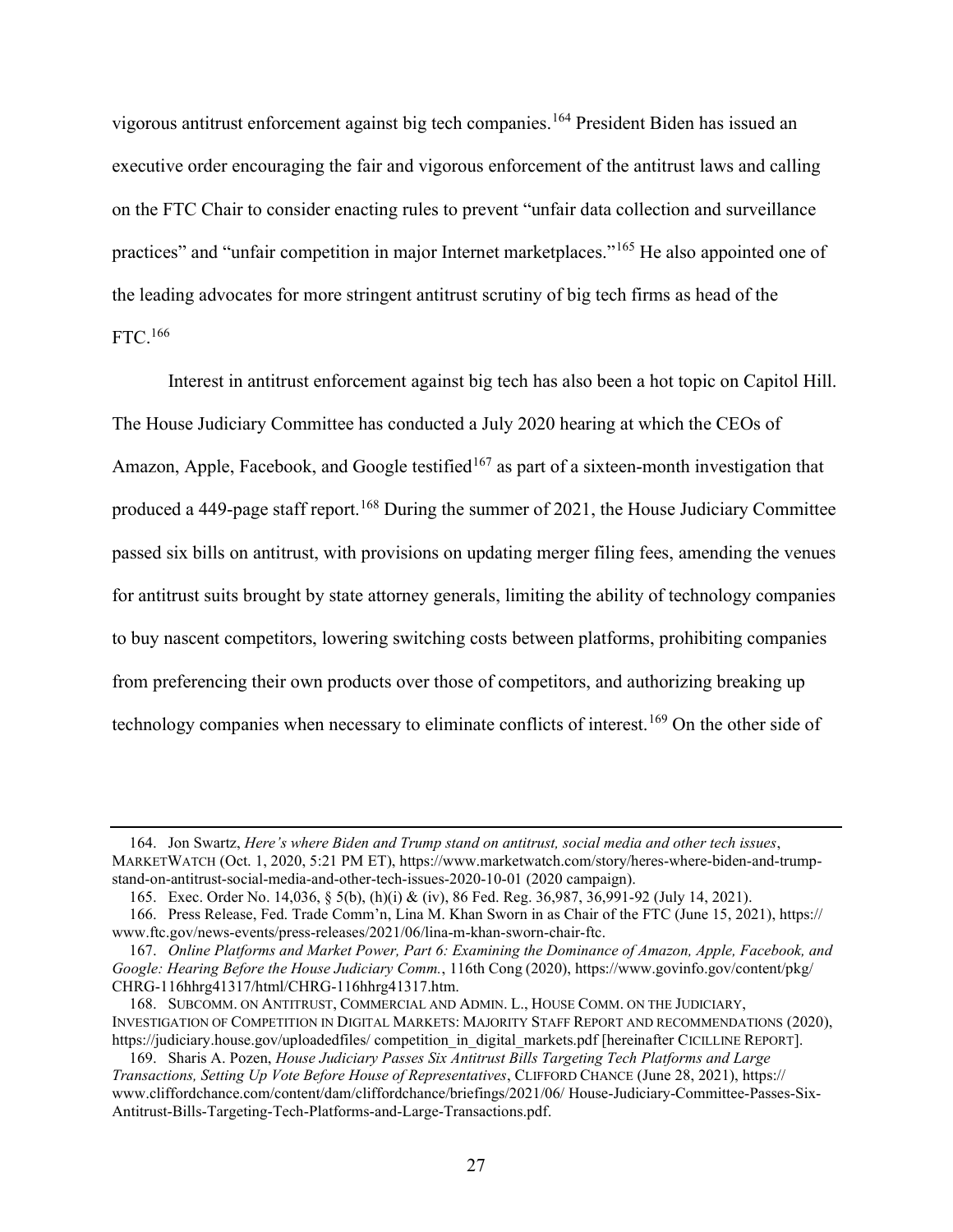vigorous antitrust enforcement against big tech companies.[164] President Biden has issued an executive order encouraging the fair and vigorous enforcement of the antitrust laws and calling on the FTC Chair to consider enacting rules to prevent "unfair data collection and surveillance practices" and "unfair competition in major Internet marketplaces."[165] He also appointed one of the leading advocates for more stringent antitrust scrutiny of big tech firms as head of the FTC.[166]

Interest in antitrust enforcement against big tech has also been a hot topic on Capitol Hill. The House Judiciary Committee has conducted a July 2020 hearing at which the CEOs of Amazon, Apple, Facebook, and Google testified[167] as part of a sixteen-month investigation that produced a 449-page staff report.[168] During the summer of 2021, the House Judiciary Committee passed six bills on antitrust, with provisions on updating merger filing fees, amending the venues for antitrust suits brought by state attorney generals, limiting the ability of technology companies to buy nascent competitors, lowering switching costs between platforms, prohibiting companies from preferencing their own products over those of competitors, and authorizing breaking up technology companies when necessary to eliminate conflicts of interest.[169] On the other side of

---

164. Jon Swartz, *Here's where Biden and Trump stand on antitrust, social media and other tech issues*, MARKETWATCH (Oct. 1, 2020, 5:21 PM ET), https://www.marketwatch.com/story/heres-where-biden-and-trump-stand-on-antitrust-social-media-and-other-tech-issues-2020-10-01 (2020 campaign).

165. Exec. Order No. 14,036, § 5(b), (h)(i) & (iv), 86 Fed. Reg. 36,987, 36,991-92 (July 14, 2021).

166. Press Release, Fed. Trade Comm'n, Lina M. Khan Sworn in as Chair of the FTC (June 15, 2021), https://www.ftc.gov/news-events/press-releases/2021/06/lina-m-khan-sworn-chair-ftc.

167. *Online Platforms and Market Power, Part 6: Examining the Dominance of Amazon, Apple, Facebook, and Google: Hearing Before the House Judiciary Comm.*, 116th Cong (2020), https://www.govinfo.gov/content/pkg/CHRG-116hhrg41317/html/CHRG-116hhrg41317.htm.

168. SUBCOMM. ON ANTITRUST, COMMERCIAL AND ADMIN. L., HOUSE COMM. ON THE JUDICIARY, INVESTIGATION OF COMPETITION IN DIGITAL MARKETS: MAJORITY STAFF REPORT AND RECOMMENDATIONS (2020), https://judiciary.house.gov/uploadedfiles/ competition_in_digital_markets.pdf [hereinafter CICILLINE REPORT].

169. Sharis A. Pozen, *House Judiciary Passes Six Antitrust Bills Targeting Tech Platforms and Large Transactions, Setting Up Vote Before House of Representatives*, CLIFFORD CHANCE (June 28, 2021), https://www.cliffordchance.com/content/dam/cliffordchance/briefings/2021/06/ House-Judiciary-Committee-Passes-Six-Antitrust-Bills-Targeting-Tech-Platforms-and-Large-Transactions.pdf.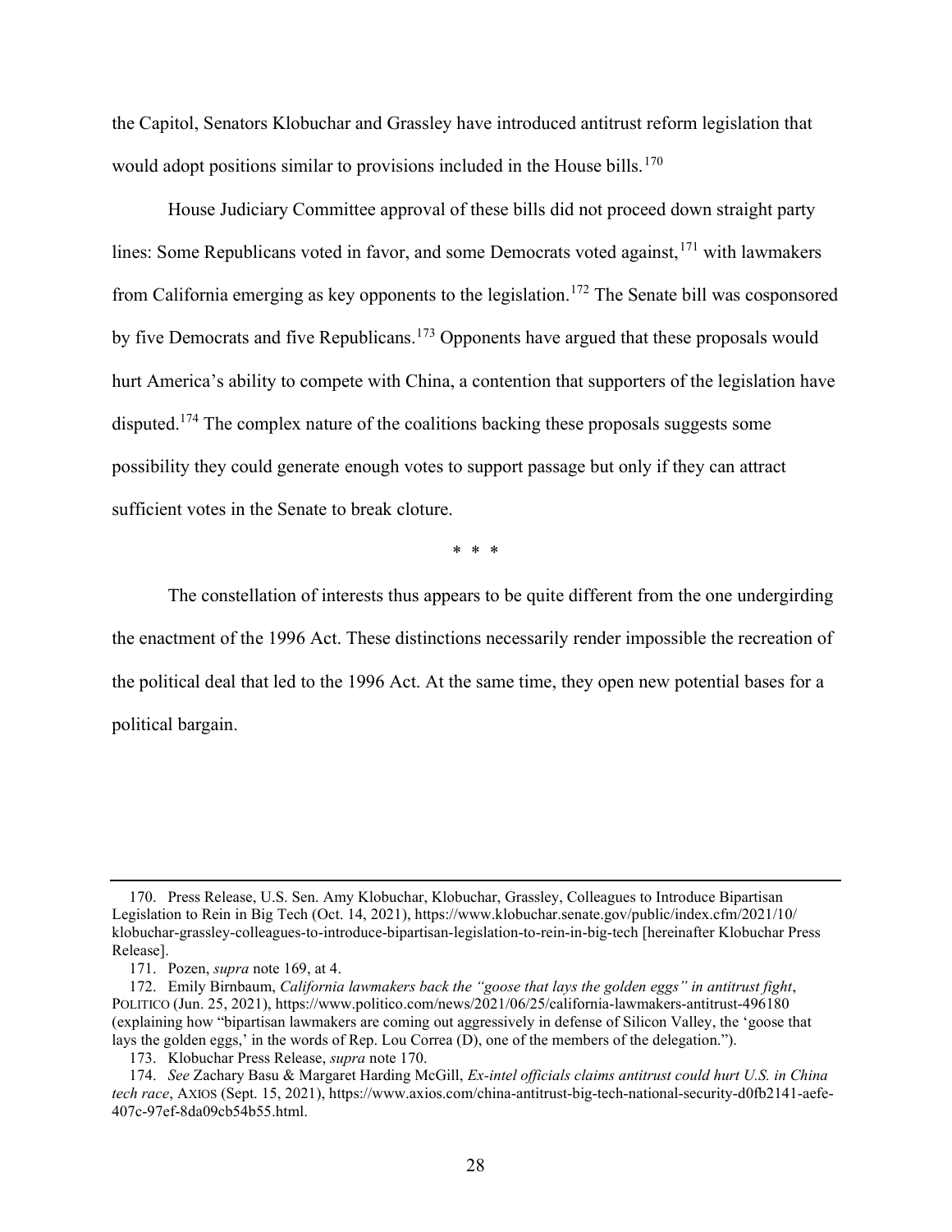the Capitol, Senators Klobuchar and Grassley have introduced antitrust reform legislation that would adopt positions similar to provisions included in the House bills.[170]

House Judiciary Committee approval of these bills did not proceed down straight party lines: Some Republicans voted in favor, and some Democrats voted against,[171] with lawmakers from California emerging as key opponents to the legislation.[172] The Senate bill was cosponsored by five Democrats and five Republicans.[173] Opponents have argued that these proposals would hurt America's ability to compete with China, a contention that supporters of the legislation have disputed.[174] The complex nature of the coalitions backing these proposals suggests some possibility they could generate enough votes to support passage but only if they can attract sufficient votes in the Senate to break cloture.

\* \* \*

The constellation of interests thus appears to be quite different from the one undergirding the enactment of the 1996 Act. These distinctions necessarily render impossible the recreation of the political deal that led to the 1996 Act. At the same time, they open new potential bases for a political bargain.

---

170. Press Release, U.S. Sen. Amy Klobuchar, Klobuchar, Grassley, Colleagues to Introduce Bipartisan Legislation to Rein in Big Tech (Oct. 14, 2021), https://www.klobuchar.senate.gov/public/index.cfm/2021/10/klobuchar-grassley-colleagues-to-introduce-bipartisan-legislation-to-rein-in-big-tech [hereinafter Klobuchar Press Release].

171. Pozen, *supra* note 169, at 4.

172. Emily Birnbaum, *California lawmakers back the "goose that lays the golden eggs" in antitrust fight*, POLITICO (Jun. 25, 2021), https://www.politico.com/news/2021/06/25/california-lawmakers-antitrust-496180 (explaining how "bipartisan lawmakers are coming out aggressively in defense of Silicon Valley, the 'goose that lays the golden eggs,' in the words of Rep. Lou Correa (D), one of the members of the delegation.").

173. Klobuchar Press Release, *supra* note 170.

174. *See* Zachary Basu & Margaret Harding McGill, *Ex-intel officials claims antitrust could hurt U.S. in China tech race*, AXIOS (Sept. 15, 2021), https://www.axios.com/china-antitrust-big-tech-national-security-d0fb2141-aefe-407c-97ef-8da09cb54b55.html.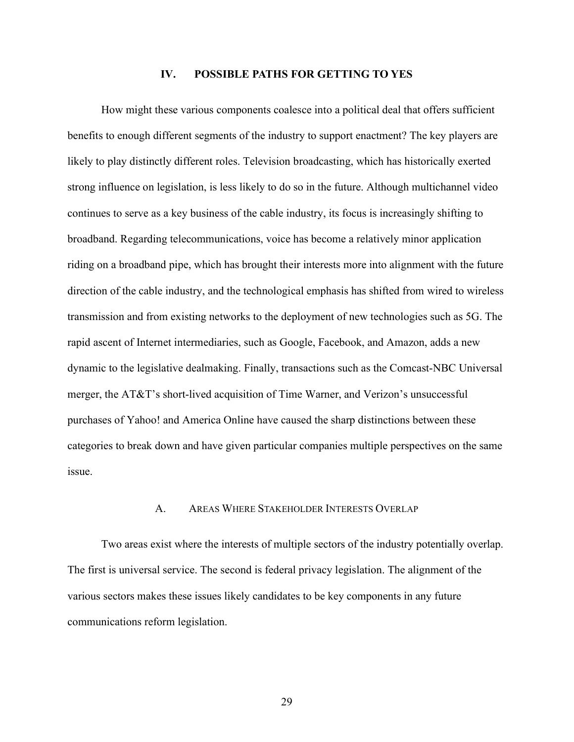## IV. POSSIBLE PATHS FOR GETTING TO YES

How might these various components coalesce into a political deal that offers sufficient benefits to enough different segments of the industry to support enactment? The key players are likely to play distinctly different roles. Television broadcasting, which has historically exerted strong influence on legislation, is less likely to do so in the future. Although multichannel video continues to serve as a key business of the cable industry, its focus is increasingly shifting to broadband. Regarding telecommunications, voice has become a relatively minor application riding on a broadband pipe, which has brought their interests more into alignment with the future direction of the cable industry, and the technological emphasis has shifted from wired to wireless transmission and from existing networks to the deployment of new technologies such as 5G. The rapid ascent of Internet intermediaries, such as Google, Facebook, and Amazon, adds a new dynamic to the legislative dealmaking. Finally, transactions such as the Comcast-NBC Universal merger, the AT&T's short-lived acquisition of Time Warner, and Verizon's unsuccessful purchases of Yahoo! and America Online have caused the sharp distinctions between these categories to break down and have given particular companies multiple perspectives on the same issue.

### A. Areas Where Stakeholder Interests Overlap

Two areas exist where the interests of multiple sectors of the industry potentially overlap. The first is universal service. The second is federal privacy legislation. The alignment of the various sectors makes these issues likely candidates to be key components in any future communications reform legislation.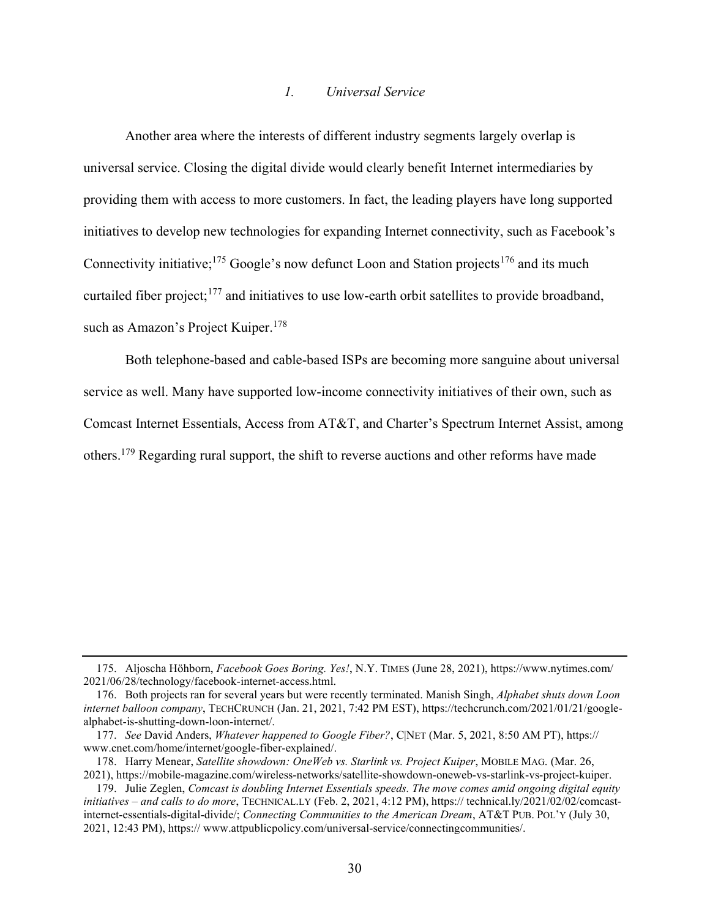### *1. Universal Service*

Another area where the interests of different industry segments largely overlap is universal service. Closing the digital divide would clearly benefit Internet intermediaries by providing them with access to more customers. In fact, the leading players have long supported initiatives to develop new technologies for expanding Internet connectivity, such as Facebook's Connectivity initiative;[175] Google's now defunct Loon and Station projects[176] and its much curtailed fiber project;[177] and initiatives to use low-earth orbit satellites to provide broadband, such as Amazon's Project Kuiper.[178]

Both telephone-based and cable-based ISPs are becoming more sanguine about universal service as well. Many have supported low-income connectivity initiatives of their own, such as Comcast Internet Essentials, Access from AT&T, and Charter's Spectrum Internet Assist, among others.[179] Regarding rural support, the shift to reverse auctions and other reforms have made

---

175. Aljoscha Höhborn, *Facebook Goes Boring. Yes!*, N.Y. TIMES (June 28, 2021), https://www.nytimes.com/2021/06/28/technology/facebook-internet-access.html.

176. Both projects ran for several years but were recently terminated. Manish Singh, *Alphabet shuts down Loon internet balloon company*, TECHCRUNCH (Jan. 21, 2021, 7:42 PM EST), https://techcrunch.com/2021/01/21/google-alphabet-is-shutting-down-loon-internet/.

177. *See* David Anders, *Whatever happened to Google Fiber?*, C|NET (Mar. 5, 2021, 8:50 AM PT), https://www.cnet.com/home/internet/google-fiber-explained/.

178. Harry Menear, *Satellite showdown: OneWeb vs. Starlink vs. Project Kuiper*, MOBILE MAG. (Mar. 26, 2021), https://mobile-magazine.com/wireless-networks/satellite-showdown-oneweb-vs-starlink-vs-project-kuiper.

179. Julie Zeglen, *Comcast is doubling Internet Essentials speeds. The move comes amid ongoing digital equity initiatives – and calls to do more*, TECHNICAL.LY (Feb. 2, 2021, 4:12 PM), https:// technical.ly/2021/02/02/comcast-internet-essentials-digital-divide/; *Connecting Communities to the American Dream*, AT&T PUB. POL'Y (July 30, 2021, 12:43 PM), https:// www.attpublicpolicy.com/universal-service/connectingcommunities/.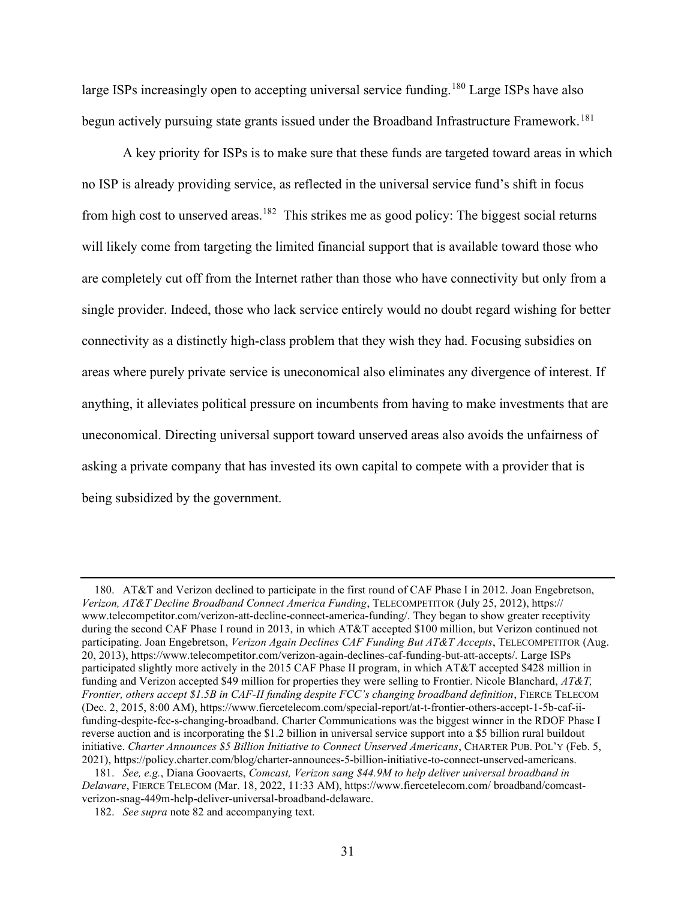large ISPs increasingly open to accepting universal service funding.[180] Large ISPs have also begun actively pursuing state grants issued under the Broadband Infrastructure Framework.[181]

A key priority for ISPs is to make sure that these funds are targeted toward areas in which no ISP is already providing service, as reflected in the universal service fund's shift in focus from high cost to unserved areas.[182] This strikes me as good policy: The biggest social returns will likely come from targeting the limited financial support that is available toward those who are completely cut off from the Internet rather than those who have connectivity but only from a single provider. Indeed, those who lack service entirely would no doubt regard wishing for better connectivity as a distinctly high-class problem that they wish they had. Focusing subsidies on areas where purely private service is uneconomical also eliminates any divergence of interest. If anything, it alleviates political pressure on incumbents from having to make investments that are uneconomical. Directing universal support toward unserved areas also avoids the unfairness of asking a private company that has invested its own capital to compete with a provider that is being subsidized by the government.

---

180. AT&T and Verizon declined to participate in the first round of CAF Phase I in 2012. Joan Engebretson, *Verizon, AT&T Decline Broadband Connect America Funding*, TELECOMPETITOR (July 25, 2012), https://www.telecompetitor.com/verizon-att-decline-connect-america-funding/. They began to show greater receptivity during the second CAF Phase I round in 2013, in which AT&T accepted $100 million, but Verizon continued not participating. Joan Engebretson, *Verizon Again Declines CAF Funding But AT&T Accepts*, TELECOMPETITOR (Aug. 20, 2013), https://www.telecompetitor.com/verizon-again-declines-caf-funding-but-att-accepts/. Large ISPs participated slightly more actively in the 2015 CAF Phase II program, in which AT&T accepted $428 million in funding and Verizon accepted $49 million for properties they were selling to Frontier. Nicole Blanchard, *AT&T, Frontier, others accept $1.5B in CAF-II funding despite FCC's changing broadband definition*, FIERCE TELECOM (Dec. 2, 2015, 8:00 AM), https://www.fiercetelecom.com/special-report/at-t-frontier-others-accept-1-5b-caf-ii-funding-despite-fcc-s-changing-broadband. Charter Communications was the biggest winner in the RDOF Phase I reverse auction and is incorporating the $1.2 billion in universal service support into a $5 billion rural buildout initiative. *Charter Announces $5 Billion Initiative to Connect Unserved Americans*, CHARTER PUB. POL'Y (Feb. 5, 2021), https://policy.charter.com/blog/charter-announces-5-billion-initiative-to-connect-unserved-americans.

181. *See, e.g.*, Diana Goovaerts, *Comcast, Verizon sang $44.9M to help deliver universal broadband in Delaware*, FIERCE TELECOM (Mar. 18, 2022, 11:33 AM), https://www.fiercetelecom.com/ broadband/comcast-verizon-snag-449m-help-deliver-universal-broadband-delaware.

182. *See supra* note 82 and accompanying text.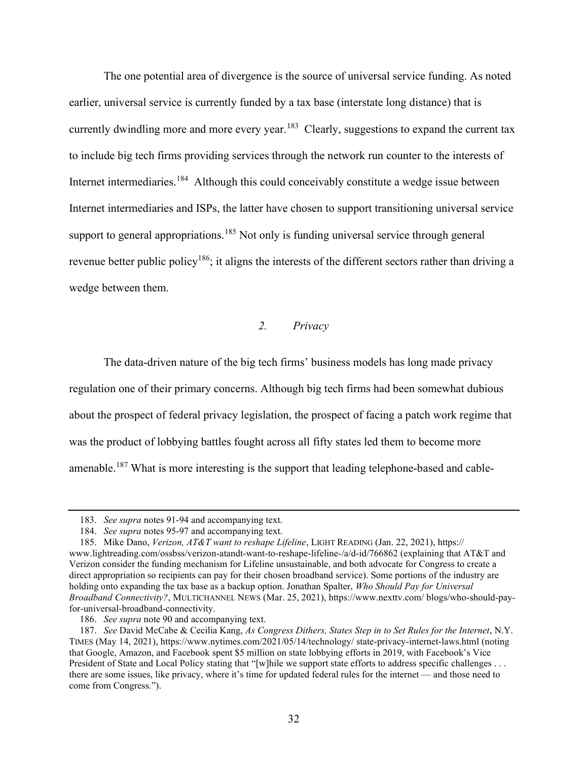The one potential area of divergence is the source of universal service funding. As noted earlier, universal service is currently funded by a tax base (interstate long distance) that is currently dwindling more and more every year.[183] Clearly, suggestions to expand the current tax to include big tech firms providing services through the network run counter to the interests of Internet intermediaries.[184] Although this could conceivably constitute a wedge issue between Internet intermediaries and ISPs, the latter have chosen to support transitioning universal service support to general appropriations.[185] Not only is funding universal service through general revenue better public policy[186]; it aligns the interests of the different sectors rather than driving a wedge between them.

### *2. Privacy*

The data-driven nature of the big tech firms' business models has long made privacy regulation one of their primary concerns. Although big tech firms had been somewhat dubious about the prospect of federal privacy legislation, the prospect of facing a patch work regime that was the product of lobbying battles fought across all fifty states led them to become more amenable.[187] What is more interesting is the support that leading telephone-based and cable-

---

183. *See supra* notes 91-94 and accompanying text.

184. *See supra* notes 95-97 and accompanying text.

185. Mike Dano, *Verizon, AT&T want to reshape Lifeline*, LIGHT READING (Jan. 22, 2021), https://www.lightreading.com/ossbss/verizon-atandt-want-to-reshape-lifeline-/a/d-id/766862 (explaining that AT&T and Verizon consider the funding mechanism for Lifeline unsustainable, and both advocate for Congress to create a direct appropriation so recipients can pay for their chosen broadband service). Some portions of the industry are holding onto expanding the tax base as a backup option. Jonathan Spalter, *Who Should Pay for Universal Broadband Connectivity?*, MULTICHANNEL NEWS (Mar. 25, 2021), https://www.nexttv.com/ blogs/who-should-pay-for-universal-broadband-connectivity.

186. *See supra* note 90 and accompanying text.

187. *See* David McCabe & Cecilia Kang, *As Congress Dithers, States Step in to Set Rules for the Internet*, N.Y. TIMES (May 14, 2021), https://www.nytimes.com/2021/05/14/technology/ state-privacy-internet-laws.html (noting that Google, Amazon, and Facebook spent $5 million on state lobbying efforts in 2019, with Facebook's Vice President of State and Local Policy stating that "[w]hile we support state efforts to address specific challenges . . . there are some issues, like privacy, where it's time for updated federal rules for the internet — and those need to come from Congress.").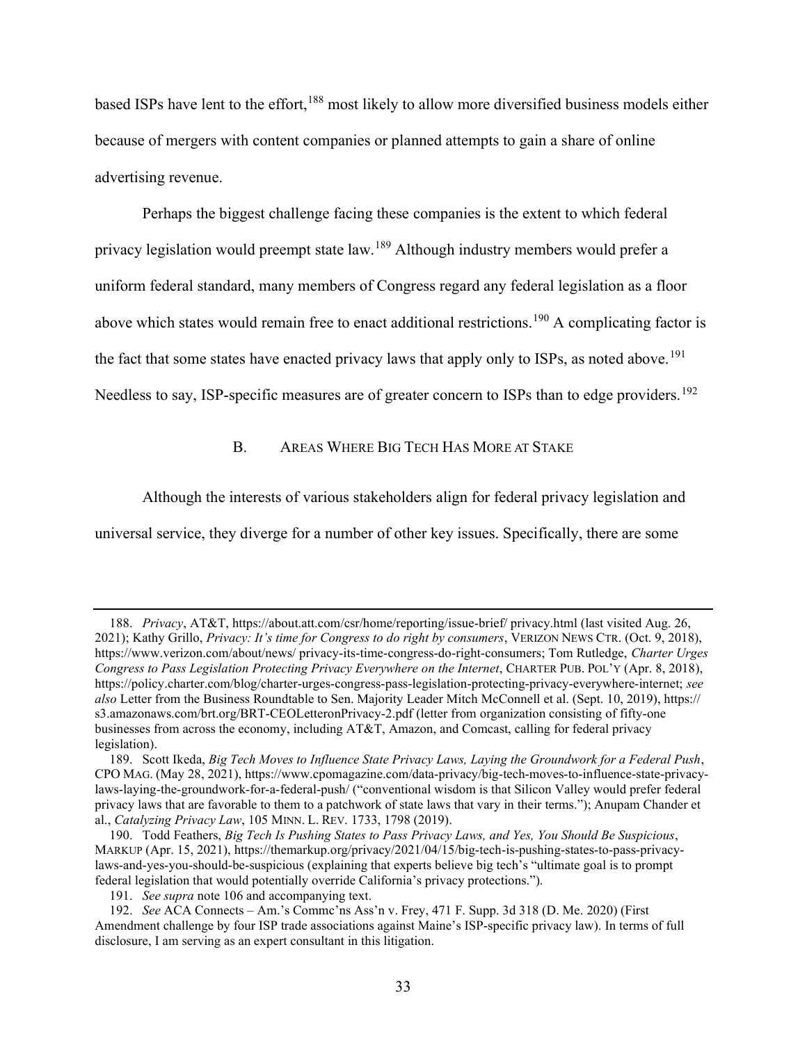based ISPs have lent to the effort,[188] most likely to allow more diversified business models either because of mergers with content companies or planned attempts to gain a share of online advertising revenue.

Perhaps the biggest challenge facing these companies is the extent to which federal privacy legislation would preempt state law.[189] Although industry members would prefer a uniform federal standard, many members of Congress regard any federal legislation as a floor above which states would remain free to enact additional restrictions.[190] A complicating factor is the fact that some states have enacted privacy laws that apply only to ISPs, as noted above.[191] Needless to say, ISP-specific measures are of greater concern to ISPs than to edge providers.[192]

### B. Areas Where Big Tech Has More at Stake

Although the interests of various stakeholders align for federal privacy legislation and universal service, they diverge for a number of other key issues. Specifically, there are some

---

188. *Privacy*, AT&T, https://about.att.com/csr/home/reporting/issue-brief/ privacy.html (last visited Aug. 26, 2021); Kathy Grillo, *Privacy: It's time for Congress to do right by consumers*, VERIZON NEWS CTR. (Oct. 9, 2018), https://www.verizon.com/about/news/ privacy-its-time-congress-do-right-consumers; Tom Rutledge, *Charter Urges Congress to Pass Legislation Protecting Privacy Everywhere on the Internet*, CHARTER PUB. POL'Y (Apr. 8, 2018), https://policy.charter.com/blog/charter-urges-congress-pass-legislation-protecting-privacy-everywhere-internet; *see also* Letter from the Business Roundtable to Sen. Majority Leader Mitch McConnell et al. (Sept. 10, 2019), https:// s3.amazonaws.com/brt.org/BRT-CEOLetteronPrivacy-2.pdf (letter from organization consisting of fifty-one businesses from across the economy, including AT&T, Amazon, and Comcast, calling for federal privacy legislation).

189. Scott Ikeda, *Big Tech Moves to Influence State Privacy Laws, Laying the Groundwork for a Federal Push*, CPO MAG. (May 28, 2021), https://www.cpomagazine.com/data-privacy/big-tech-moves-to-influence-state-privacy-laws-laying-the-groundwork-for-a-federal-push/ ("conventional wisdom is that Silicon Valley would prefer federal privacy laws that are favorable to them to a patchwork of state laws that vary in their terms."); Anupam Chander et al., *Catalyzing Privacy Law*, 105 MINN. L. REV. 1733, 1798 (2019).

190. Todd Feathers, *Big Tech Is Pushing States to Pass Privacy Laws, and Yes, You Should Be Suspicious*, MARKUP (Apr. 15, 2021), https://themarkup.org/privacy/2021/04/15/big-tech-is-pushing-states-to-pass-privacy-laws-and-yes-you-should-be-suspicious (explaining that experts believe big tech's "ultimate goal is to prompt federal legislation that would potentially override California's privacy protections.").

191. *See supra* note 106 and accompanying text.

192. *See* ACA Connects – Am.'s Commc'ns Ass'n v. Frey, 471 F. Supp. 3d 318 (D. Me. 2020) (First Amendment challenge by four ISP trade associations against Maine's ISP-specific privacy law). In terms of full disclosure, I am serving as an expert consultant in this litigation.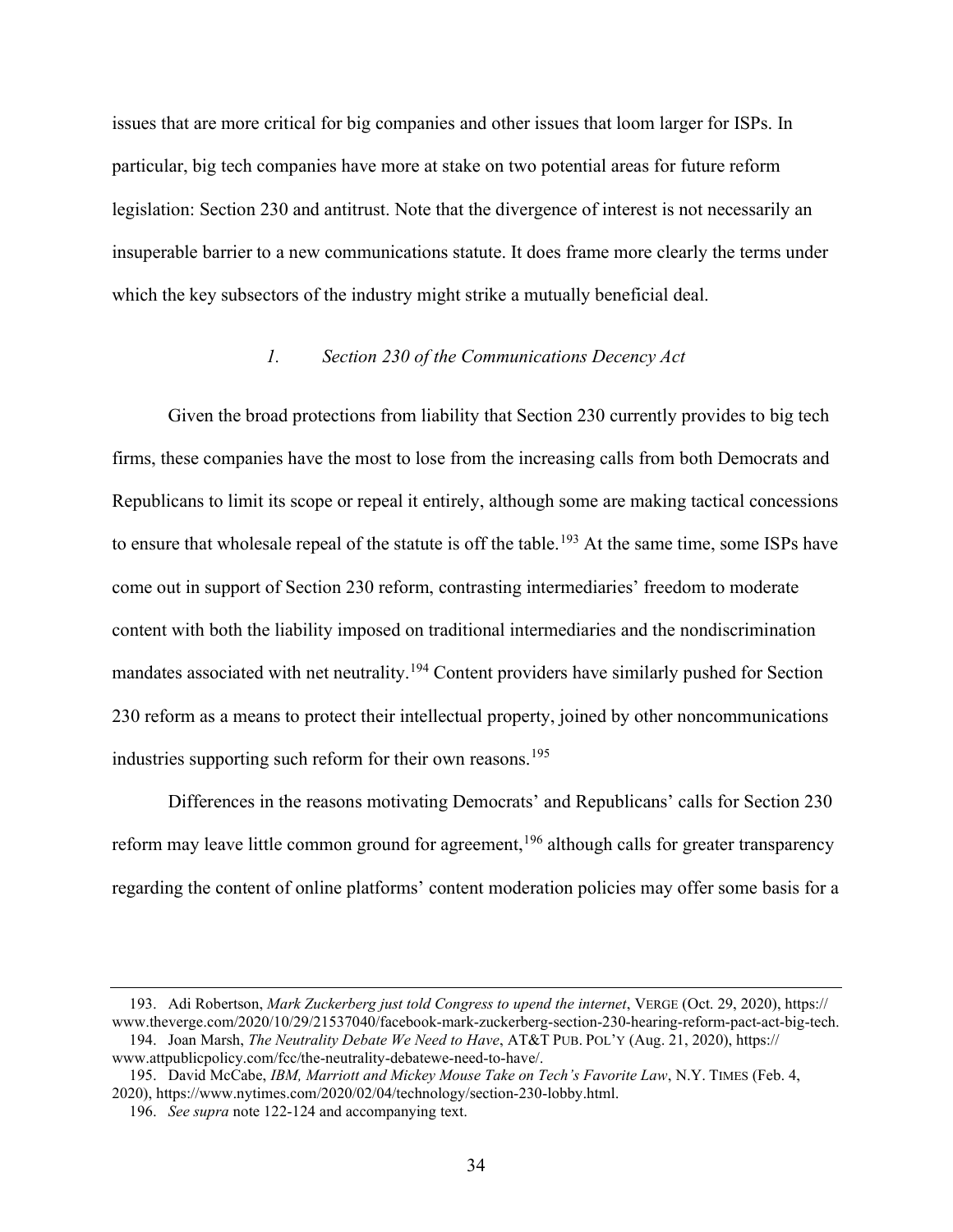issues that are more critical for big companies and other issues that loom larger for ISPs. In particular, big tech companies have more at stake on two potential areas for future reform legislation: Section 230 and antitrust. Note that the divergence of interest is not necessarily an insuperable barrier to a new communications statute. It does frame more clearly the terms under which the key subsectors of the industry might strike a mutually beneficial deal.

### *1. Section 230 of the Communications Decency Act*

Given the broad protections from liability that Section 230 currently provides to big tech firms, these companies have the most to lose from the increasing calls from both Democrats and Republicans to limit its scope or repeal it entirely, although some are making tactical concessions to ensure that wholesale repeal of the statute is off the table.[193] At the same time, some ISPs have come out in support of Section 230 reform, contrasting intermediaries' freedom to moderate content with both the liability imposed on traditional intermediaries and the nondiscrimination mandates associated with net neutrality.[194] Content providers have similarly pushed for Section 230 reform as a means to protect their intellectual property, joined by other noncommunications industries supporting such reform for their own reasons.[195]

Differences in the reasons motivating Democrats' and Republicans' calls for Section 230 reform may leave little common ground for agreement,[196] although calls for greater transparency regarding the content of online platforms' content moderation policies may offer some basis for a

---

193. Adi Robertson, *Mark Zuckerberg just told Congress to upend the internet*, VERGE (Oct. 29, 2020), https://www.theverge.com/2020/10/29/21537040/facebook-mark-zuckerberg-section-230-hearing-reform-pact-act-big-tech.

194. Joan Marsh, *The Neutrality Debate We Need to Have*, AT&T PUB. POL'Y (Aug. 21, 2020), https://www.attpublicpolicy.com/fcc/the-neutrality-debatewe-need-to-have/.

195. David McCabe, *IBM, Marriott and Mickey Mouse Take on Tech's Favorite Law*, N.Y. TIMES (Feb. 4, 2020), https://www.nytimes.com/2020/02/04/technology/section-230-lobby.html.

196. *See supra* note 122-124 and accompanying text.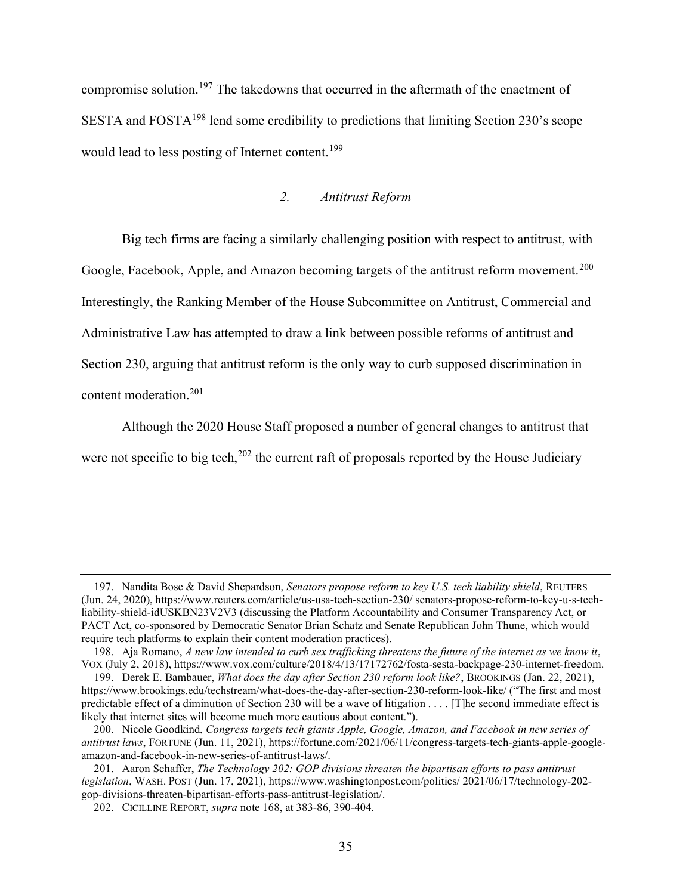compromise solution.[197] The takedowns that occurred in the aftermath of the enactment of SESTA and FOSTA[198] lend some credibility to predictions that limiting Section 230's scope would lead to less posting of Internet content.[199]

### *2. Antitrust Reform*

Big tech firms are facing a similarly challenging position with respect to antitrust, with Google, Facebook, Apple, and Amazon becoming targets of the antitrust reform movement.[200] Interestingly, the Ranking Member of the House Subcommittee on Antitrust, Commercial and Administrative Law has attempted to draw a link between possible reforms of antitrust and Section 230, arguing that antitrust reform is the only way to curb supposed discrimination in content moderation.[201]

Although the 2020 House Staff proposed a number of general changes to antitrust that were not specific to big tech,[202] the current raft of proposals reported by the House Judiciary

---

197. Nandita Bose & David Shepardson, *Senators propose reform to key U.S. tech liability shield*, REUTERS (Jun. 24, 2020), https://www.reuters.com/article/us-usa-tech-section-230/ senators-propose-reform-to-key-u-s-tech-liability-shield-idUSKBN23V2V3 (discussing the Platform Accountability and Consumer Transparency Act, or PACT Act, co-sponsored by Democratic Senator Brian Schatz and Senate Republican John Thune, which would require tech platforms to explain their content moderation practices).

198. Aja Romano, *A new law intended to curb sex trafficking threatens the future of the internet as we know it*, VOX (July 2, 2018), https://www.vox.com/culture/2018/4/13/17172762/fosta-sesta-backpage-230-internet-freedom.

199. Derek E. Bambauer, *What does the day after Section 230 reform look like?*, BROOKINGS (Jan. 22, 2021), https://www.brookings.edu/techstream/what-does-the-day-after-section-230-reform-look-like/ ("The first and most predictable effect of a diminution of Section 230 will be a wave of litigation . . . . [T]he second immediate effect is likely that internet sites will become much more cautious about content.").

200. Nicole Goodkind, *Congress targets tech giants Apple, Google, Amazon, and Facebook in new series of antitrust laws*, FORTUNE (Jun. 11, 2021), https://fortune.com/2021/06/11/congress-targets-tech-giants-apple-google-amazon-and-facebook-in-new-series-of-antitrust-laws/.

201. Aaron Schaffer, *The Technology 202: GOP divisions threaten the bipartisan efforts to pass antitrust legislation*, WASH. POST (Jun. 17, 2021), https://www.washingtonpost.com/politics/ 2021/06/17/technology-202-gop-divisions-threaten-bipartisan-efforts-pass-antitrust-legislation/.

202. CICILLINE REPORT, *supra* note 168, at 383-86, 390-404.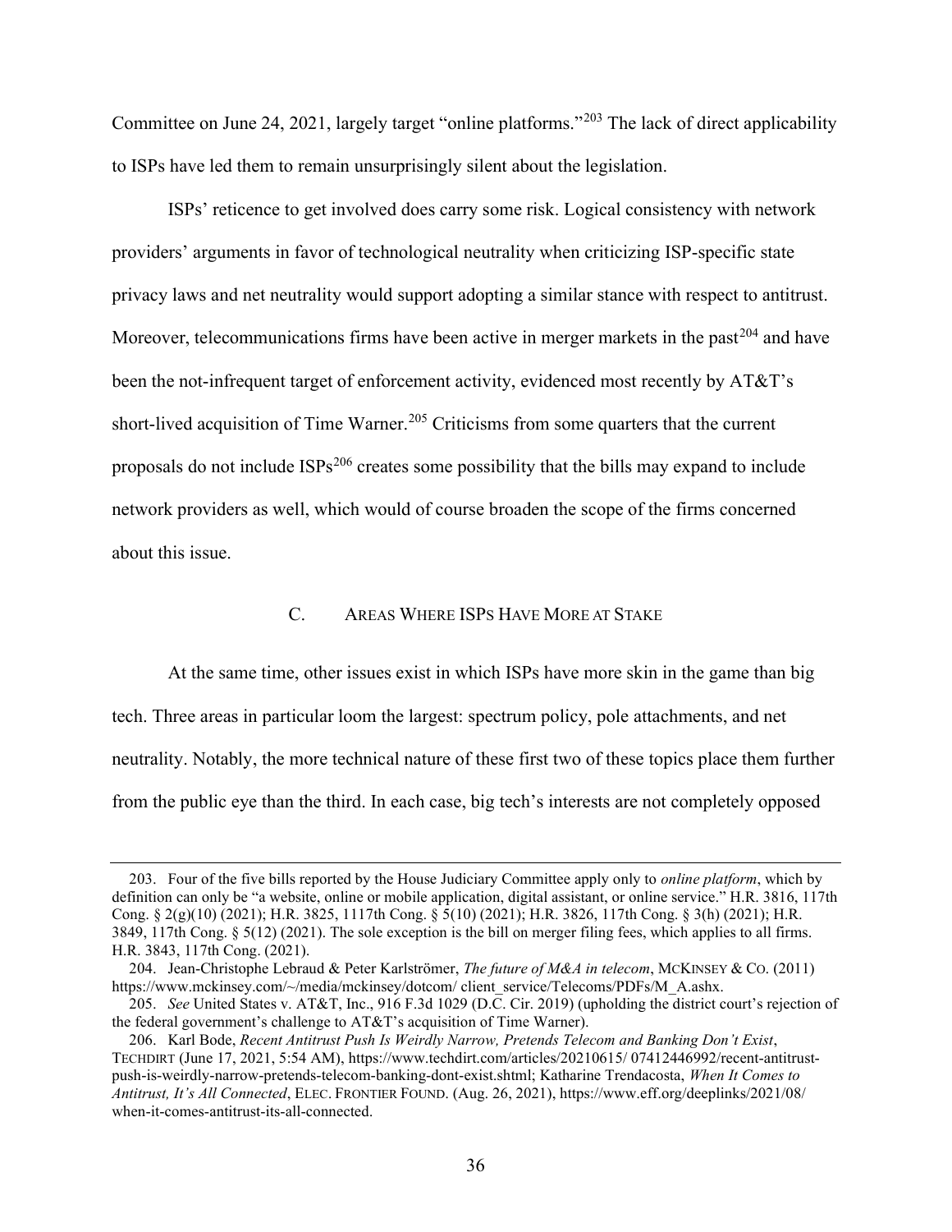Committee on June 24, 2021, largely target "online platforms."[203] The lack of direct applicability to ISPs have led them to remain unsurprisingly silent about the legislation.

ISPs' reticence to get involved does carry some risk. Logical consistency with network providers' arguments in favor of technological neutrality when criticizing ISP-specific state privacy laws and net neutrality would support adopting a similar stance with respect to antitrust. Moreover, telecommunications firms have been active in merger markets in the past[204] and have been the not-infrequent target of enforcement activity, evidenced most recently by AT&T's short-lived acquisition of Time Warner.[205] Criticisms from some quarters that the current proposals do not include ISPs[206] creates some possibility that the bills may expand to include network providers as well, which would of course broaden the scope of the firms concerned about this issue.

### C. Areas Where ISPs Have More at Stake

At the same time, other issues exist in which ISPs have more skin in the game than big tech. Three areas in particular loom the largest: spectrum policy, pole attachments, and net neutrality. Notably, the more technical nature of these first two of these topics place them further from the public eye than the third. In each case, big tech's interests are not completely opposed

---

203. Four of the five bills reported by the House Judiciary Committee apply only to *online platform*, which by definition can only be "a website, online or mobile application, digital assistant, or online service." H.R. 3816, 117th Cong. § 2(g)(10) (2021); H.R. 3825, 1117th Cong. § 5(10) (2021); H.R. 3826, 117th Cong. § 3(h) (2021); H.R. 3849, 117th Cong. § 5(12) (2021). The sole exception is the bill on merger filing fees, which applies to all firms. H.R. 3843, 117th Cong. (2021).

204. Jean-Christophe Lebraud & Peter Karlströmer, *The future of M&A in telecom*, McKinsey & Co. (2011) https://www.mckinsey.com/~/media/mckinsey/dotcom/ client_service/Telecoms/PDFs/M_A.ashx.

205. *See* United States v. AT&T, Inc., 916 F.3d 1029 (D.C. Cir. 2019) (upholding the district court's rejection of the federal government's challenge to AT&T's acquisition of Time Warner).

206. Karl Bode, *Recent Antitrust Push Is Weirdly Narrow, Pretends Telecom and Banking Don't Exist*, Techdirt (June 17, 2021, 5:54 AM), https://www.techdirt.com/articles/20210615/ 07412446992/recent-antitrust-push-is-weirdly-narrow-pretends-telecom-banking-dont-exist.shtml; Katharine Trendacosta, *When It Comes to Antitrust, It's All Connected*, Elec. Frontier Found. (Aug. 26, 2021), https://www.eff.org/deeplinks/2021/08/ when-it-comes-antitrust-its-all-connected.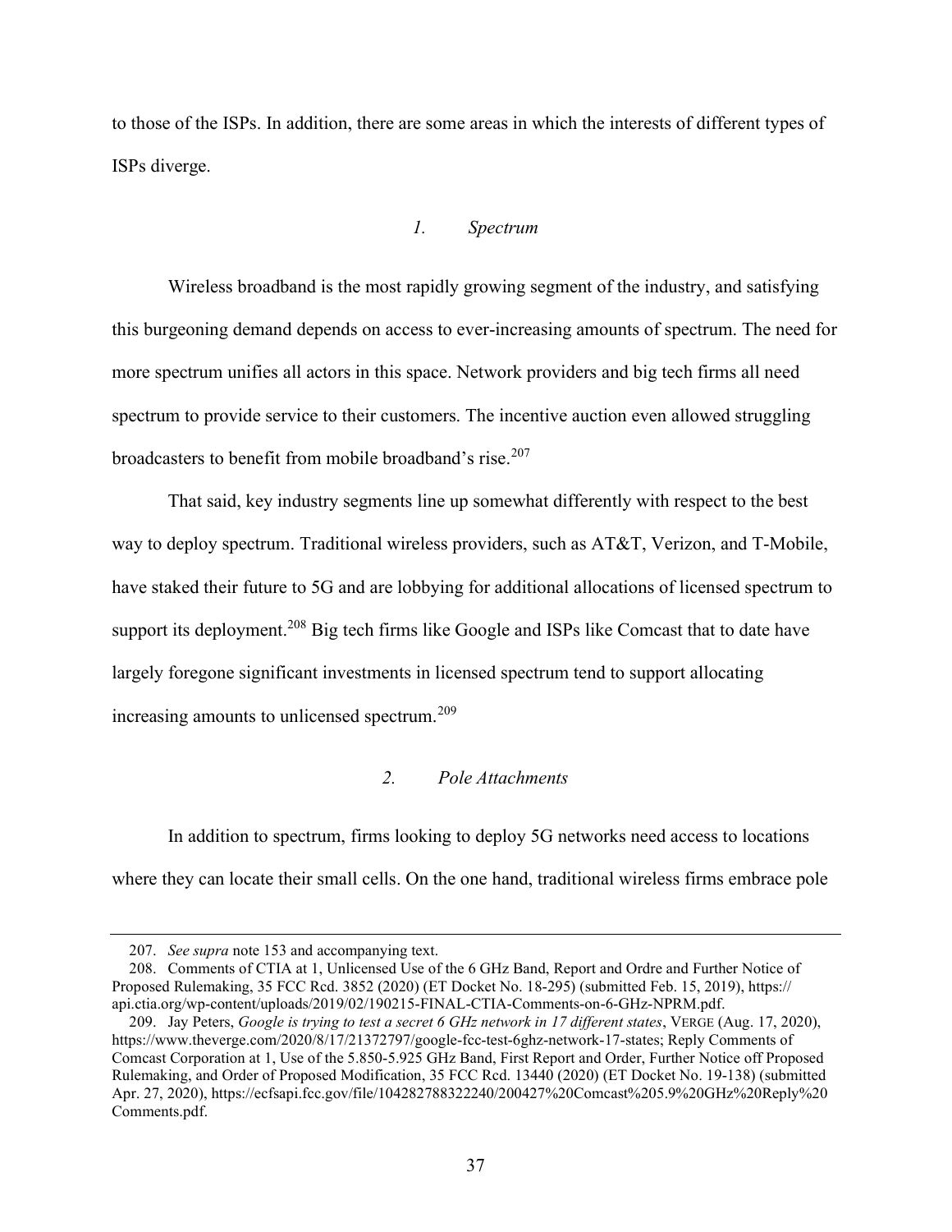to those of the ISPs. In addition, there are some areas in which the interests of different types of ISPs diverge.

#### *1. Spectrum*

Wireless broadband is the most rapidly growing segment of the industry, and satisfying this burgeoning demand depends on access to ever-increasing amounts of spectrum. The need for more spectrum unifies all actors in this space. Network providers and big tech firms all need spectrum to provide service to their customers. The incentive auction even allowed struggling broadcasters to benefit from mobile broadband's rise.[207]

That said, key industry segments line up somewhat differently with respect to the best way to deploy spectrum. Traditional wireless providers, such as AT&T, Verizon, and T-Mobile, have staked their future to 5G and are lobbying for additional allocations of licensed spectrum to support its deployment.[208] Big tech firms like Google and ISPs like Comcast that to date have largely foregone significant investments in licensed spectrum tend to support allocating increasing amounts to unlicensed spectrum.[209]

#### *2. Pole Attachments*

In addition to spectrum, firms looking to deploy 5G networks need access to locations where they can locate their small cells. On the one hand, traditional wireless firms embrace pole

---

207. *See supra* note 153 and accompanying text.

208. Comments of CTIA at 1, Unlicensed Use of the 6 GHz Band, Report and Ordre and Further Notice of Proposed Rulemaking, 35 FCC Rcd. 3852 (2020) (ET Docket No. 18-295) (submitted Feb. 15, 2019), https://api.ctia.org/wp-content/uploads/2019/02/190215-FINAL-CTIA-Comments-on-6-GHz-NPRM.pdf.

209. Jay Peters, *Google is trying to test a secret 6 GHz network in 17 different states*, VERGE (Aug. 17, 2020), https://www.theverge.com/2020/8/17/21372797/google-fcc-test-6ghz-network-17-states; Reply Comments of Comcast Corporation at 1, Use of the 5.850-5.925 GHz Band, First Report and Order, Further Notice off Proposed Rulemaking, and Order of Proposed Modification, 35 FCC Rcd. 13440 (2020) (ET Docket No. 19-138) (submitted Apr. 27, 2020), https://ecfsapi.fcc.gov/file/104282788322240/200427%20Comcast%205.9%20GHz%20Reply%20Comments.pdf.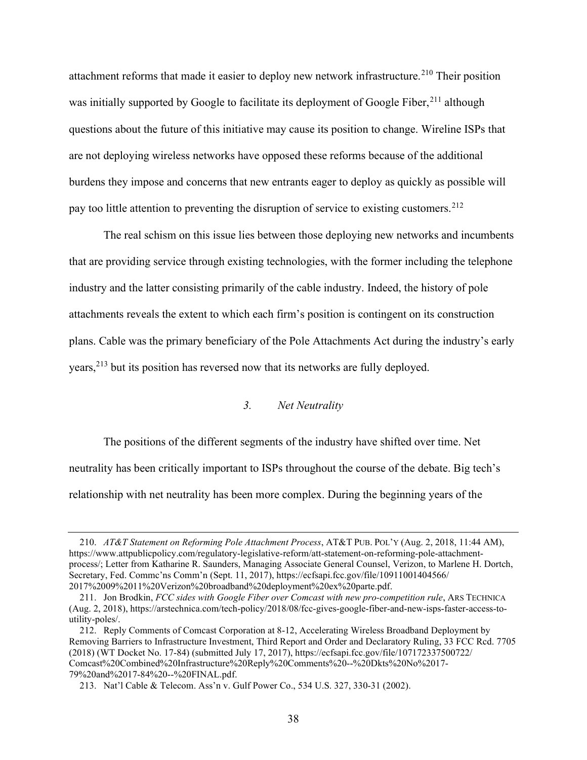attachment reforms that made it easier to deploy new network infrastructure.[210] Their position was initially supported by Google to facilitate its deployment of Google Fiber,[211] although questions about the future of this initiative may cause its position to change. Wireline ISPs that are not deploying wireless networks have opposed these reforms because of the additional burdens they impose and concerns that new entrants eager to deploy as quickly as possible will pay too little attention to preventing the disruption of service to existing customers.[212]

The real schism on this issue lies between those deploying new networks and incumbents that are providing service through existing technologies, with the former including the telephone industry and the latter consisting primarily of the cable industry. Indeed, the history of pole attachments reveals the extent to which each firm's position is contingent on its construction plans. Cable was the primary beneficiary of the Pole Attachments Act during the industry's early years,[213] but its position has reversed now that its networks are fully deployed.

### *3. Net Neutrality*

The positions of the different segments of the industry have shifted over time. Net neutrality has been critically important to ISPs throughout the course of the debate. Big tech's relationship with net neutrality has been more complex. During the beginning years of the

---

210. *AT&T Statement on Reforming Pole Attachment Process*, AT&T PUB. POL'Y (Aug. 2, 2018, 11:44 AM), https://www.attpublicpolicy.com/regulatory-legislative-reform/att-statement-on-reforming-pole-attachment-process/; Letter from Katharine R. Saunders, Managing Associate General Counsel, Verizon, to Marlene H. Dortch, Secretary, Fed. Commc'ns Comm'n (Sept. 11, 2017), https://ecfsapi.fcc.gov/file/10911001404566/2017%2009%2011%20Verizon%20broadband%20deployment%20ex%20parte.pdf.

211. Jon Brodkin, *FCC sides with Google Fiber over Comcast with new pro-competition rule*, ARS TECHNICA (Aug. 2, 2018), https://arstechnica.com/tech-policy/2018/08/fcc-gives-google-fiber-and-new-isps-faster-access-to-utility-poles/.

212. Reply Comments of Comcast Corporation at 8-12, Accelerating Wireless Broadband Deployment by Removing Barriers to Infrastructure Investment, Third Report and Order and Declaratory Ruling, 33 FCC Rcd. 7705 (2018) (WT Docket No. 17-84) (submitted July 17, 2017), https://ecfsapi.fcc.gov/file/107172337500722/Comcast%20Combined%20Infrastructure%20Reply%20Comments%20--%20Dkts%20No%2017-79%20and%2017-84%20--%20FINAL.pdf.

213. Nat'l Cable & Telecom. Ass'n v. Gulf Power Co., 534 U.S. 327, 330-31 (2002).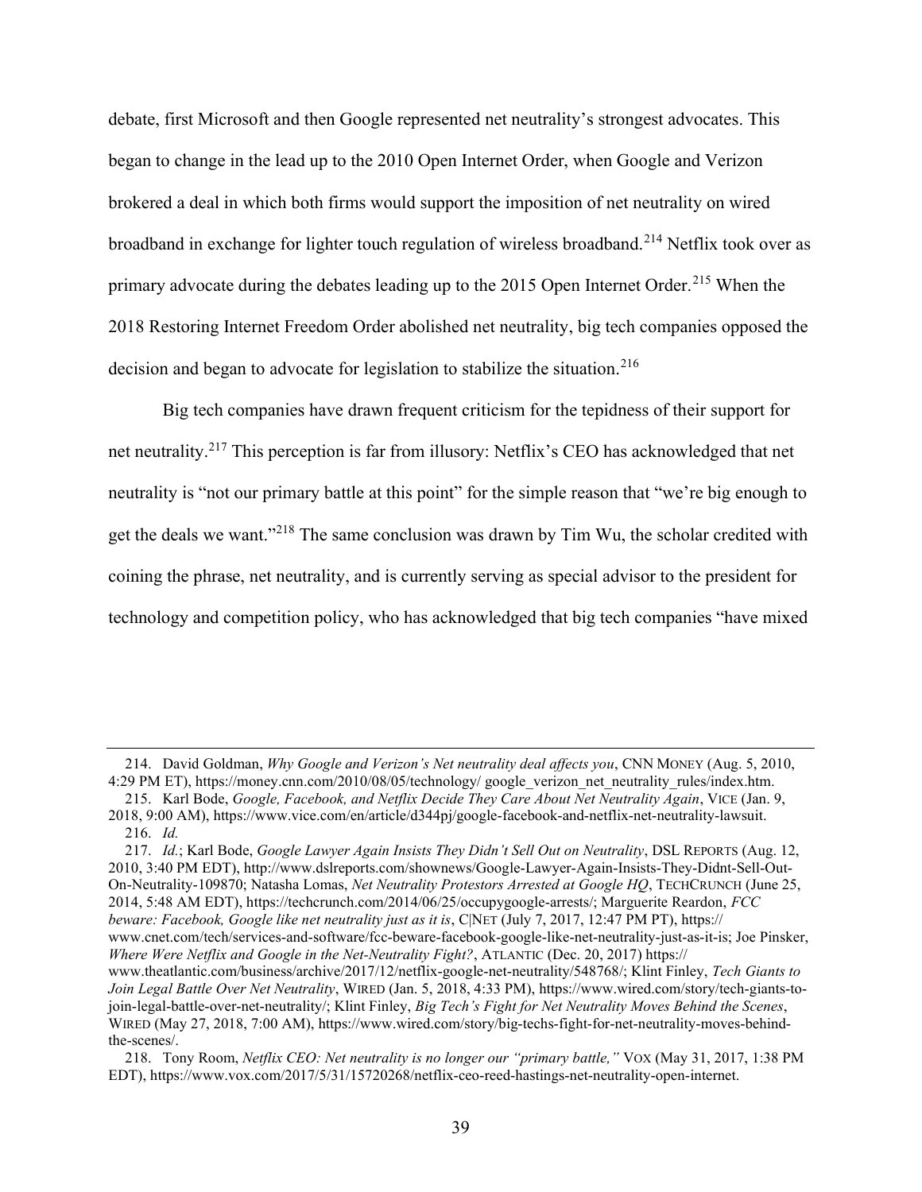debate, first Microsoft and then Google represented net neutrality's strongest advocates. This began to change in the lead up to the 2010 Open Internet Order, when Google and Verizon brokered a deal in which both firms would support the imposition of net neutrality on wired broadband in exchange for lighter touch regulation of wireless broadband.[214] Netflix took over as primary advocate during the debates leading up to the 2015 Open Internet Order.[215] When the 2018 Restoring Internet Freedom Order abolished net neutrality, big tech companies opposed the decision and began to advocate for legislation to stabilize the situation.[216]

Big tech companies have drawn frequent criticism for the tepidness of their support for net neutrality.[217] This perception is far from illusory: Netflix's CEO has acknowledged that net neutrality is "not our primary battle at this point" for the simple reason that "we're big enough to get the deals we want."[218] The same conclusion was drawn by Tim Wu, the scholar credited with coining the phrase, net neutrality, and is currently serving as special advisor to the president for technology and competition policy, who has acknowledged that big tech companies "have mixed

---

214. David Goldman, *Why Google and Verizon's Net neutrality deal affects you*, CNN MONEY (Aug. 5, 2010, 4:29 PM ET), https://money.cnn.com/2010/08/05/technology/ google_verizon_net_neutrality_rules/index.htm.

215. Karl Bode, *Google, Facebook, and Netflix Decide They Care About Net Neutrality Again*, VICE (Jan. 9, 2018, 9:00 AM), https://www.vice.com/en/article/d344pj/google-facebook-and-netflix-net-neutrality-lawsuit.

216. *Id.*

217. *Id.*; Karl Bode, *Google Lawyer Again Insists They Didn't Sell Out on Neutrality*, DSL REPORTS (Aug. 12, 2010, 3:40 PM EDT), http://www.dslreports.com/shownews/Google-Lawyer-Again-Insists-They-Didnt-Sell-Out-On-Neutrality-109870; Natasha Lomas, *Net Neutrality Protestors Arrested at Google HQ*, TECHCRUNCH (June 25, 2014, 5:48 AM EDT), https://techcrunch.com/2014/06/25/occupygoogle-arrests/; Marguerite Reardon, *FCC beware: Facebook, Google like net neutrality just as it is*, C|NET (July 7, 2017, 12:47 PM PT), https://www.cnet.com/tech/services-and-software/fcc-beware-facebook-google-like-net-neutrality-just-as-it-is; Joe Pinsker, *Where Were Netflix and Google in the Net-Neutrality Fight?*, ATLANTIC (Dec. 20, 2017) https://www.theatlantic.com/business/archive/2017/12/netflix-google-net-neutrality/548768/; Klint Finley, *Tech Giants to Join Legal Battle Over Net Neutrality*, WIRED (Jan. 5, 2018, 4:33 PM), https://www.wired.com/story/tech-giants-to-join-legal-battle-over-net-neutrality/; Klint Finley, *Big Tech's Fight for Net Neutrality Moves Behind the Scenes*, WIRED (May 27, 2018, 7:00 AM), https://www.wired.com/story/big-techs-fight-for-net-neutrality-moves-behind-the-scenes/.

218. Tony Room, *Netflix CEO: Net neutrality is no longer our "primary battle,"* VOX (May 31, 2017, 1:38 PM EDT), https://www.vox.com/2017/5/31/15720268/netflix-ceo-reed-hastings-net-neutrality-open-internet.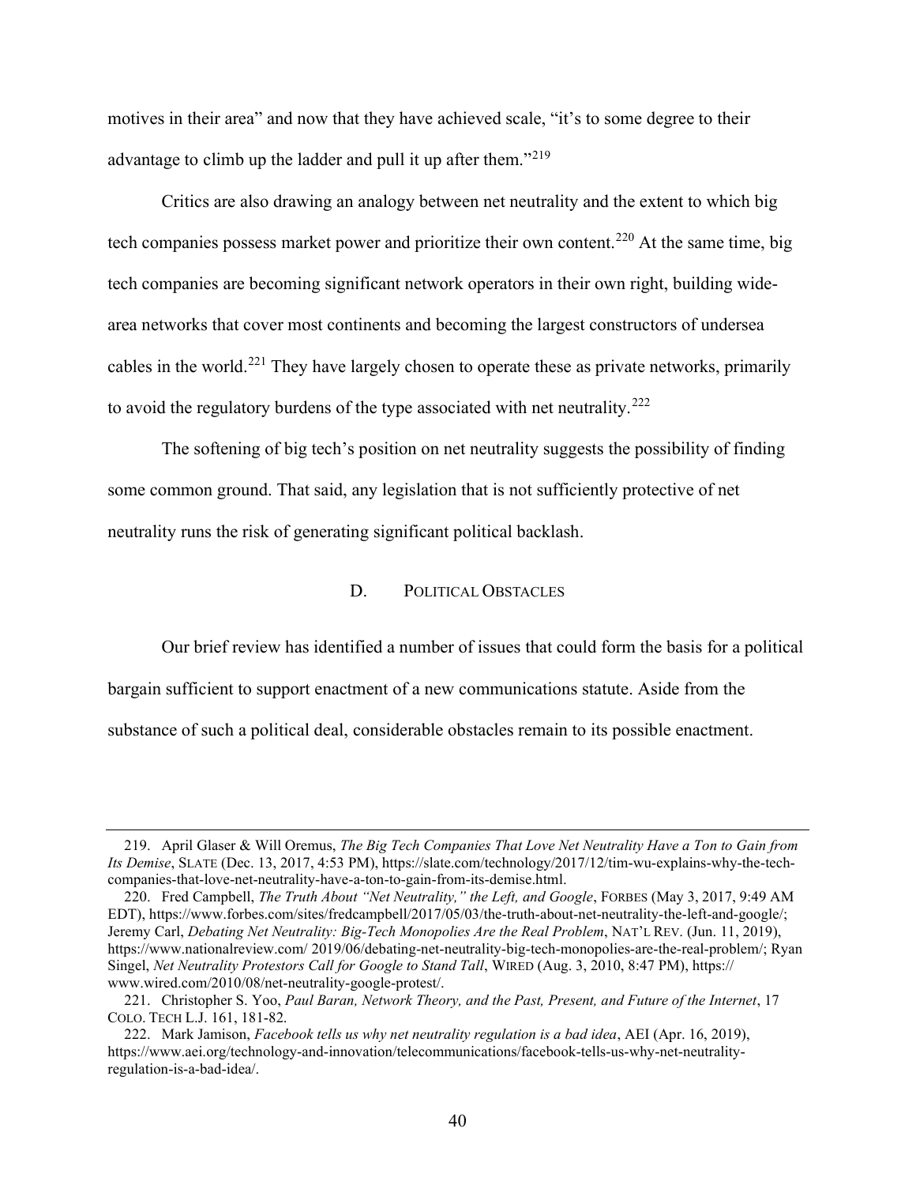motives in their area" and now that they have achieved scale, "it's to some degree to their advantage to climb up the ladder and pull it up after them."[219]

Critics are also drawing an analogy between net neutrality and the extent to which big tech companies possess market power and prioritize their own content.[220] At the same time, big tech companies are becoming significant network operators in their own right, building wide-area networks that cover most continents and becoming the largest constructors of undersea cables in the world.[221] They have largely chosen to operate these as private networks, primarily to avoid the regulatory burdens of the type associated with net neutrality.[222]

The softening of big tech's position on net neutrality suggests the possibility of finding some common ground. That said, any legislation that is not sufficiently protective of net neutrality runs the risk of generating significant political backlash.

### D. POLITICAL OBSTACLES

Our brief review has identified a number of issues that could form the basis for a political bargain sufficient to support enactment of a new communications statute. Aside from the substance of such a political deal, considerable obstacles remain to its possible enactment.

---

219. April Glaser & Will Oremus, *The Big Tech Companies That Love Net Neutrality Have a Ton to Gain from Its Demise*, SLATE (Dec. 13, 2017, 4:53 PM), https://slate.com/technology/2017/12/tim-wu-explains-why-the-tech-companies-that-love-net-neutrality-have-a-ton-to-gain-from-its-demise.html.

220. Fred Campbell, *The Truth About "Net Neutrality," the Left, and Google*, FORBES (May 3, 2017, 9:49 AM EDT), https://www.forbes.com/sites/fredcampbell/2017/05/03/the-truth-about-net-neutrality-the-left-and-google/; Jeremy Carl, *Debating Net Neutrality: Big-Tech Monopolies Are the Real Problem*, NAT'L REV. (Jun. 11, 2019), https://www.nationalreview.com/ 2019/06/debating-net-neutrality-big-tech-monopolies-are-the-real-problem/; Ryan Singel, *Net Neutrality Protestors Call for Google to Stand Tall*, WIRED (Aug. 3, 2010, 8:47 PM), https:// www.wired.com/2010/08/net-neutrality-google-protest/.

221. Christopher S. Yoo, *Paul Baran, Network Theory, and the Past, Present, and Future of the Internet*, 17 COLO. TECH L.J. 161, 181-82.

222. Mark Jamison, *Facebook tells us why net neutrality regulation is a bad idea*, AEI (Apr. 16, 2019), https://www.aei.org/technology-and-innovation/telecommunications/facebook-tells-us-why-net-neutrality-regulation-is-a-bad-idea/.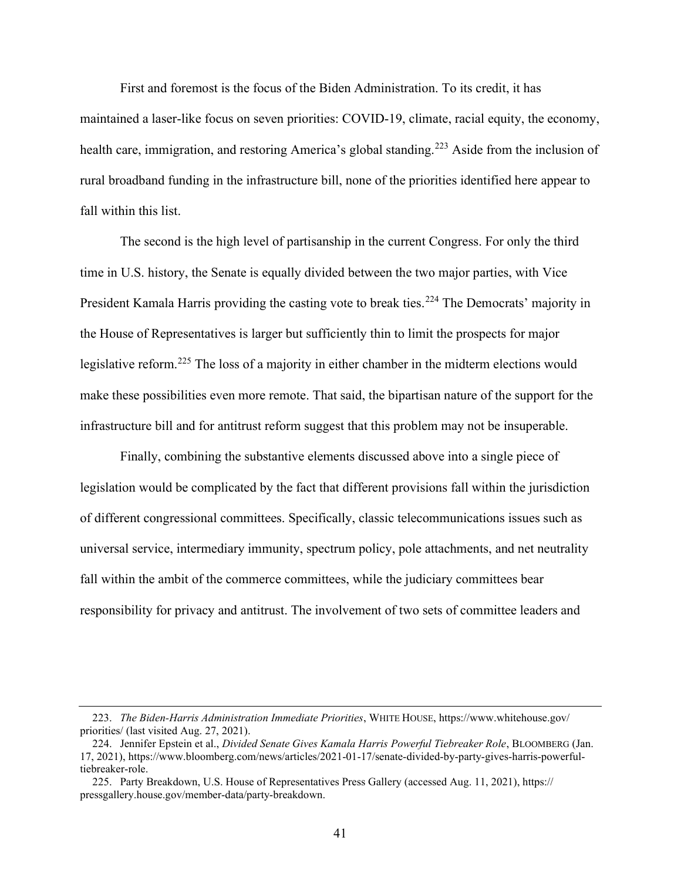First and foremost is the focus of the Biden Administration. To its credit, it has maintained a laser-like focus on seven priorities: COVID-19, climate, racial equity, the economy, health care, immigration, and restoring America's global standing.[223] Aside from the inclusion of rural broadband funding in the infrastructure bill, none of the priorities identified here appear to fall within this list.

The second is the high level of partisanship in the current Congress. For only the third time in U.S. history, the Senate is equally divided between the two major parties, with Vice President Kamala Harris providing the casting vote to break ties.[224] The Democrats' majority in the House of Representatives is larger but sufficiently thin to limit the prospects for major legislative reform.[225] The loss of a majority in either chamber in the midterm elections would make these possibilities even more remote. That said, the bipartisan nature of the support for the infrastructure bill and for antitrust reform suggest that this problem may not be insuperable.

Finally, combining the substantive elements discussed above into a single piece of legislation would be complicated by the fact that different provisions fall within the jurisdiction of different congressional committees. Specifically, classic telecommunications issues such as universal service, intermediary immunity, spectrum policy, pole attachments, and net neutrality fall within the ambit of the commerce committees, while the judiciary committees bear responsibility for privacy and antitrust. The involvement of two sets of committee leaders and

---

223. *The Biden-Harris Administration Immediate Priorities*, WHITE HOUSE, https://www.whitehouse.gov/priorities/ (last visited Aug. 27, 2021).

224. Jennifer Epstein et al., *Divided Senate Gives Kamala Harris Powerful Tiebreaker Role*, BLOOMBERG (Jan. 17, 2021), https://www.bloomberg.com/news/articles/2021-01-17/senate-divided-by-party-gives-harris-powerful-tiebreaker-role.

225. Party Breakdown, U.S. House of Representatives Press Gallery (accessed Aug. 11, 2021), https://pressgallery.house.gov/member-data/party-breakdown.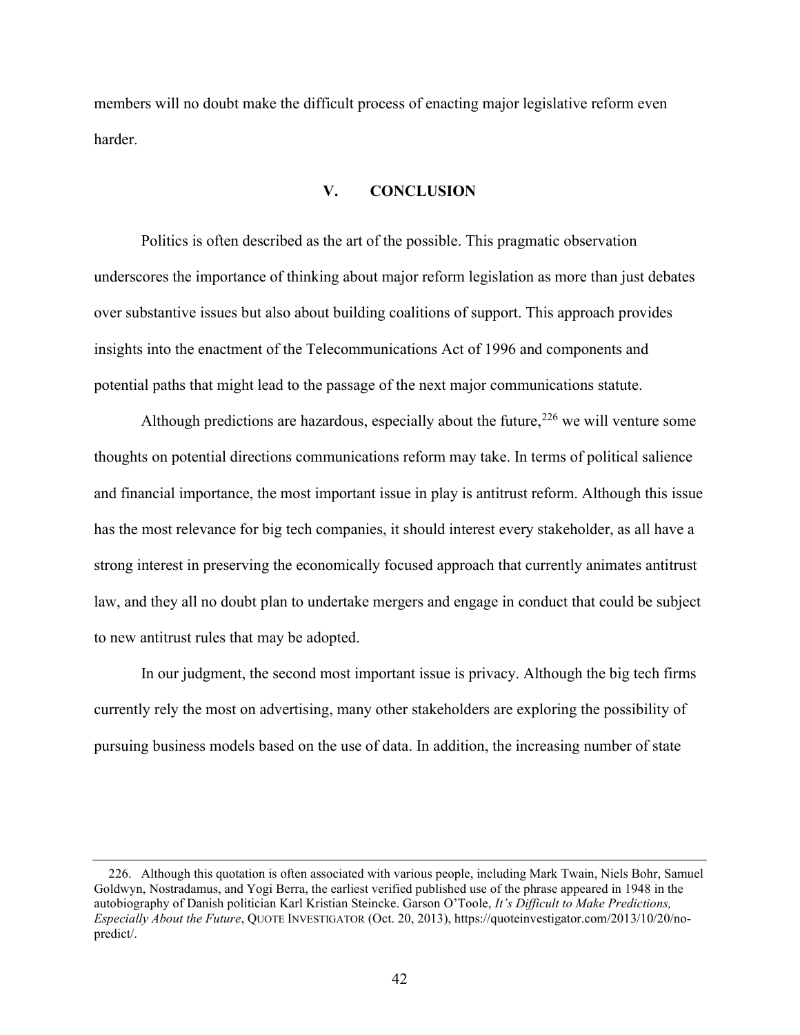members will no doubt make the difficult process of enacting major legislative reform even harder.

## V. CONCLUSION

Politics is often described as the art of the possible. This pragmatic observation underscores the importance of thinking about major reform legislation as more than just debates over substantive issues but also about building coalitions of support. This approach provides insights into the enactment of the Telecommunications Act of 1996 and components and potential paths that might lead to the passage of the next major communications statute.

Although predictions are hazardous, especially about the future,[226] we will venture some thoughts on potential directions communications reform may take. In terms of political salience and financial importance, the most important issue in play is antitrust reform. Although this issue has the most relevance for big tech companies, it should interest every stakeholder, as all have a strong interest in preserving the economically focused approach that currently animates antitrust law, and they all no doubt plan to undertake mergers and engage in conduct that could be subject to new antitrust rules that may be adopted.

In our judgment, the second most important issue is privacy. Although the big tech firms currently rely the most on advertising, many other stakeholders are exploring the possibility of pursuing business models based on the use of data. In addition, the increasing number of state

---

226. Although this quotation is often associated with various people, including Mark Twain, Niels Bohr, Samuel Goldwyn, Nostradamus, and Yogi Berra, the earliest verified published use of the phrase appeared in 1948 in the autobiography of Danish politician Karl Kristian Steincke. Garson O'Toole, *It's Difficult to Make Predictions, Especially About the Future*, QUOTE INVESTIGATOR (Oct. 20, 2013), https://quoteinvestigator.com/2013/10/20/no-predict/.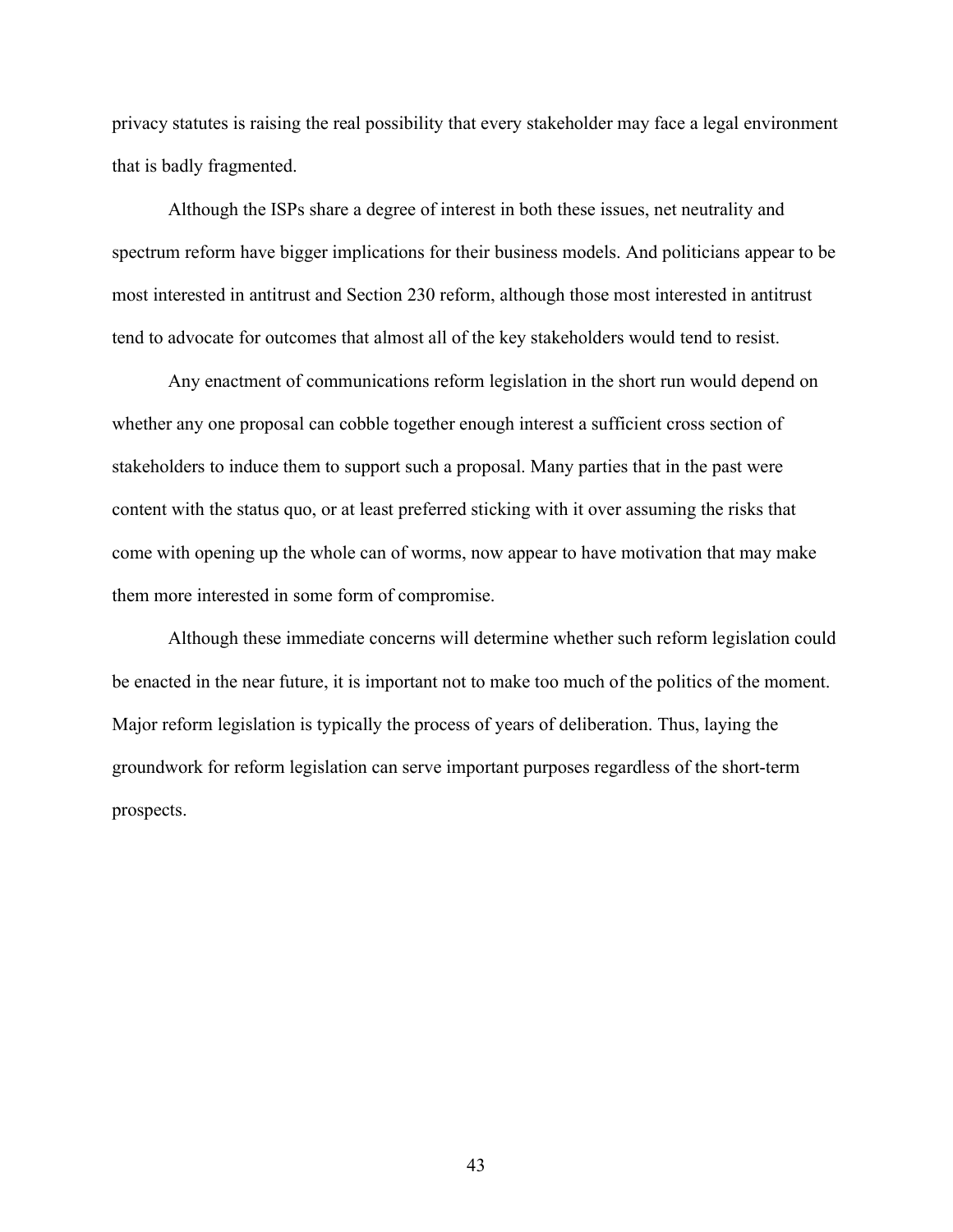privacy statutes is raising the real possibility that every stakeholder may face a legal environment that is badly fragmented.

Although the ISPs share a degree of interest in both these issues, net neutrality and spectrum reform have bigger implications for their business models. And politicians appear to be most interested in antitrust and Section 230 reform, although those most interested in antitrust tend to advocate for outcomes that almost all of the key stakeholders would tend to resist.

Any enactment of communications reform legislation in the short run would depend on whether any one proposal can cobble together enough interest a sufficient cross section of stakeholders to induce them to support such a proposal. Many parties that in the past were content with the status quo, or at least preferred sticking with it over assuming the risks that come with opening up the whole can of worms, now appear to have motivation that may make them more interested in some form of compromise.

Although these immediate concerns will determine whether such reform legislation could be enacted in the near future, it is important not to make too much of the politics of the moment. Major reform legislation is typically the process of years of deliberation. Thus, laying the groundwork for reform legislation can serve important purposes regardless of the short-term prospects.